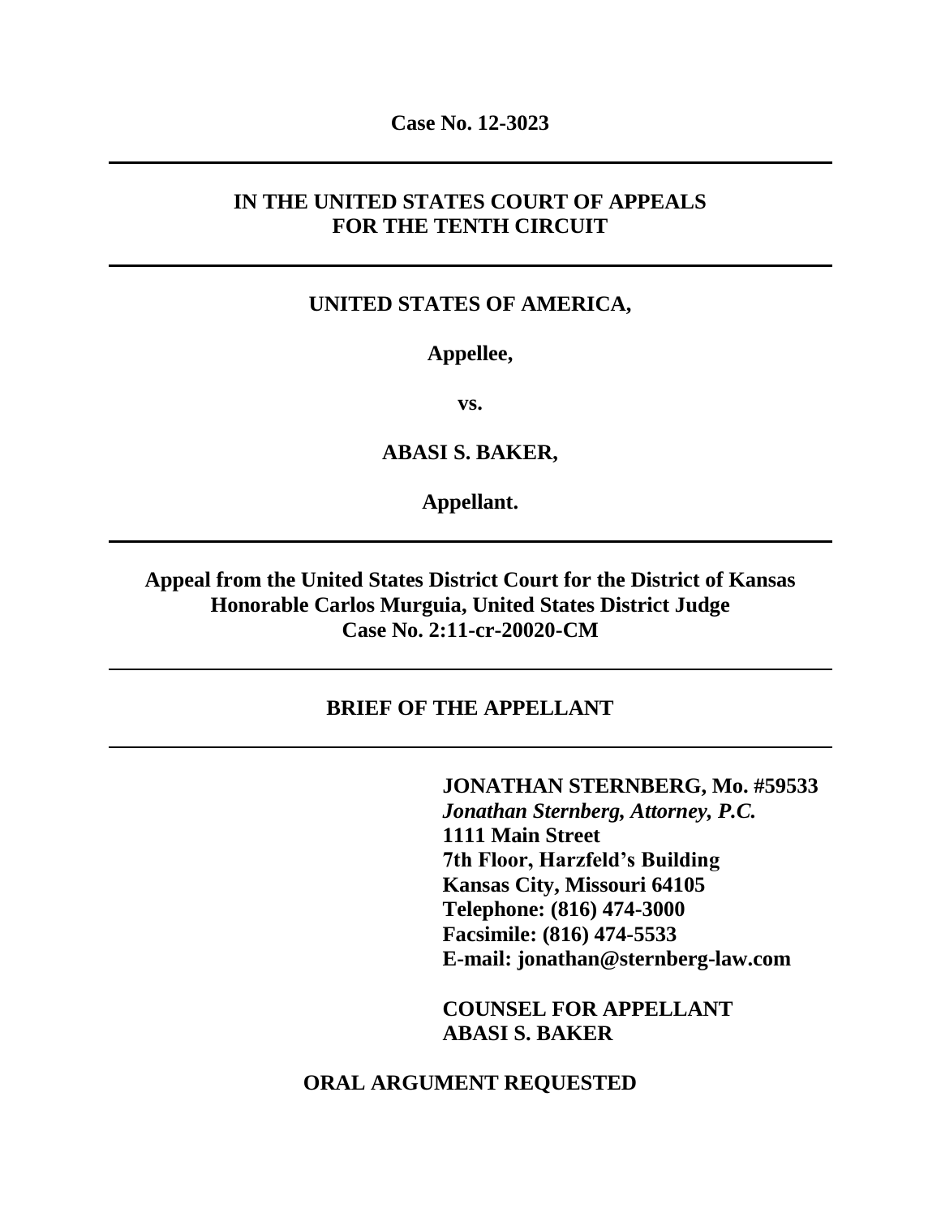**Case No. 12-3023**

---

**IN THE UNITED STATES COURT OF APPEALS**
**FOR THE TENTH CIRCUIT**

---

**UNITED STATES OF AMERICA,**

**Appellee,**

**vs.**

**ABASI S. BAKER,**

**Appellant.**

---

**Appeal from the United States District Court for the District of Kansas**
**Honorable Carlos Murguia, United States District Judge**
**Case No. 2:11-cr-20020-CM**

---

**BRIEF OF THE APPELLANT**

---

**JONATHAN STERNBERG, Mo. #59533**
***Jonathan Sternberg, Attorney, P.C.***
**1111 Main Street**
**7th Floor, Harzfeld's Building**
**Kansas City, Missouri 64105**
**Telephone: (816) 474-3000**
**Facsimile: (816) 474-5533**
**E-mail: jonathan@sternberg-law.com**

**COUNSEL FOR APPELLANT**
**ABASI S. BAKER**

**ORAL ARGUMENT REQUESTED**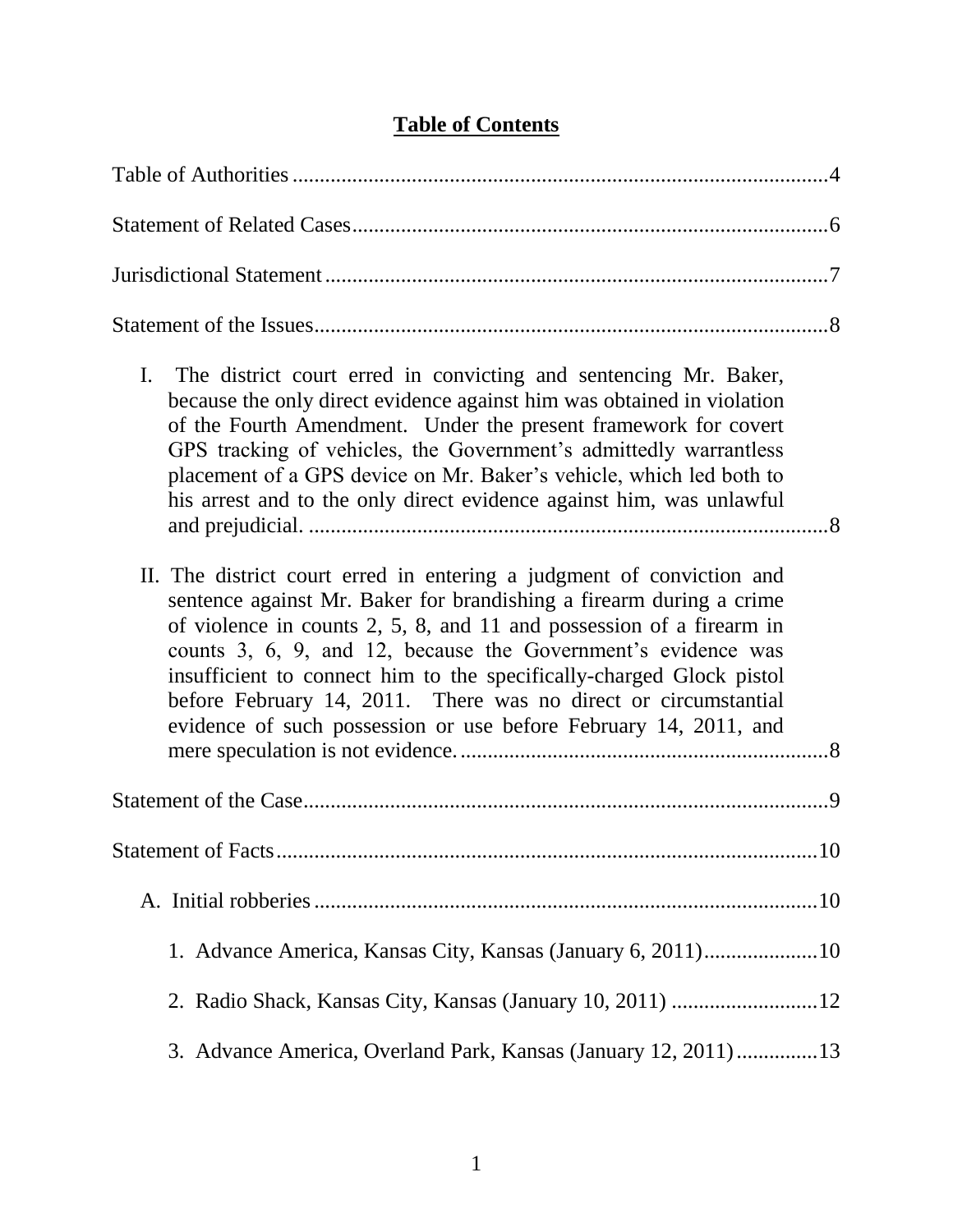# **Table of Contents**

Table of Authorities .................................................................................................4

Statement of Related Cases.......................................................................................6

Jurisdictional Statement............................................................................................7

Statement of the Issues..............................................................................................8

I. The district court erred in convicting and sentencing Mr. Baker, because the only direct evidence against him was obtained in violation of the Fourth Amendment. Under the present framework for covert GPS tracking of vehicles, the Government's admittedly warrantless placement of a GPS device on Mr. Baker's vehicle, which led both to his arrest and to the only direct evidence against him, was unlawful and prejudicial. ...............................................................................................8

II. The district court erred in entering a judgment of conviction and sentence against Mr. Baker for brandishing a firearm during a crime of violence in counts 2, 5, 8, and 11 and possession of a firearm in counts 3, 6, 9, and 12, because the Government's evidence was insufficient to connect him to the specifically-charged Glock pistol before February 14, 2011. There was no direct or circumstantial evidence of such possession or use before February 14, 2011, and mere speculation is not evidence. ...................................................................8

Statement of the Case...............................................................................................9

Statement of Facts...................................................................................................10

A. Initial robberies............................................................................................10

1. Advance America, Kansas City, Kansas (January 6, 2011)....................10

2. Radio Shack, Kansas City, Kansas (January 10, 2011) ...........................12

3. Advance America, Overland Park, Kansas (January 12, 2011)..............13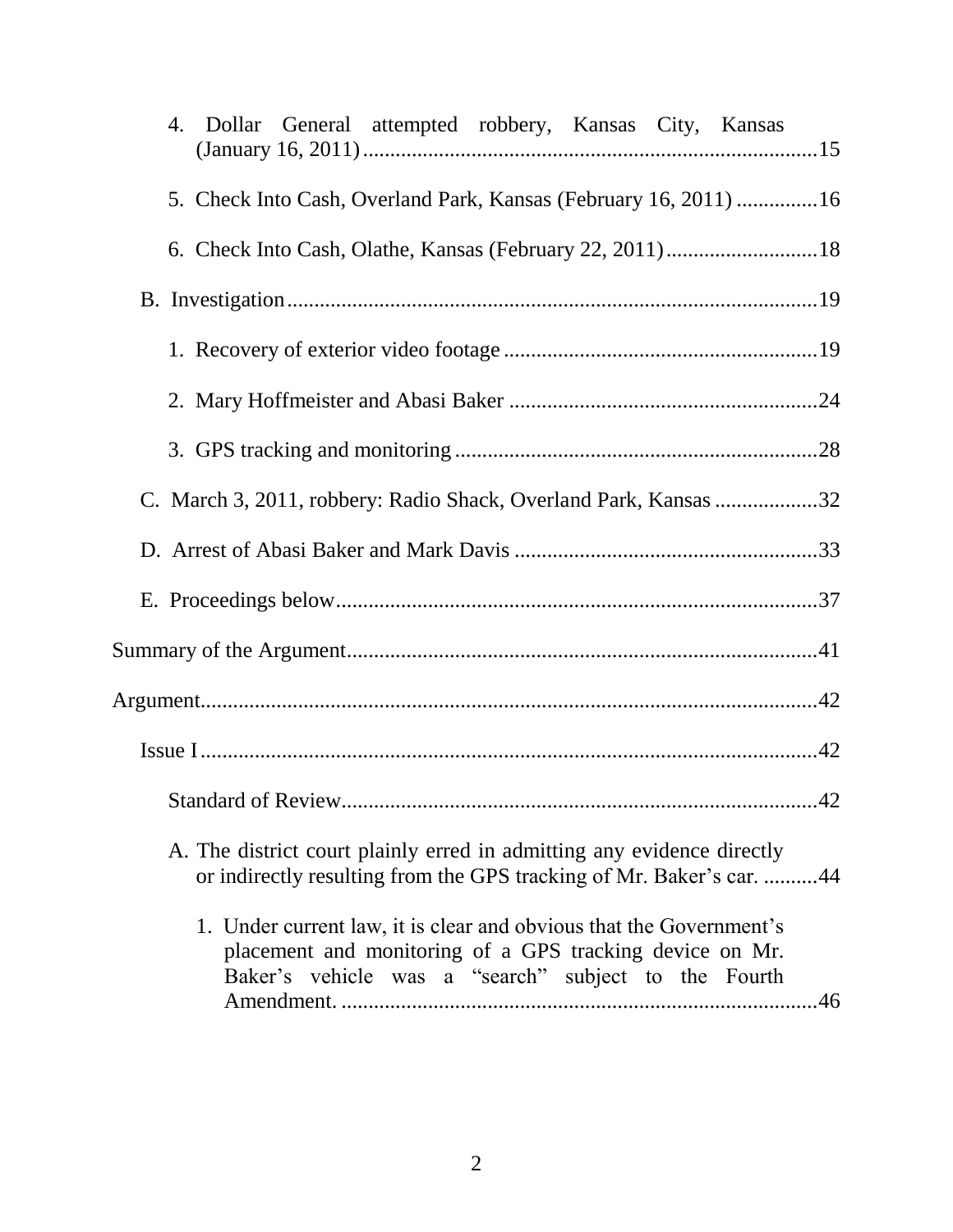4. Dollar General attempted robbery, Kansas City, Kansas (January 16, 2011) ........................................................................15

5. Check Into Cash, Overland Park, Kansas (February 16, 2011) ..............16

6. Check Into Cash, Olathe, Kansas (February 22, 2011)............................18

B. Investigation.................................................................................................19

1. Recovery of exterior video footage ..........................................................19

2. Mary Hoffmeister and Abasi Baker .........................................................24

3. GPS tracking and monitoring ..................................................................28

C. March 3, 2011, robbery: Radio Shack, Overland Park, Kansas ...................32

D. Arrest of Abasi Baker and Mark Davis ........................................................33

E. Proceedings below........................................................................................37

Summary of the Argument......................................................................................41

Argument.................................................................................................................42

Issue I ..................................................................................................................42

Standard of Review.......................................................................................42

A. The district court plainly erred in admitting any evidence directly or indirectly resulting from the GPS tracking of Mr. Baker's car. ..........44

1. Under current law, it is clear and obvious that the Government's placement and monitoring of a GPS tracking device on Mr. Baker's vehicle was a "search" subject to the Fourth Amendment. ......................................................................................46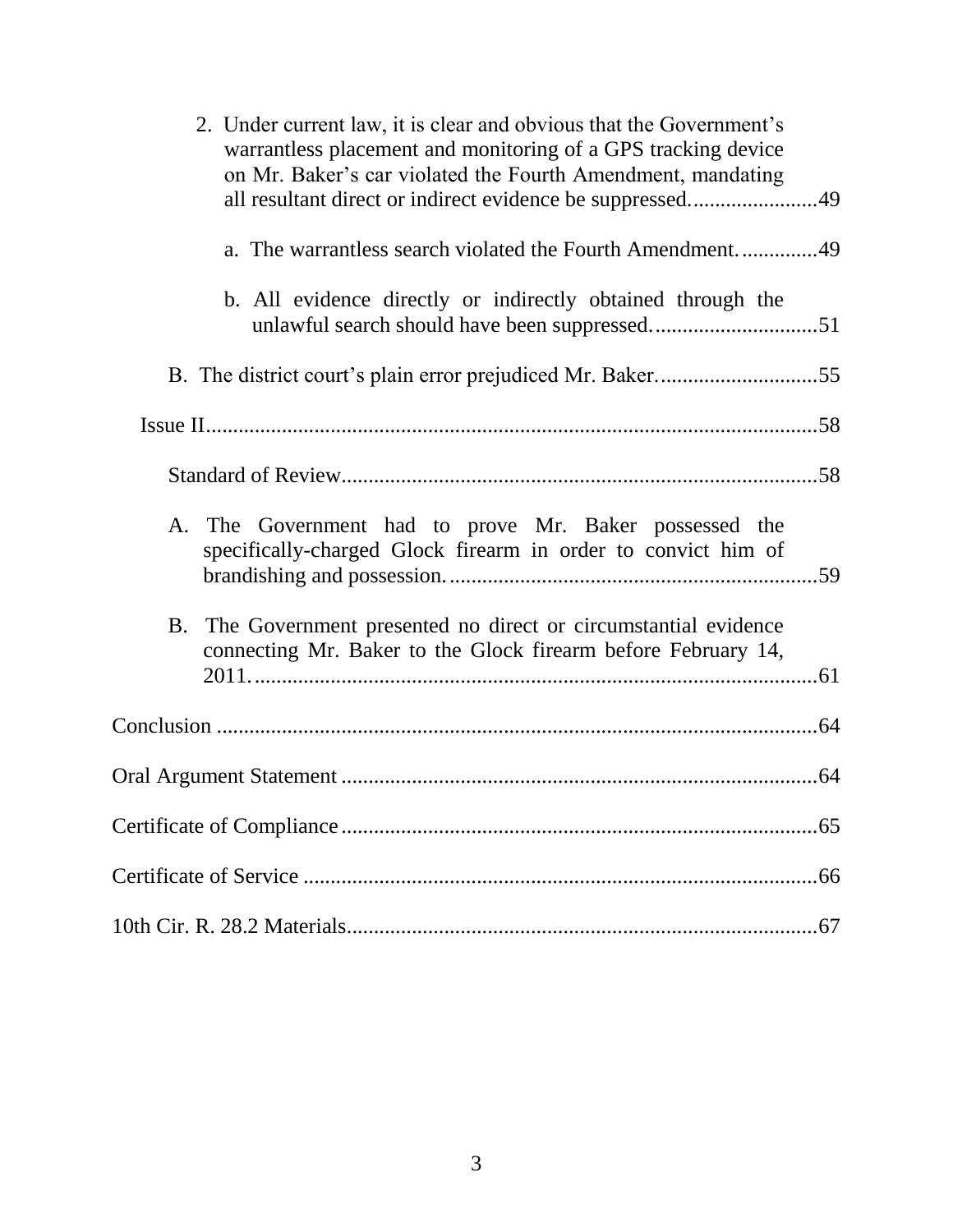2. Under current law, it is clear and obvious that the Government's warrantless placement and monitoring of a GPS tracking device on Mr. Baker's car violated the Fourth Amendment, mandating all resultant direct or indirect evidence be suppressed. ....................... 49

    a. The warrantless search violated the Fourth Amendment. .............. 49

    b. All evidence directly or indirectly obtained through the unlawful search should have been suppressed. .............................. 51

B. The district court's plain error prejudiced Mr. Baker. ............................. 55

Issue II ................................................................................................ 58

Standard of Review ...................................................................................... 58

A. The Government had to prove Mr. Baker possessed the specifically-charged Glock firearm in order to convict him of brandishing and possession. .................................................................... 59

B. The Government presented no direct or circumstantial evidence connecting Mr. Baker to the Glock firearm before February 14, 2011. ....................................................................................................... 61

Conclusion ............................................................................................................. 64

Oral Argument Statement ....................................................................................... 64

Certificate of Compliance ........................................................................................ 65

Certificate of Service .............................................................................................. 66

10th Cir. R. 28.2 Materials ...................................................................................... 67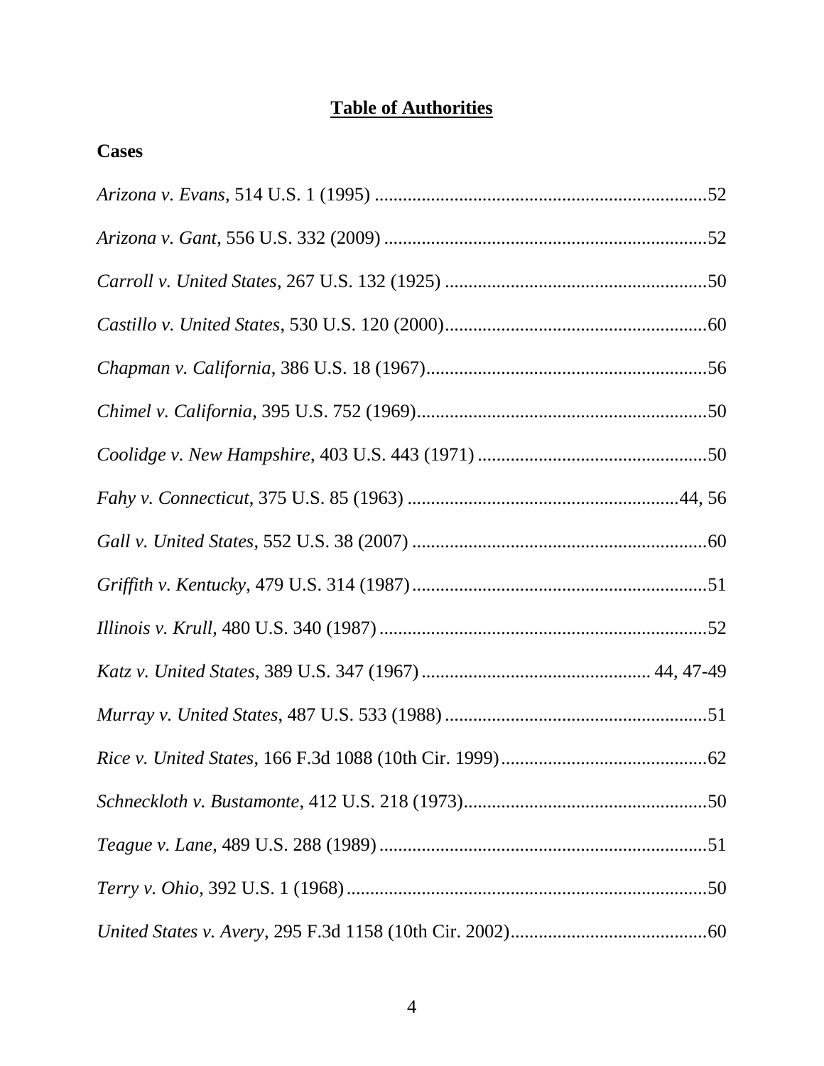# Table of Authorities

## Cases

*Arizona v. Evans*, 514 U.S. 1 (1995) ........................................................................52

*Arizona v. Gant*, 556 U.S. 332 (2009) ......................................................................52

*Carroll v. United States*, 267 U.S. 132 (1925) .........................................................50

*Castillo v. United States*, 530 U.S. 120 (2000).........................................................60

*Chapman v. California*, 386 U.S. 18 (1967)..............................................................56

*Chimel v. California*, 395 U.S. 752 (1969)................................................................50

*Coolidge v. New Hampshire*, 403 U.S. 443 (1971) ..................................................50

*Fahy v. Connecticut*, 375 U.S. 85 (1963) ...........................................................44, 56

*Gall v. United States*, 552 U.S. 38 (2007) .................................................................60

*Griffith v. Kentucky*, 479 U.S. 314 (1987).................................................................51

*Illinois v. Krull*, 480 U.S. 340 (1987) ........................................................................52

*Katz v. United States*, 389 U.S. 347 (1967) ................................................ 44, 47-49

*Murray v. United States*, 487 U.S. 533 (1988) ..........................................................51

*Rice v. United States*, 166 F.3d 1088 (10th Cir. 1999)..............................................62

*Schneckloth v. Bustamonte*, 412 U.S. 218 (1973).....................................................50

*Teague v. Lane*, 489 U.S. 288 (1989) ........................................................................51

*Terry v. Ohio*, 392 U.S. 1 (1968)...............................................................................50

*United States v. Avery*, 295 F.3d 1158 (10th Cir. 2002)...........................................60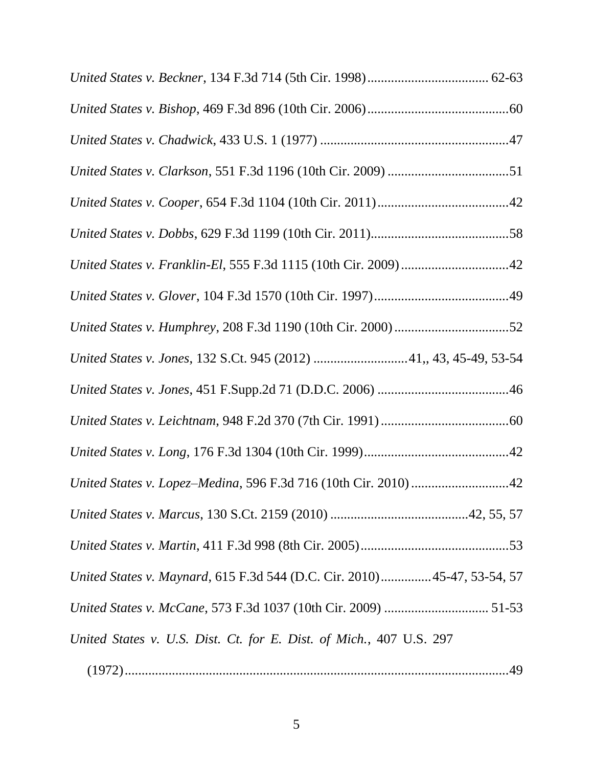*United States v. Beckner*, 134 F.3d 714 (5th Cir. 1998).................................... 62-63

*United States v. Bishop*, 469 F.3d 896 (10th Cir. 2006)..........................................60

*United States v. Chadwick*, 433 U.S. 1 (1977) ........................................................47

*United States v. Clarkson*, 551 F.3d 1196 (10th Cir. 2009) ....................................51

*United States v. Cooper*, 654 F.3d 1104 (10th Cir. 2011).......................................42

*United States v. Dobbs*, 629 F.3d 1199 (10th Cir. 2011).........................................58

*United States v. Franklin-El*, 555 F.3d 1115 (10th Cir. 2009) ................................42

*United States v. Glover*, 104 F.3d 1570 (10th Cir. 1997)........................................49

*United States v. Humphrey*, 208 F.3d 1190 (10th Cir. 2000)..................................52

*United States v. Jones*, 132 S.Ct. 945 (2012) ...........................41,, 43, 45-49, 53-54

*United States v. Jones*, 451 F.Supp.2d 71 (D.D.C. 2006) .......................................46

*United States v. Leichtnam*, 948 F.2d 370 (7th Cir. 1991)......................................60

*United States v. Long*, 176 F.3d 1304 (10th Cir. 1999)...........................................42

*United States v. Lopez–Medina*, 596 F.3d 716 (10th Cir. 2010).............................42

*United States v. Marcus*, 130 S.Ct. 2159 (2010) .........................................42, 55, 57

*United States v. Martin*, 411 F.3d 998 (8th Cir. 2005)............................................53

*United States v. Maynard*, 615 F.3d 544 (D.C. Cir. 2010)...............45-47, 53-54, 57

*United States v. McCane*, 573 F.3d 1037 (10th Cir. 2009) .............................. 51-53

*United States v. U.S. Dist. Ct. for E. Dist. of Mich.*, 407 U.S. 297 (1972)..................................................................................................49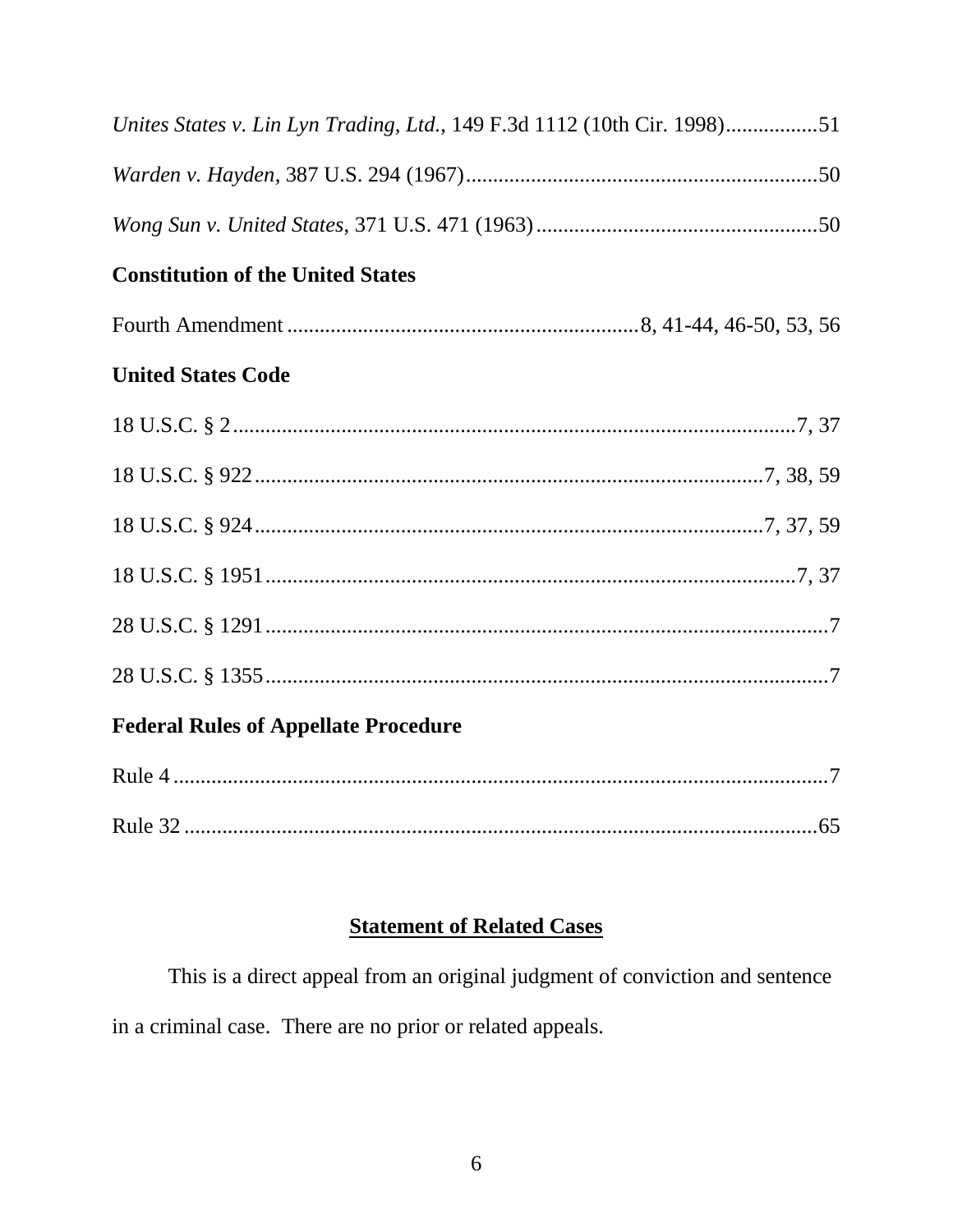*Unites States v. Lin Lyn Trading, Ltd.*, 149 F.3d 1112 (10th Cir. 1998)................51

*Warden v. Hayden*, 387 U.S. 294 (1967)................................................................50

*Wong Sun v. United States*, 371 U.S. 471 (1963)....................................................50

**Constitution of the United States**

Fourth Amendment ................................................................8, 41-44, 46-50, 53, 56

**United States Code**

18 U.S.C. § 2......................................................................................................7, 37

18 U.S.C. § 922............................................................................................7, 38, 59

18 U.S.C. § 924............................................................................................7, 37, 59

18 U.S.C. § 1951................................................................................................7, 37

28 U.S.C. § 1291........................................................................................................7

28 U.S.C. § 1355........................................................................................................7

**Federal Rules of Appellate Procedure**

Rule 4 .........................................................................................................................7

Rule 32 .....................................................................................................................65

## Statement of Related Cases

This is a direct appeal from an original judgment of conviction and sentence in a criminal case. There are no prior or related appeals.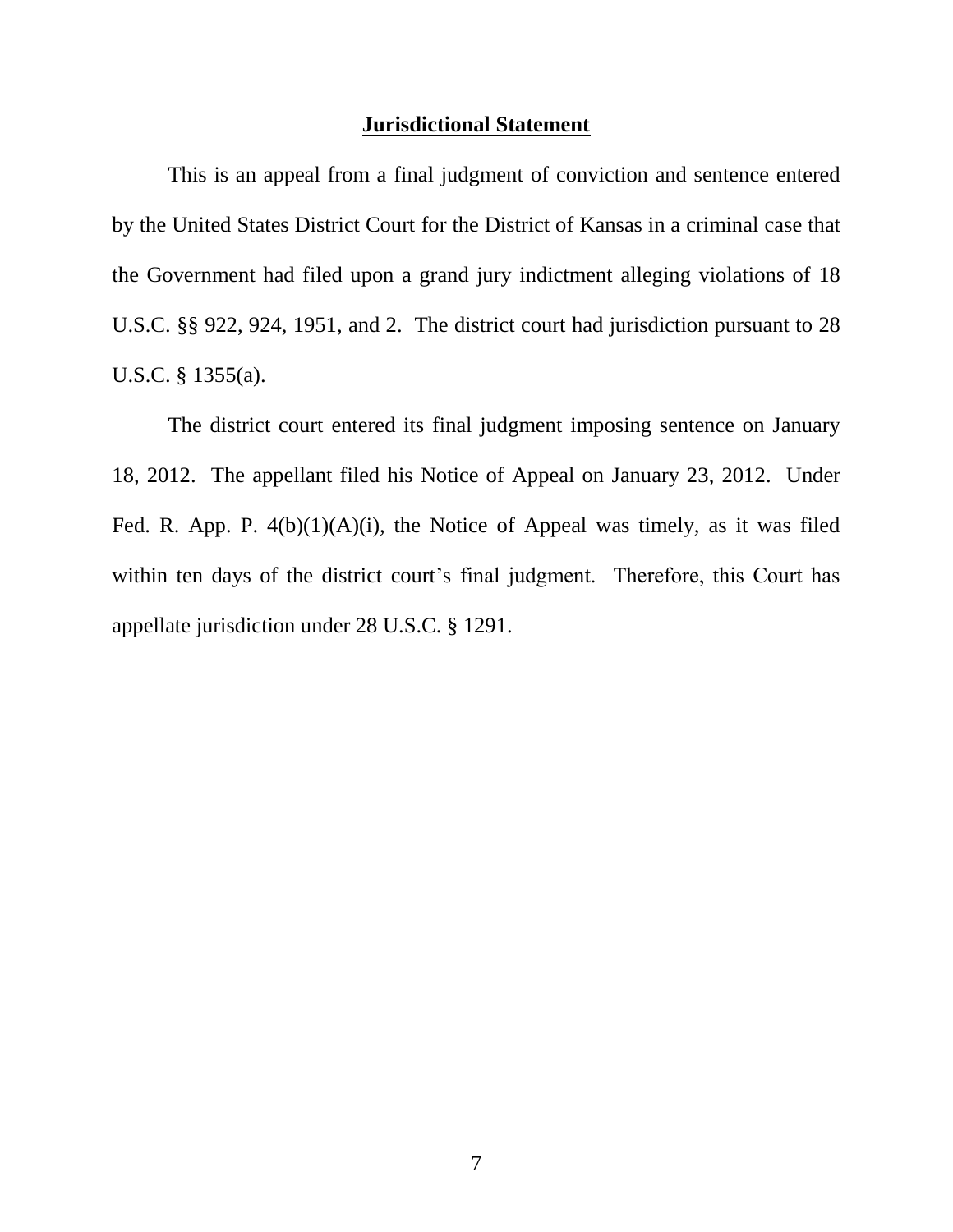## Jurisdictional Statement

This is an appeal from a final judgment of conviction and sentence entered by the United States District Court for the District of Kansas in a criminal case that the Government had filed upon a grand jury indictment alleging violations of 18 U.S.C. §§ 922, 924, 1951, and 2. The district court had jurisdiction pursuant to 28 U.S.C. § 1355(a).

The district court entered its final judgment imposing sentence on January 18, 2012. The appellant filed his Notice of Appeal on January 23, 2012. Under Fed. R. App. P. 4(b)(1)(A)(i), the Notice of Appeal was timely, as it was filed within ten days of the district court's final judgment. Therefore, this Court has appellate jurisdiction under 28 U.S.C. § 1291.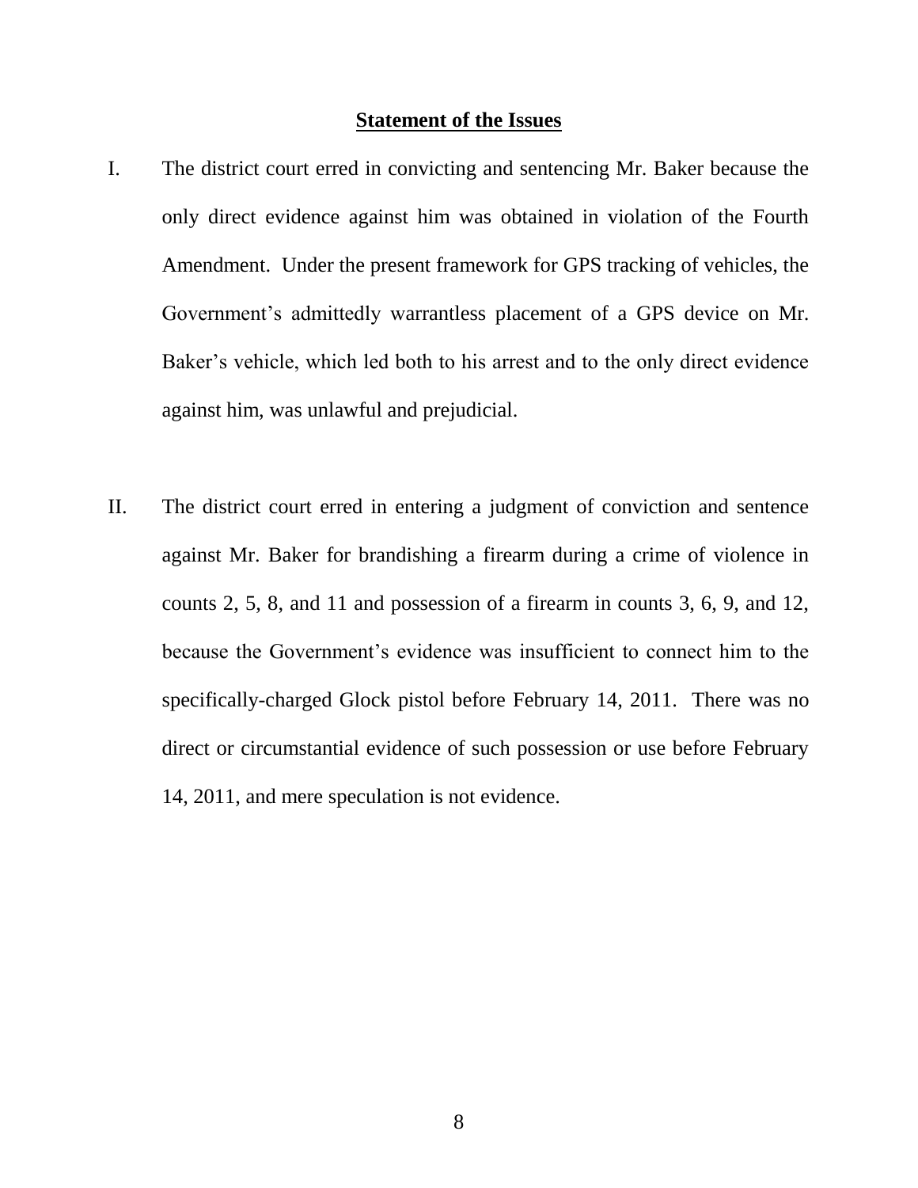## Statement of the Issues

I. The district court erred in convicting and sentencing Mr. Baker because the only direct evidence against him was obtained in violation of the Fourth Amendment. Under the present framework for GPS tracking of vehicles, the Government's admittedly warrantless placement of a GPS device on Mr. Baker's vehicle, which led both to his arrest and to the only direct evidence against him, was unlawful and prejudicial.

II. The district court erred in entering a judgment of conviction and sentence against Mr. Baker for brandishing a firearm during a crime of violence in counts 2, 5, 8, and 11 and possession of a firearm in counts 3, 6, 9, and 12, because the Government's evidence was insufficient to connect him to the specifically-charged Glock pistol before February 14, 2011. There was no direct or circumstantial evidence of such possession or use before February 14, 2011, and mere speculation is not evidence.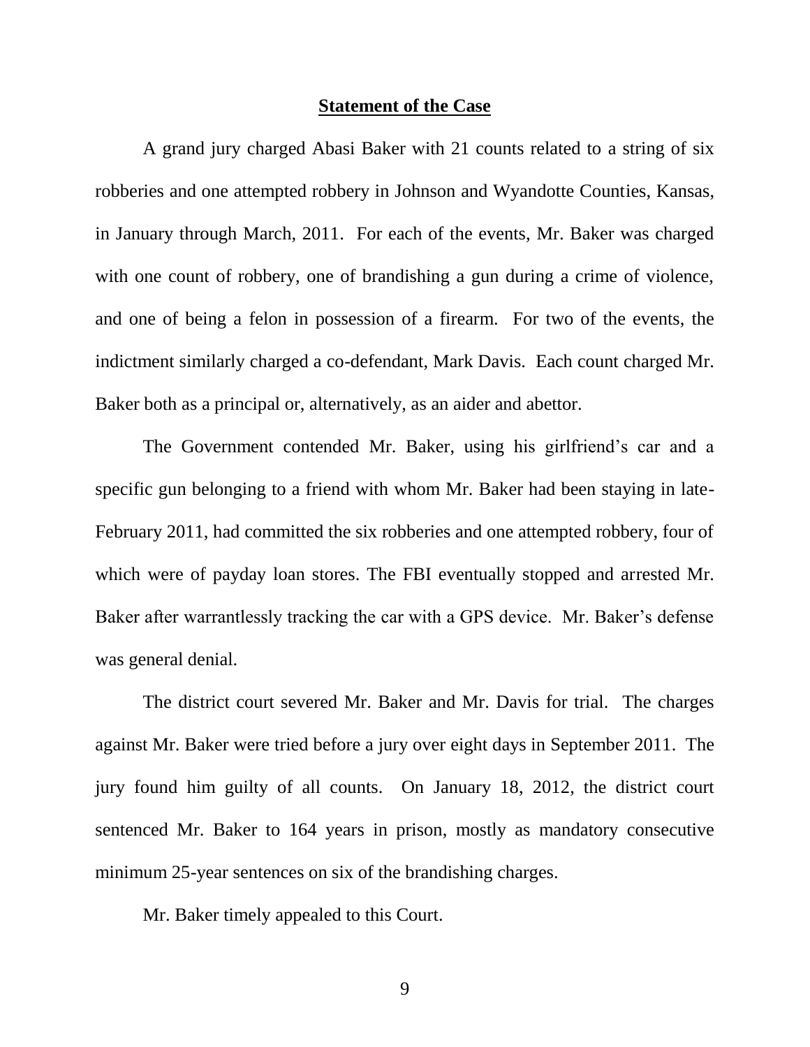## **Statement of the Case**

A grand jury charged Abasi Baker with 21 counts related to a string of six robberies and one attempted robbery in Johnson and Wyandotte Counties, Kansas, in January through March, 2011. For each of the events, Mr. Baker was charged with one count of robbery, one of brandishing a gun during a crime of violence, and one of being a felon in possession of a firearm. For two of the events, the indictment similarly charged a co-defendant, Mark Davis. Each count charged Mr. Baker both as a principal or, alternatively, as an aider and abettor.

The Government contended Mr. Baker, using his girlfriend's car and a specific gun belonging to a friend with whom Mr. Baker had been staying in late-February 2011, had committed the six robberies and one attempted robbery, four of which were of payday loan stores. The FBI eventually stopped and arrested Mr. Baker after warrantlessly tracking the car with a GPS device. Mr. Baker's defense was general denial.

The district court severed Mr. Baker and Mr. Davis for trial. The charges against Mr. Baker were tried before a jury over eight days in September 2011. The jury found him guilty of all counts. On January 18, 2012, the district court sentenced Mr. Baker to 164 years in prison, mostly as mandatory consecutive minimum 25-year sentences on six of the brandishing charges.

Mr. Baker timely appealed to this Court.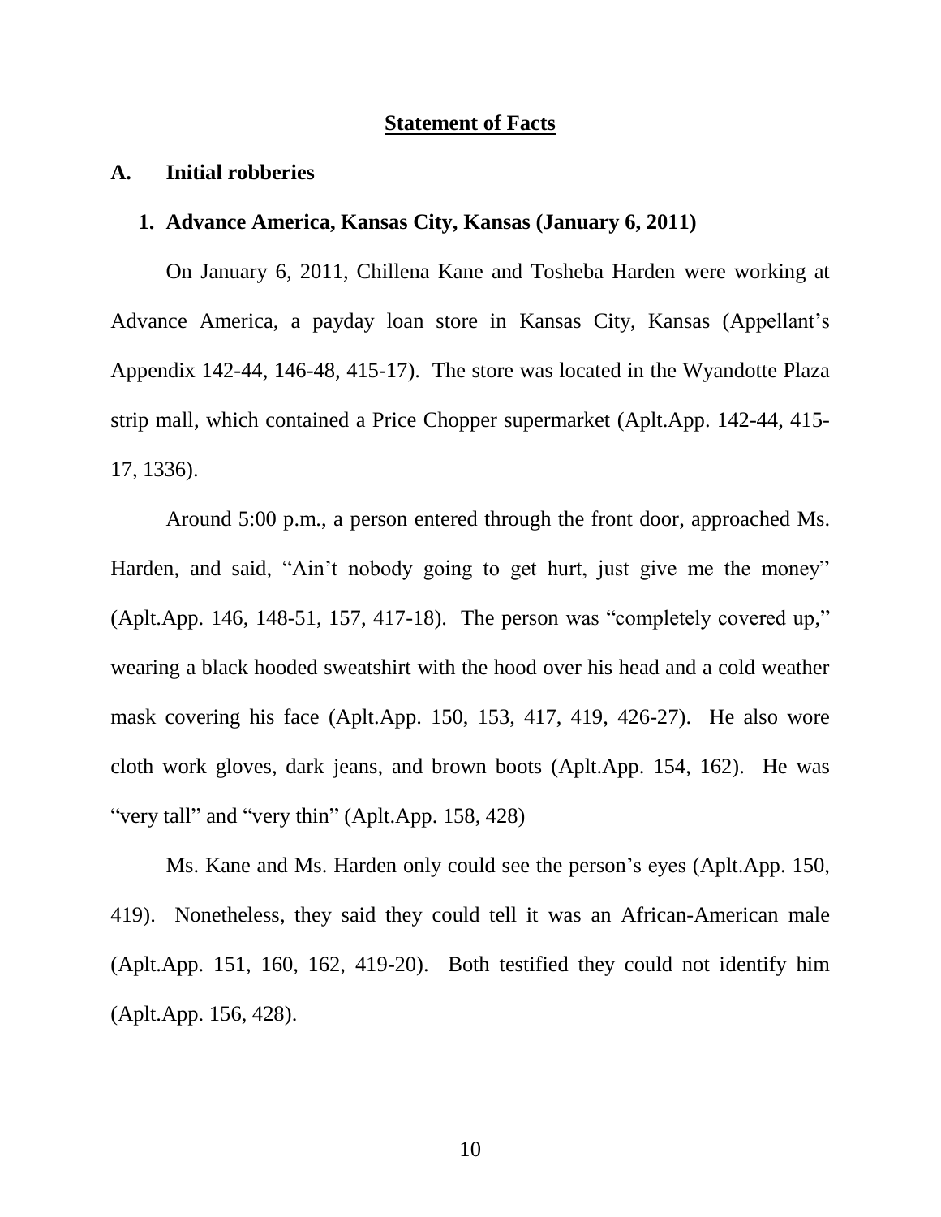## Statement of Facts

### A. Initial robberies

#### 1. Advance America, Kansas City, Kansas (January 6, 2011)

On January 6, 2011, Chillena Kane and Tosheba Harden were working at Advance America, a payday loan store in Kansas City, Kansas (Appellant's Appendix 142-44, 146-48, 415-17). The store was located in the Wyandotte Plaza strip mall, which contained a Price Chopper supermarket (Aplt.App. 142-44, 415-17, 1336).

Around 5:00 p.m., a person entered through the front door, approached Ms. Harden, and said, "Ain't nobody going to get hurt, just give me the money" (Aplt.App. 146, 148-51, 157, 417-18). The person was "completely covered up," wearing a black hooded sweatshirt with the hood over his head and a cold weather mask covering his face (Aplt.App. 150, 153, 417, 419, 426-27). He also wore cloth work gloves, dark jeans, and brown boots (Aplt.App. 154, 162). He was "very tall" and "very thin" (Aplt.App. 158, 428)

Ms. Kane and Ms. Harden only could see the person's eyes (Aplt.App. 150, 419). Nonetheless, they said they could tell it was an African-American male (Aplt.App. 151, 160, 162, 419-20). Both testified they could not identify him (Aplt.App. 156, 428).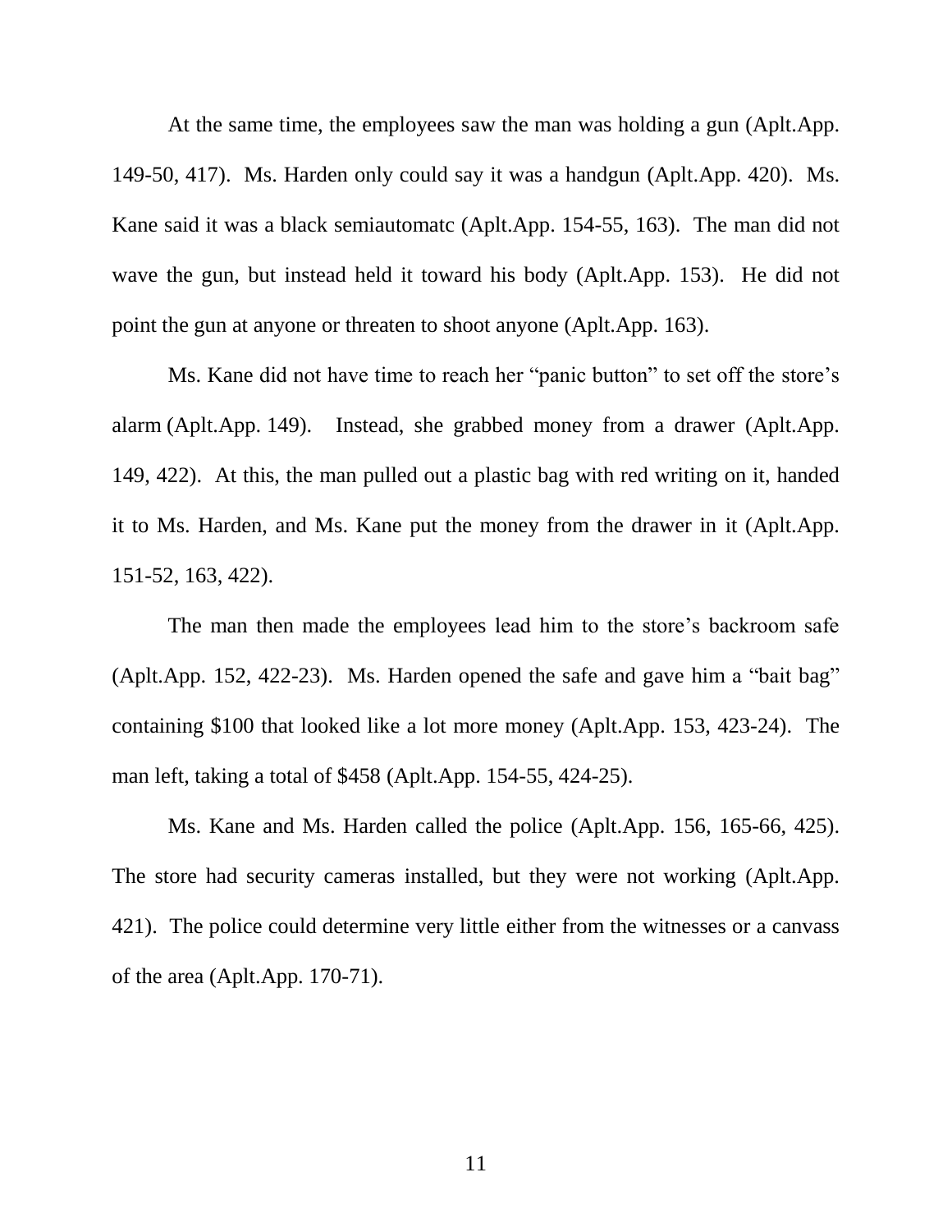At the same time, the employees saw the man was holding a gun (Aplt.App. 149-50, 417). Ms. Harden only could say it was a handgun (Aplt.App. 420). Ms. Kane said it was a black semiautomatc (Aplt.App. 154-55, 163). The man did not wave the gun, but instead held it toward his body (Aplt.App. 153). He did not point the gun at anyone or threaten to shoot anyone (Aplt.App. 163).

Ms. Kane did not have time to reach her "panic button" to set off the store's alarm (Aplt.App. 149). Instead, she grabbed money from a drawer (Aplt.App. 149, 422). At this, the man pulled out a plastic bag with red writing on it, handed it to Ms. Harden, and Ms. Kane put the money from the drawer in it (Aplt.App. 151-52, 163, 422).

The man then made the employees lead him to the store's backroom safe (Aplt.App. 152, 422-23). Ms. Harden opened the safe and gave him a "bait bag" containing $100 that looked like a lot more money (Aplt.App. 153, 423-24). The man left, taking a total of $458 (Aplt.App. 154-55, 424-25).

Ms. Kane and Ms. Harden called the police (Aplt.App. 156, 165-66, 425). The store had security cameras installed, but they were not working (Aplt.App. 421). The police could determine very little either from the witnesses or a canvass of the area (Aplt.App. 170-71).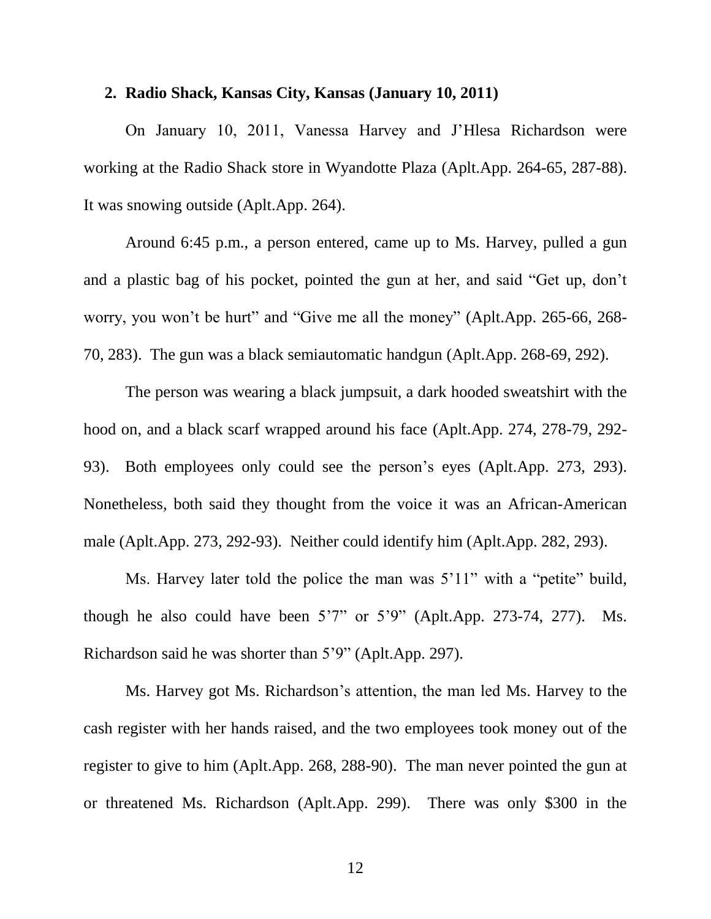### 2. Radio Shack, Kansas City, Kansas (January 10, 2011)

On January 10, 2011, Vanessa Harvey and J'Hlesa Richardson were working at the Radio Shack store in Wyandotte Plaza (Aplt.App. 264-65, 287-88). It was snowing outside (Aplt.App. 264).

Around 6:45 p.m., a person entered, came up to Ms. Harvey, pulled a gun and a plastic bag of his pocket, pointed the gun at her, and said "Get up, don't worry, you won't be hurt" and "Give me all the money" (Aplt.App. 265-66, 268-70, 283). The gun was a black semiautomatic handgun (Aplt.App. 268-69, 292).

The person was wearing a black jumpsuit, a dark hooded sweatshirt with the hood on, and a black scarf wrapped around his face (Aplt.App. 274, 278-79, 292-93). Both employees only could see the person's eyes (Aplt.App. 273, 293). Nonetheless, both said they thought from the voice it was an African-American male (Aplt.App. 273, 292-93). Neither could identify him (Aplt.App. 282, 293).

Ms. Harvey later told the police the man was 5'11" with a "petite" build, though he also could have been 5'7" or 5'9" (Aplt.App. 273-74, 277). Ms. Richardson said he was shorter than 5'9" (Aplt.App. 297).

Ms. Harvey got Ms. Richardson's attention, the man led Ms. Harvey to the cash register with her hands raised, and the two employees took money out of the register to give to him (Aplt.App. 268, 288-90). The man never pointed the gun at or threatened Ms. Richardson (Aplt.App. 299). There was only $300 in the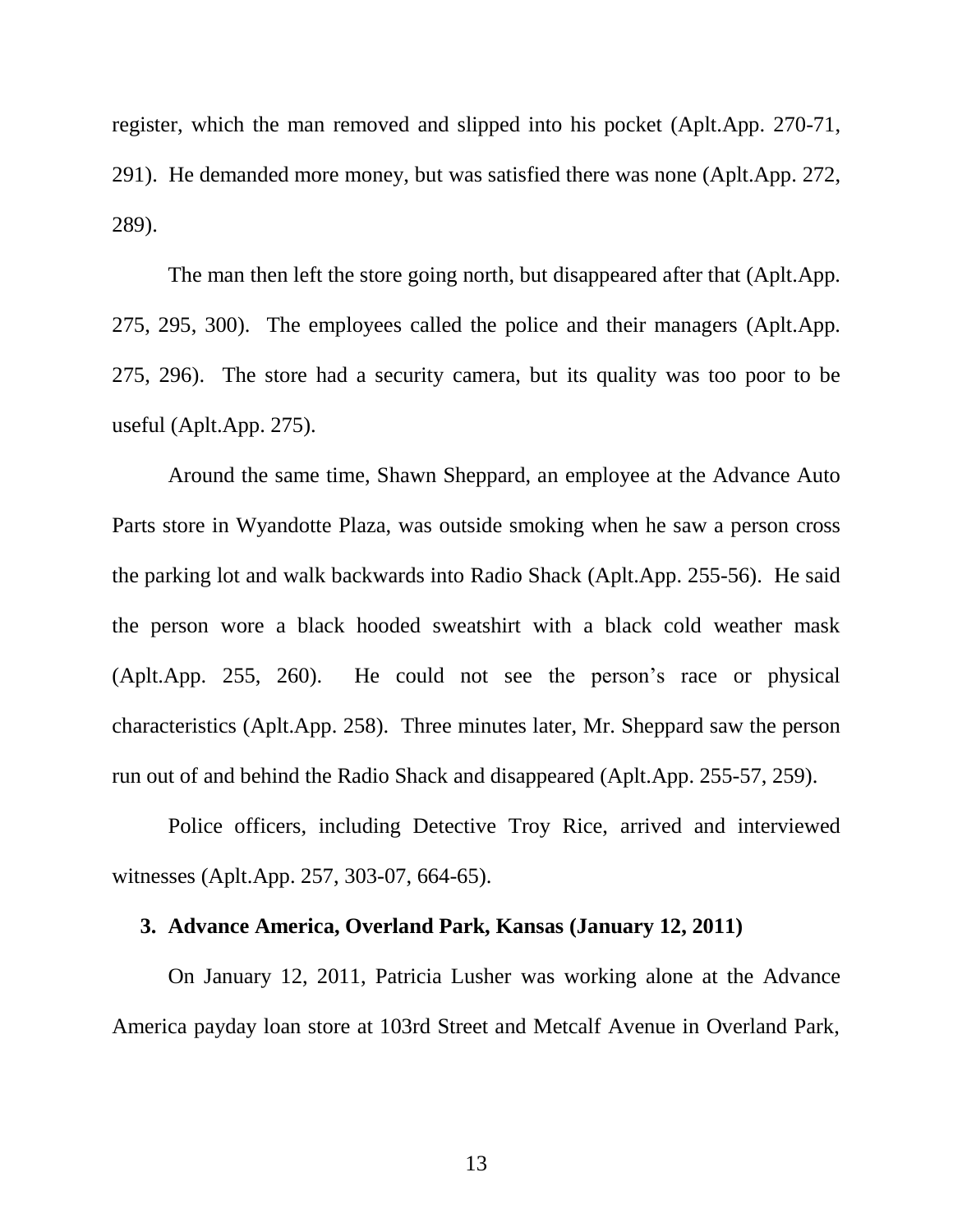register, which the man removed and slipped into his pocket (Aplt.App. 270-71, 291). He demanded more money, but was satisfied there was none (Aplt.App. 272, 289).

The man then left the store going north, but disappeared after that (Aplt.App. 275, 295, 300). The employees called the police and their managers (Aplt.App. 275, 296). The store had a security camera, but its quality was too poor to be useful (Aplt.App. 275).

Around the same time, Shawn Sheppard, an employee at the Advance Auto Parts store in Wyandotte Plaza, was outside smoking when he saw a person cross the parking lot and walk backwards into Radio Shack (Aplt.App. 255-56). He said the person wore a black hooded sweatshirt with a black cold weather mask (Aplt.App. 255, 260). He could not see the person's race or physical characteristics (Aplt.App. 258). Three minutes later, Mr. Sheppard saw the person run out of and behind the Radio Shack and disappeared (Aplt.App. 255-57, 259).

Police officers, including Detective Troy Rice, arrived and interviewed witnesses (Aplt.App. 257, 303-07, 664-65).

### 3. Advance America, Overland Park, Kansas (January 12, 2011)

On January 12, 2011, Patricia Lusher was working alone at the Advance America payday loan store at 103rd Street and Metcalf Avenue in Overland Park,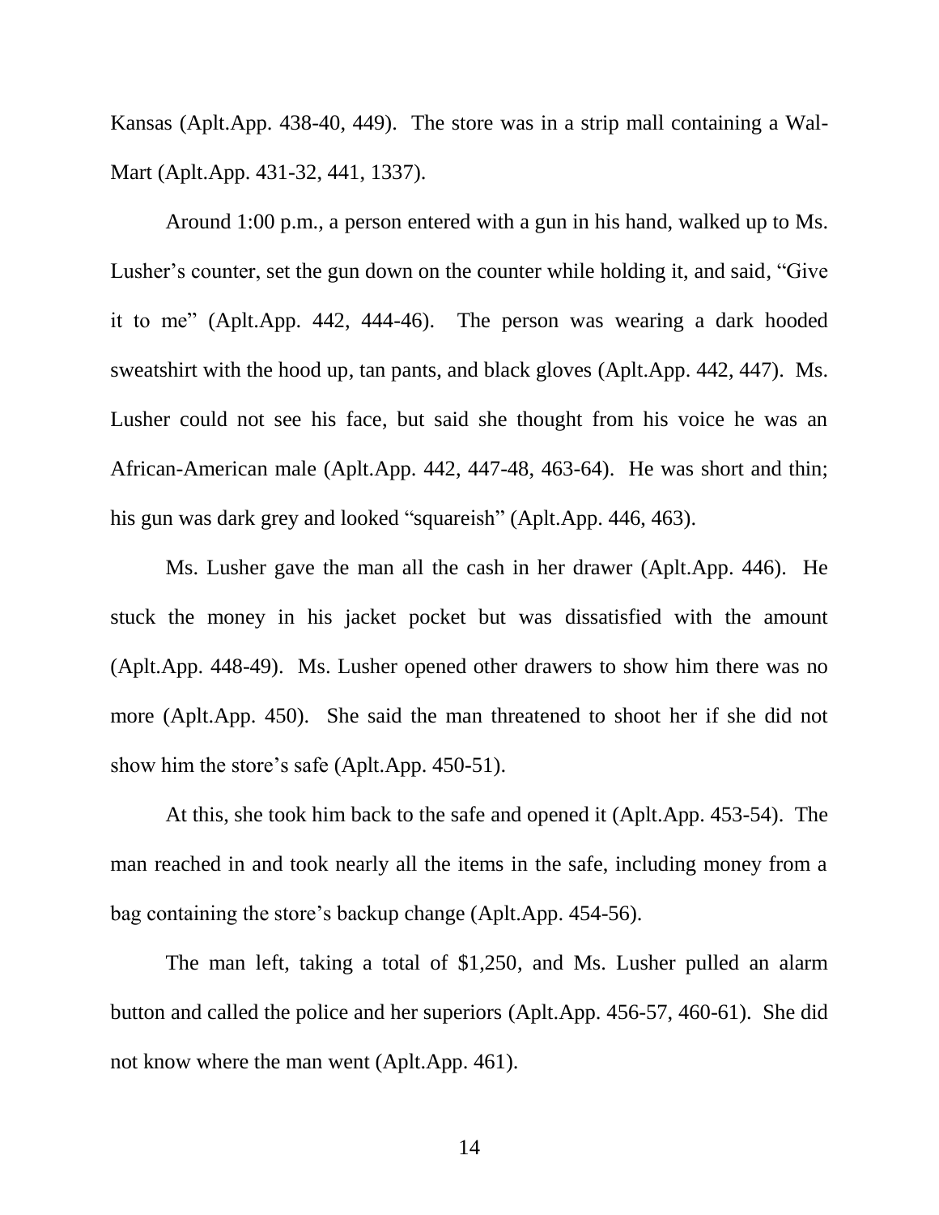Kansas (Aplt.App. 438-40, 449). The store was in a strip mall containing a Wal-Mart (Aplt.App. 431-32, 441, 1337).

Around 1:00 p.m., a person entered with a gun in his hand, walked up to Ms. Lusher's counter, set the gun down on the counter while holding it, and said, "Give it to me" (Aplt.App. 442, 444-46). The person was wearing a dark hooded sweatshirt with the hood up, tan pants, and black gloves (Aplt.App. 442, 447). Ms. Lusher could not see his face, but said she thought from his voice he was an African-American male (Aplt.App. 442, 447-48, 463-64). He was short and thin; his gun was dark grey and looked "squareish" (Aplt.App. 446, 463).

Ms. Lusher gave the man all the cash in her drawer (Aplt.App. 446). He stuck the money in his jacket pocket but was dissatisfied with the amount (Aplt.App. 448-49). Ms. Lusher opened other drawers to show him there was no more (Aplt.App. 450). She said the man threatened to shoot her if she did not show him the store's safe (Aplt.App. 450-51).

At this, she took him back to the safe and opened it (Aplt.App. 453-54). The man reached in and took nearly all the items in the safe, including money from a bag containing the store's backup change (Aplt.App. 454-56).

The man left, taking a total of $1,250, and Ms. Lusher pulled an alarm button and called the police and her superiors (Aplt.App. 456-57, 460-61). She did not know where the man went (Aplt.App. 461).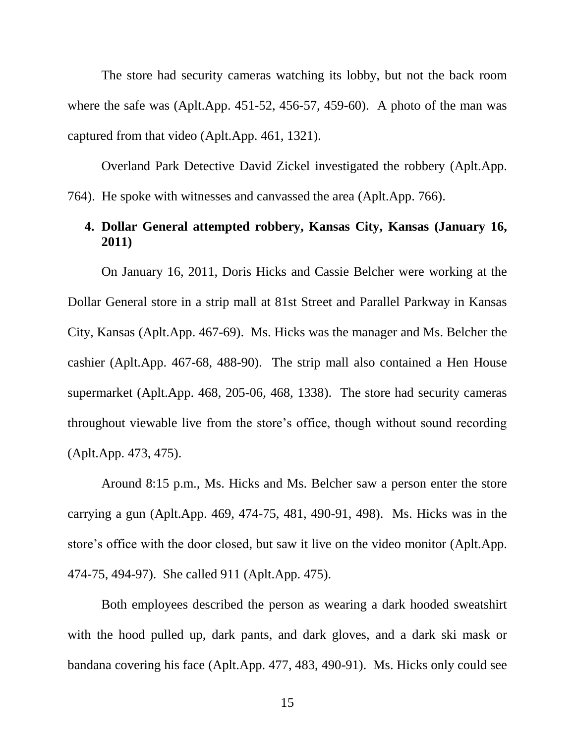The store had security cameras watching its lobby, but not the back room where the safe was (Aplt.App. 451-52, 456-57, 459-60). A photo of the man was captured from that video (Aplt.App. 461, 1321).

Overland Park Detective David Zickel investigated the robbery (Aplt.App. 764). He spoke with witnesses and canvassed the area (Aplt.App. 766).

### 4. Dollar General attempted robbery, Kansas City, Kansas (January 16, 2011)

On January 16, 2011, Doris Hicks and Cassie Belcher were working at the Dollar General store in a strip mall at 81st Street and Parallel Parkway in Kansas City, Kansas (Aplt.App. 467-69). Ms. Hicks was the manager and Ms. Belcher the cashier (Aplt.App. 467-68, 488-90). The strip mall also contained a Hen House supermarket (Aplt.App. 468, 205-06, 468, 1338). The store had security cameras throughout viewable live from the store's office, though without sound recording (Aplt.App. 473, 475).

Around 8:15 p.m., Ms. Hicks and Ms. Belcher saw a person enter the store carrying a gun (Aplt.App. 469, 474-75, 481, 490-91, 498). Ms. Hicks was in the store's office with the door closed, but saw it live on the video monitor (Aplt.App. 474-75, 494-97). She called 911 (Aplt.App. 475).

Both employees described the person as wearing a dark hooded sweatshirt with the hood pulled up, dark pants, and dark gloves, and a dark ski mask or bandana covering his face (Aplt.App. 477, 483, 490-91). Ms. Hicks only could see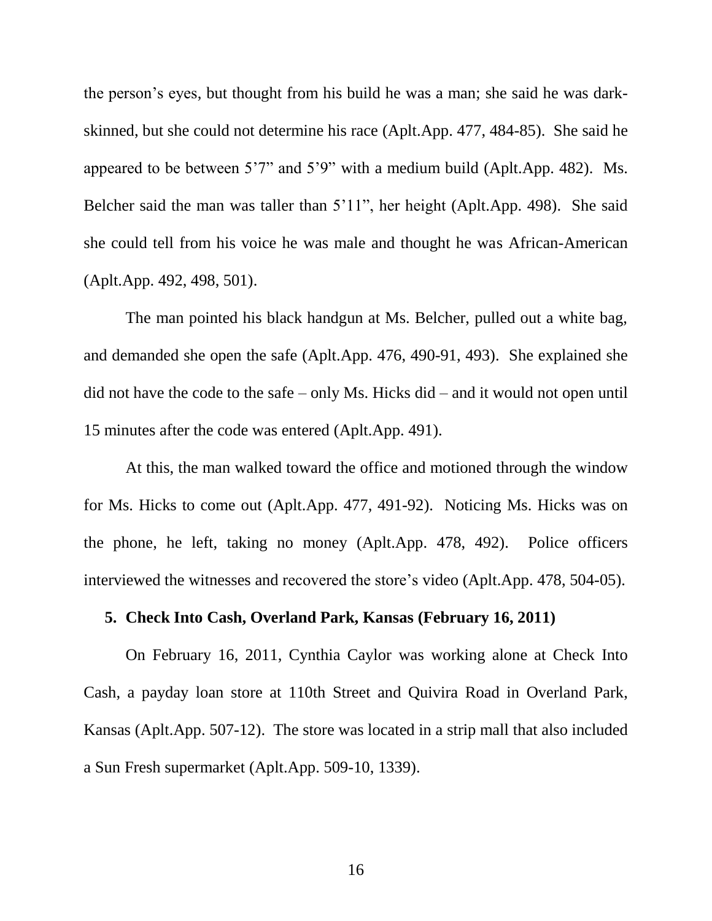the person's eyes, but thought from his build he was a man; she said he was dark-skinned, but she could not determine his race (Aplt.App. 477, 484-85). She said he appeared to be between 5'7" and 5'9" with a medium build (Aplt.App. 482). Ms. Belcher said the man was taller than 5'11", her height (Aplt.App. 498). She said she could tell from his voice he was male and thought he was African-American (Aplt.App. 492, 498, 501).

The man pointed his black handgun at Ms. Belcher, pulled out a white bag, and demanded she open the safe (Aplt.App. 476, 490-91, 493). She explained she did not have the code to the safe – only Ms. Hicks did – and it would not open until 15 minutes after the code was entered (Aplt.App. 491).

At this, the man walked toward the office and motioned through the window for Ms. Hicks to come out (Aplt.App. 477, 491-92). Noticing Ms. Hicks was on the phone, he left, taking no money (Aplt.App. 478, 492). Police officers interviewed the witnesses and recovered the store's video (Aplt.App. 478, 504-05).

**5. Check Into Cash, Overland Park, Kansas (February 16, 2011)**

On February 16, 2011, Cynthia Caylor was working alone at Check Into Cash, a payday loan store at 110th Street and Quivira Road in Overland Park, Kansas (Aplt.App. 507-12). The store was located in a strip mall that also included a Sun Fresh supermarket (Aplt.App. 509-10, 1339).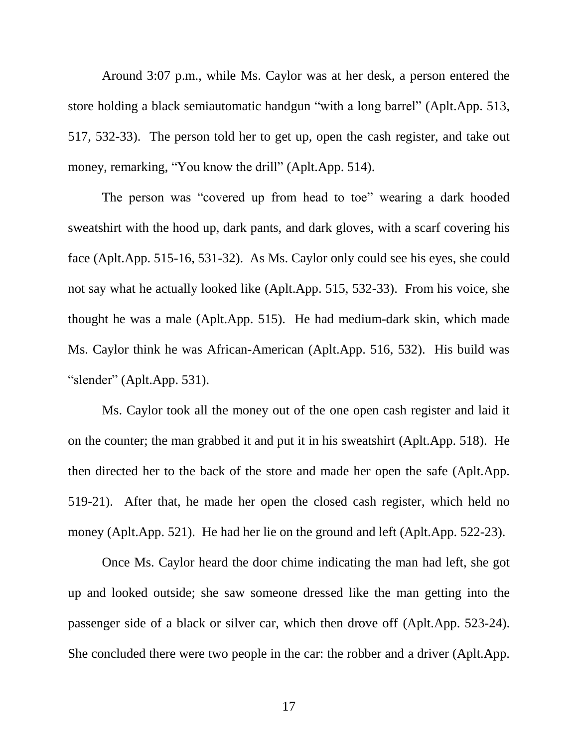Around 3:07 p.m., while Ms. Caylor was at her desk, a person entered the store holding a black semiautomatic handgun "with a long barrel" (Aplt.App. 513, 517, 532-33). The person told her to get up, open the cash register, and take out money, remarking, "You know the drill" (Aplt.App. 514).

The person was "covered up from head to toe" wearing a dark hooded sweatshirt with the hood up, dark pants, and dark gloves, with a scarf covering his face (Aplt.App. 515-16, 531-32). As Ms. Caylor only could see his eyes, she could not say what he actually looked like (Aplt.App. 515, 532-33). From his voice, she thought he was a male (Aplt.App. 515). He had medium-dark skin, which made Ms. Caylor think he was African-American (Aplt.App. 516, 532). His build was "slender" (Aplt.App. 531).

Ms. Caylor took all the money out of the one open cash register and laid it on the counter; the man grabbed it and put it in his sweatshirt (Aplt.App. 518). He then directed her to the back of the store and made her open the safe (Aplt.App. 519-21). After that, he made her open the closed cash register, which held no money (Aplt.App. 521). He had her lie on the ground and left (Aplt.App. 522-23).

Once Ms. Caylor heard the door chime indicating the man had left, she got up and looked outside; she saw someone dressed like the man getting into the passenger side of a black or silver car, which then drove off (Aplt.App. 523-24). She concluded there were two people in the car: the robber and a driver (Aplt.App.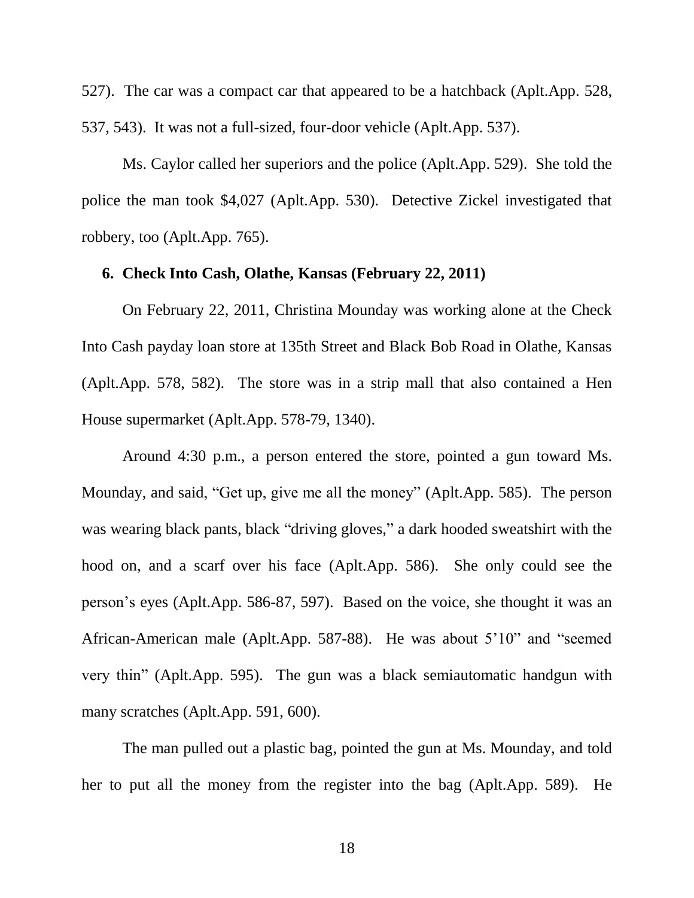527). The car was a compact car that appeared to be a hatchback (Aplt.App. 528, 537, 543). It was not a full-sized, four-door vehicle (Aplt.App. 537).

Ms. Caylor called her superiors and the police (Aplt.App. 529). She told the police the man took $4,027 (Aplt.App. 530). Detective Zickel investigated that robbery, too (Aplt.App. 765).

### 6. Check Into Cash, Olathe, Kansas (February 22, 2011)

On February 22, 2011, Christina Mounday was working alone at the Check Into Cash payday loan store at 135th Street and Black Bob Road in Olathe, Kansas (Aplt.App. 578, 582). The store was in a strip mall that also contained a Hen House supermarket (Aplt.App. 578-79, 1340).

Around 4:30 p.m., a person entered the store, pointed a gun toward Ms. Mounday, and said, "Get up, give me all the money" (Aplt.App. 585). The person was wearing black pants, black "driving gloves," a dark hooded sweatshirt with the hood on, and a scarf over his face (Aplt.App. 586). She only could see the person's eyes (Aplt.App. 586-87, 597). Based on the voice, she thought it was an African-American male (Aplt.App. 587-88). He was about 5'10" and "seemed very thin" (Aplt.App. 595). The gun was a black semiautomatic handgun with many scratches (Aplt.App. 591, 600).

The man pulled out a plastic bag, pointed the gun at Ms. Mounday, and told her to put all the money from the register into the bag (Aplt.App. 589). He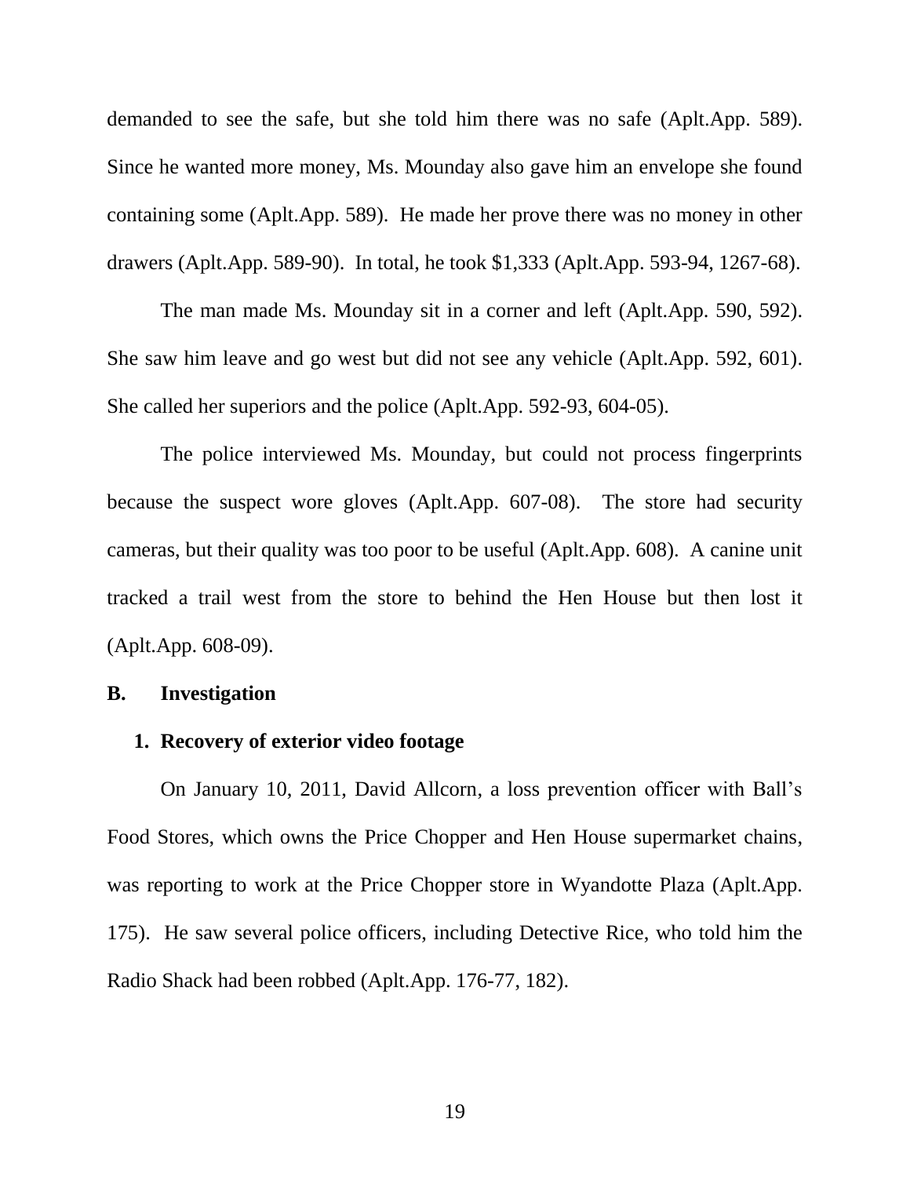demanded to see the safe, but she told him there was no safe (Aplt.App. 589). Since he wanted more money, Ms. Mounday also gave him an envelope she found containing some (Aplt.App. 589). He made her prove there was no money in other drawers (Aplt.App. 589-90). In total, he took $1,333 (Aplt.App. 593-94, 1267-68).

The man made Ms. Mounday sit in a corner and left (Aplt.App. 590, 592). She saw him leave and go west but did not see any vehicle (Aplt.App. 592, 601). She called her superiors and the police (Aplt.App. 592-93, 604-05).

The police interviewed Ms. Mounday, but could not process fingerprints because the suspect wore gloves (Aplt.App. 607-08). The store had security cameras, but their quality was too poor to be useful (Aplt.App. 608). A canine unit tracked a trail west from the store to behind the Hen House but then lost it (Aplt.App. 608-09).

### B. Investigation

#### 1. Recovery of exterior video footage

On January 10, 2011, David Allcorn, a loss prevention officer with Ball's Food Stores, which owns the Price Chopper and Hen House supermarket chains, was reporting to work at the Price Chopper store in Wyandotte Plaza (Aplt.App. 175). He saw several police officers, including Detective Rice, who told him the Radio Shack had been robbed (Aplt.App. 176-77, 182).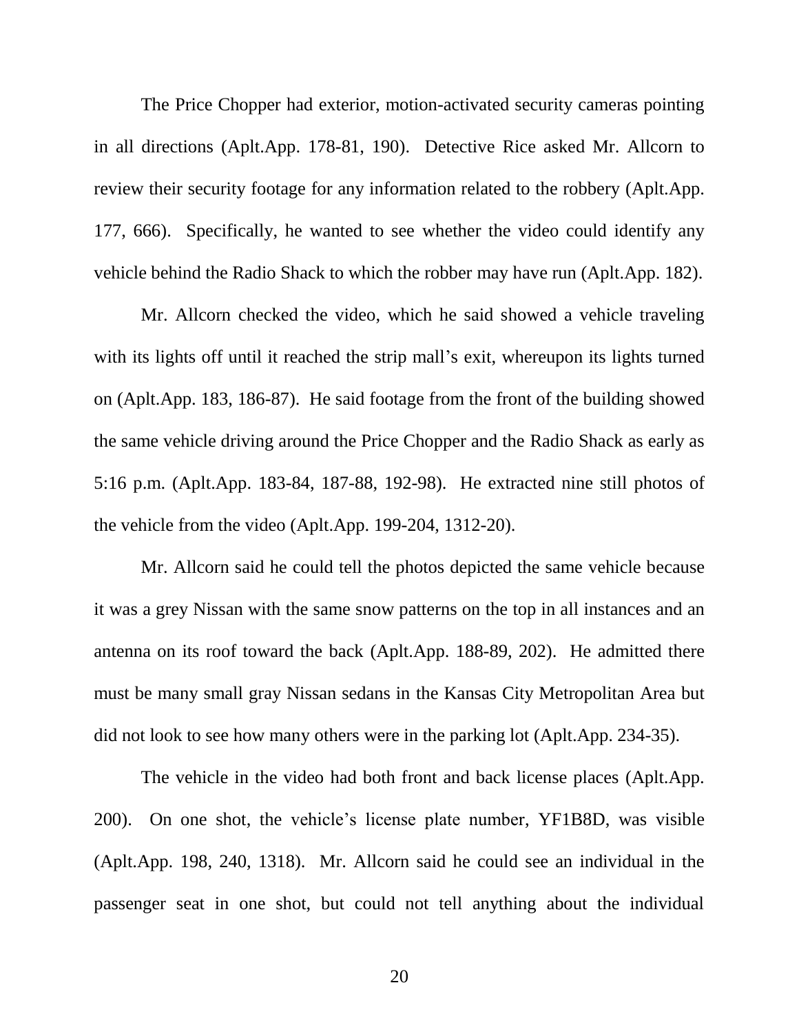The Price Chopper had exterior, motion-activated security cameras pointing in all directions (Aplt.App. 178-81, 190). Detective Rice asked Mr. Allcorn to review their security footage for any information related to the robbery (Aplt.App. 177, 666). Specifically, he wanted to see whether the video could identify any vehicle behind the Radio Shack to which the robber may have run (Aplt.App. 182).

Mr. Allcorn checked the video, which he said showed a vehicle traveling with its lights off until it reached the strip mall's exit, whereupon its lights turned on (Aplt.App. 183, 186-87). He said footage from the front of the building showed the same vehicle driving around the Price Chopper and the Radio Shack as early as 5:16 p.m. (Aplt.App. 183-84, 187-88, 192-98). He extracted nine still photos of the vehicle from the video (Aplt.App. 199-204, 1312-20).

Mr. Allcorn said he could tell the photos depicted the same vehicle because it was a grey Nissan with the same snow patterns on the top in all instances and an antenna on its roof toward the back (Aplt.App. 188-89, 202). He admitted there must be many small gray Nissan sedans in the Kansas City Metropolitan Area but did not look to see how many others were in the parking lot (Aplt.App. 234-35).

The vehicle in the video had both front and back license places (Aplt.App. 200). On one shot, the vehicle's license plate number, YF1B8D, was visible (Aplt.App. 198, 240, 1318). Mr. Allcorn said he could see an individual in the passenger seat in one shot, but could not tell anything about the individual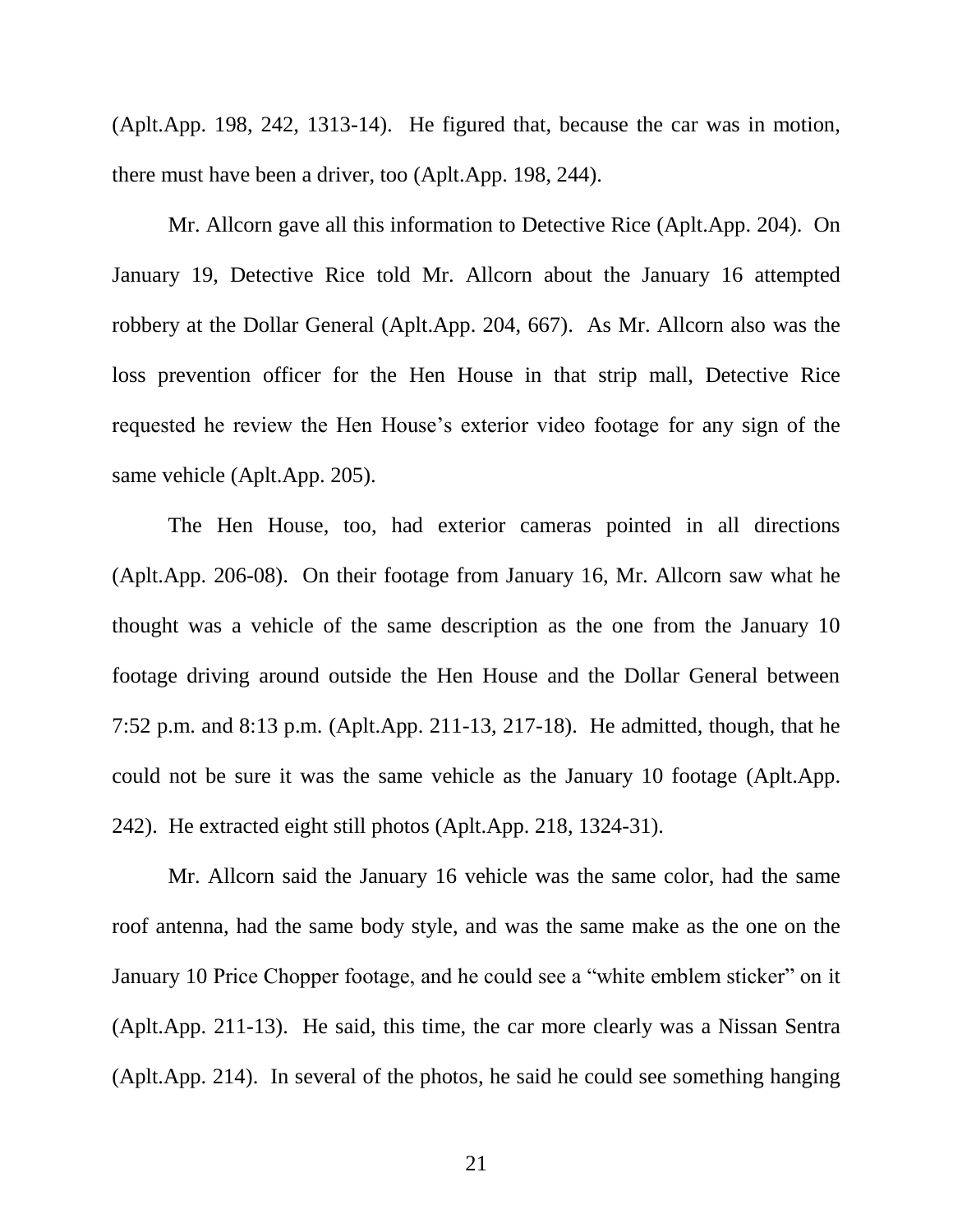(Aplt.App. 198, 242, 1313-14). He figured that, because the car was in motion, there must have been a driver, too (Aplt.App. 198, 244).

Mr. Allcorn gave all this information to Detective Rice (Aplt.App. 204). On January 19, Detective Rice told Mr. Allcorn about the January 16 attempted robbery at the Dollar General (Aplt.App. 204, 667). As Mr. Allcorn also was the loss prevention officer for the Hen House in that strip mall, Detective Rice requested he review the Hen House's exterior video footage for any sign of the same vehicle (Aplt.App. 205).

The Hen House, too, had exterior cameras pointed in all directions (Aplt.App. 206-08). On their footage from January 16, Mr. Allcorn saw what he thought was a vehicle of the same description as the one from the January 10 footage driving around outside the Hen House and the Dollar General between 7:52 p.m. and 8:13 p.m. (Aplt.App. 211-13, 217-18). He admitted, though, that he could not be sure it was the same vehicle as the January 10 footage (Aplt.App. 242). He extracted eight still photos (Aplt.App. 218, 1324-31).

Mr. Allcorn said the January 16 vehicle was the same color, had the same roof antenna, had the same body style, and was the same make as the one on the January 10 Price Chopper footage, and he could see a "white emblem sticker" on it (Aplt.App. 211-13). He said, this time, the car more clearly was a Nissan Sentra (Aplt.App. 214). In several of the photos, he said he could see something hanging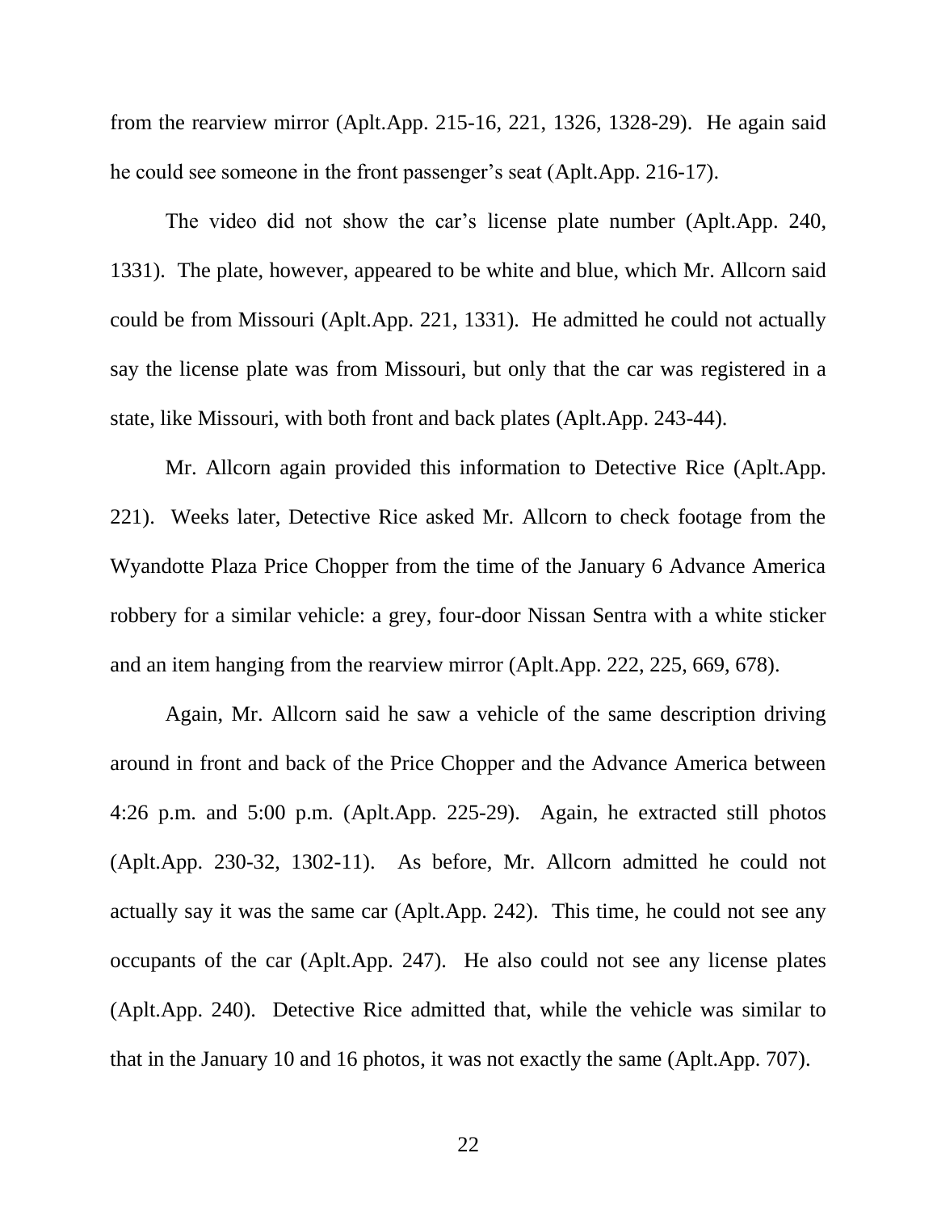from the rearview mirror (Aplt.App. 215-16, 221, 1326, 1328-29). He again said he could see someone in the front passenger's seat (Aplt.App. 216-17).

The video did not show the car's license plate number (Aplt.App. 240, 1331). The plate, however, appeared to be white and blue, which Mr. Allcorn said could be from Missouri (Aplt.App. 221, 1331). He admitted he could not actually say the license plate was from Missouri, but only that the car was registered in a state, like Missouri, with both front and back plates (Aplt.App. 243-44).

Mr. Allcorn again provided this information to Detective Rice (Aplt.App. 221). Weeks later, Detective Rice asked Mr. Allcorn to check footage from the Wyandotte Plaza Price Chopper from the time of the January 6 Advance America robbery for a similar vehicle: a grey, four-door Nissan Sentra with a white sticker and an item hanging from the rearview mirror (Aplt.App. 222, 225, 669, 678).

Again, Mr. Allcorn said he saw a vehicle of the same description driving around in front and back of the Price Chopper and the Advance America between 4:26 p.m. and 5:00 p.m. (Aplt.App. 225-29). Again, he extracted still photos (Aplt.App. 230-32, 1302-11). As before, Mr. Allcorn admitted he could not actually say it was the same car (Aplt.App. 242). This time, he could not see any occupants of the car (Aplt.App. 247). He also could not see any license plates (Aplt.App. 240). Detective Rice admitted that, while the vehicle was similar to that in the January 10 and 16 photos, it was not exactly the same (Aplt.App. 707).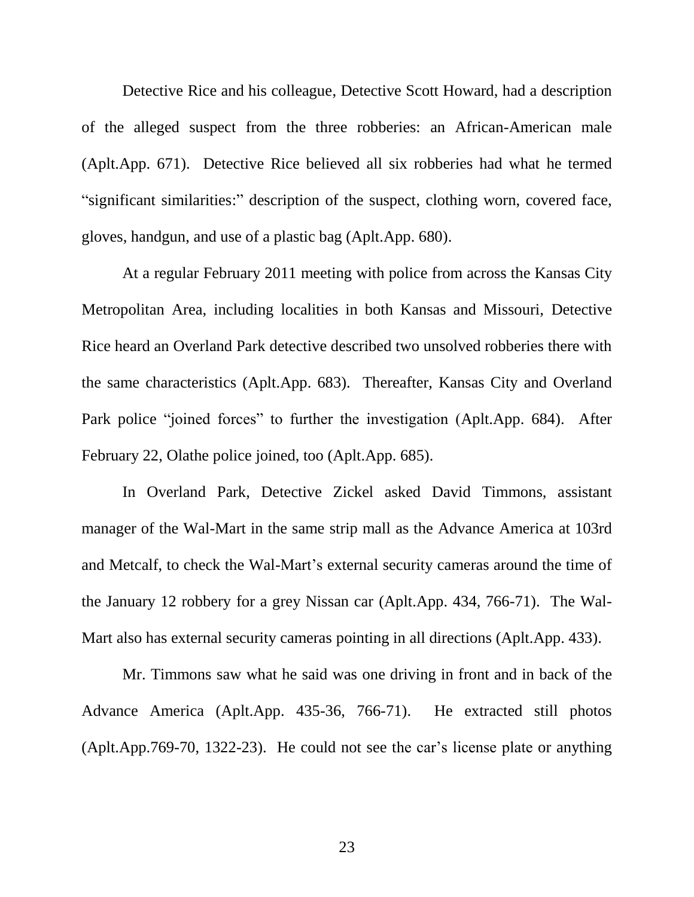Detective Rice and his colleague, Detective Scott Howard, had a description of the alleged suspect from the three robberies: an African-American male (Aplt.App. 671). Detective Rice believed all six robberies had what he termed "significant similarities:" description of the suspect, clothing worn, covered face, gloves, handgun, and use of a plastic bag (Aplt.App. 680).

At a regular February 2011 meeting with police from across the Kansas City Metropolitan Area, including localities in both Kansas and Missouri, Detective Rice heard an Overland Park detective described two unsolved robberies there with the same characteristics (Aplt.App. 683). Thereafter, Kansas City and Overland Park police "joined forces" to further the investigation (Aplt.App. 684). After February 22, Olathe police joined, too (Aplt.App. 685).

In Overland Park, Detective Zickel asked David Timmons, assistant manager of the Wal-Mart in the same strip mall as the Advance America at 103rd and Metcalf, to check the Wal-Mart's external security cameras around the time of the January 12 robbery for a grey Nissan car (Aplt.App. 434, 766-71). The Wal-Mart also has external security cameras pointing in all directions (Aplt.App. 433).

Mr. Timmons saw what he said was one driving in front and in back of the Advance America (Aplt.App. 435-36, 766-71). He extracted still photos (Aplt.App.769-70, 1322-23). He could not see the car's license plate or anything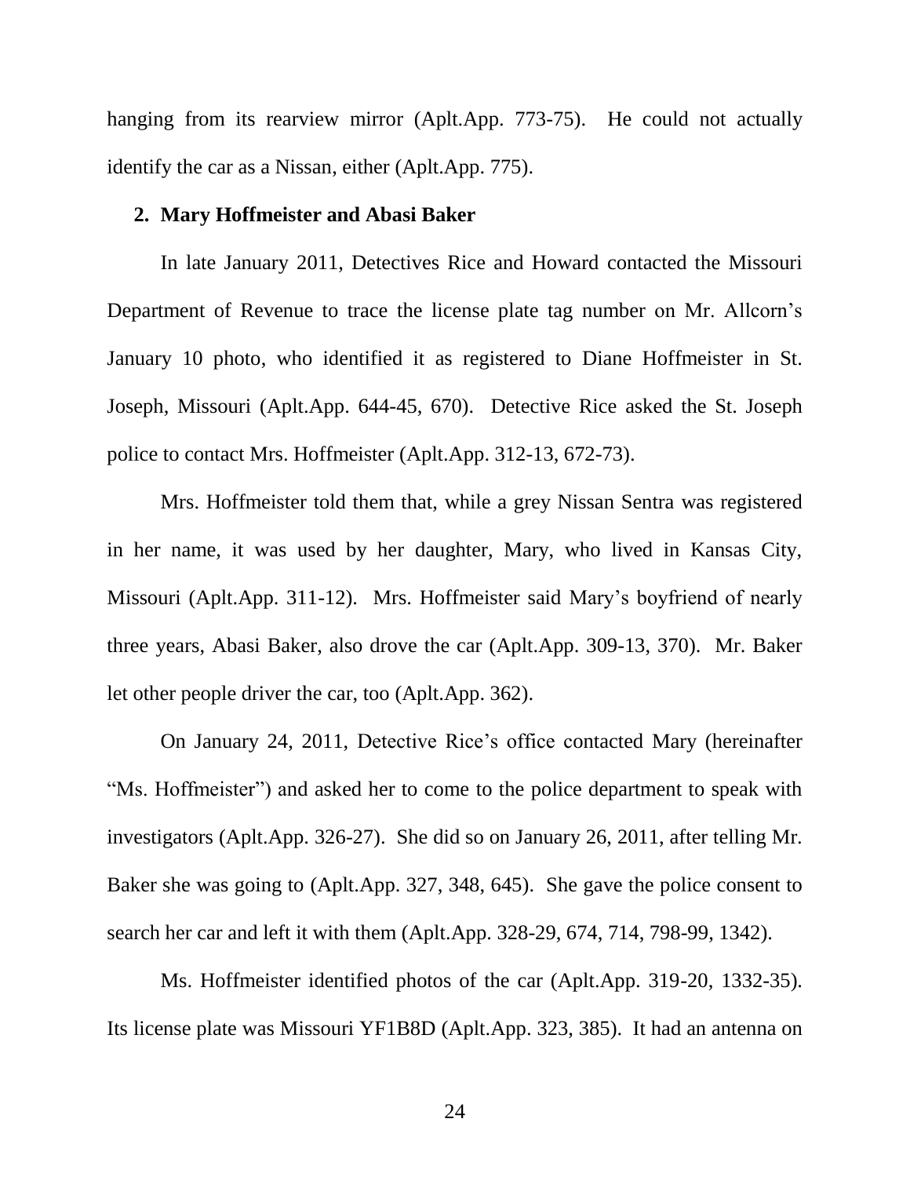hanging from its rearview mirror (Aplt.App. 773-75). He could not actually identify the car as a Nissan, either (Aplt.App. 775).

**2. Mary Hoffmeister and Abasi Baker**

In late January 2011, Detectives Rice and Howard contacted the Missouri Department of Revenue to trace the license plate tag number on Mr. Allcorn's January 10 photo, who identified it as registered to Diane Hoffmeister in St. Joseph, Missouri (Aplt.App. 644-45, 670). Detective Rice asked the St. Joseph police to contact Mrs. Hoffmeister (Aplt.App. 312-13, 672-73).

Mrs. Hoffmeister told them that, while a grey Nissan Sentra was registered in her name, it was used by her daughter, Mary, who lived in Kansas City, Missouri (Aplt.App. 311-12). Mrs. Hoffmeister said Mary's boyfriend of nearly three years, Abasi Baker, also drove the car (Aplt.App. 309-13, 370). Mr. Baker let other people driver the car, too (Aplt.App. 362).

On January 24, 2011, Detective Rice's office contacted Mary (hereinafter "Ms. Hoffmeister") and asked her to come to the police department to speak with investigators (Aplt.App. 326-27). She did so on January 26, 2011, after telling Mr. Baker she was going to (Aplt.App. 327, 348, 645). She gave the police consent to search her car and left it with them (Aplt.App. 328-29, 674, 714, 798-99, 1342).

Ms. Hoffmeister identified photos of the car (Aplt.App. 319-20, 1332-35). Its license plate was Missouri YF1B8D (Aplt.App. 323, 385). It had an antenna on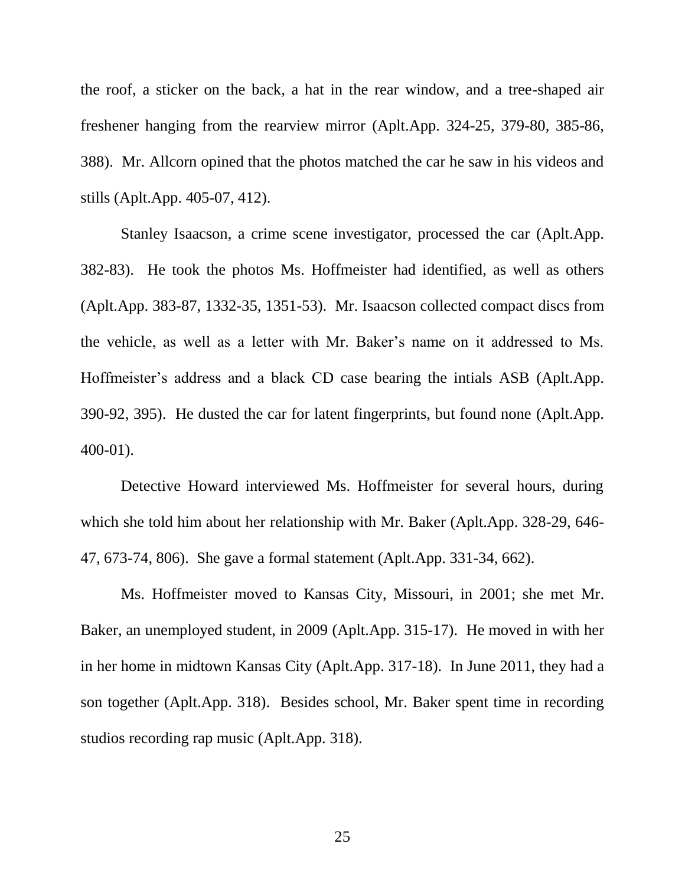the roof, a sticker on the back, a hat in the rear window, and a tree-shaped air freshener hanging from the rearview mirror (Aplt.App. 324-25, 379-80, 385-86, 388). Mr. Allcorn opined that the photos matched the car he saw in his videos and stills (Aplt.App. 405-07, 412).

Stanley Isaacson, a crime scene investigator, processed the car (Aplt.App. 382-83). He took the photos Ms. Hoffmeister had identified, as well as others (Aplt.App. 383-87, 1332-35, 1351-53). Mr. Isaacson collected compact discs from the vehicle, as well as a letter with Mr. Baker's name on it addressed to Ms. Hoffmeister's address and a black CD case bearing the intials ASB (Aplt.App. 390-92, 395). He dusted the car for latent fingerprints, but found none (Aplt.App. 400-01).

Detective Howard interviewed Ms. Hoffmeister for several hours, during which she told him about her relationship with Mr. Baker (Aplt.App. 328-29, 646-47, 673-74, 806). She gave a formal statement (Aplt.App. 331-34, 662).

Ms. Hoffmeister moved to Kansas City, Missouri, in 2001; she met Mr. Baker, an unemployed student, in 2009 (Aplt.App. 315-17). He moved in with her in her home in midtown Kansas City (Aplt.App. 317-18). In June 2011, they had a son together (Aplt.App. 318). Besides school, Mr. Baker spent time in recording studios recording rap music (Aplt.App. 318).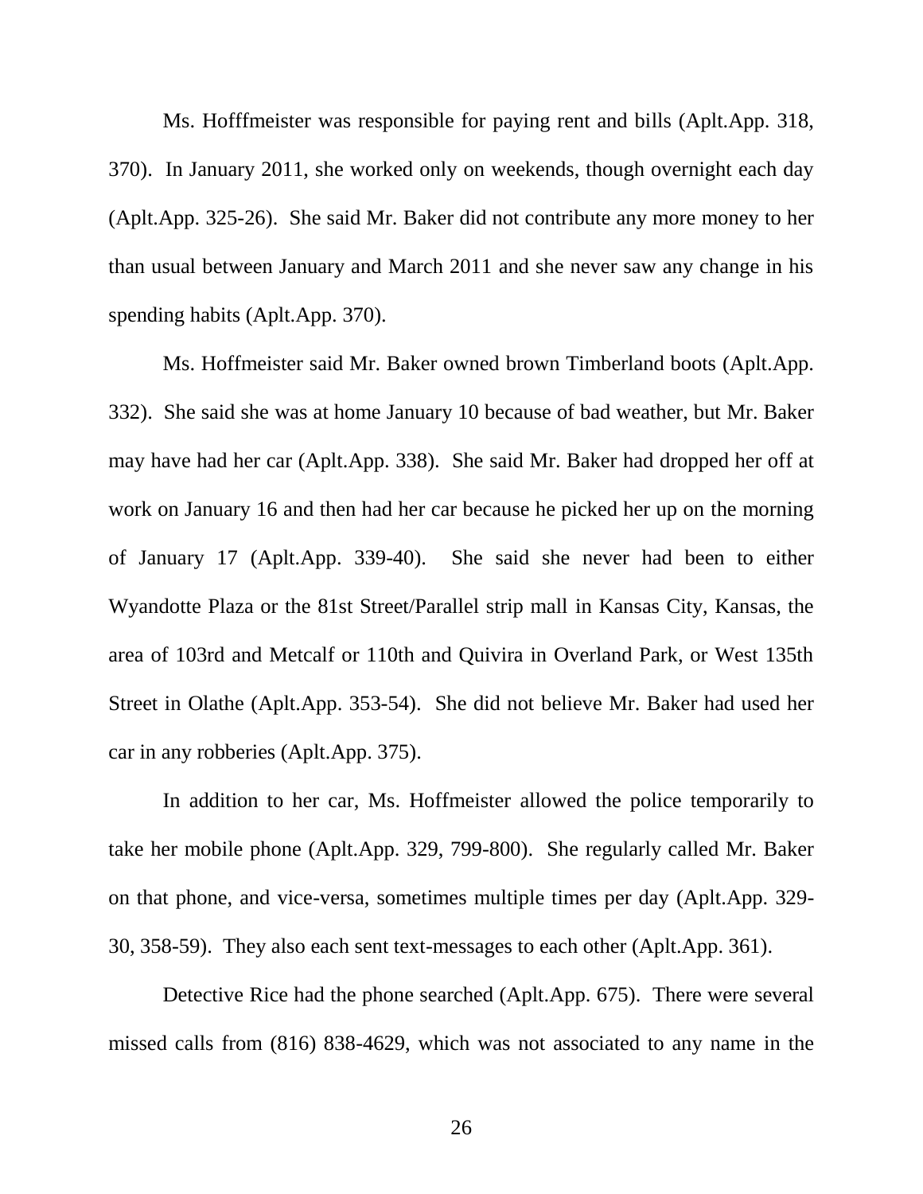Ms. Hofffmeister was responsible for paying rent and bills (Aplt.App. 318, 370). In January 2011, she worked only on weekends, though overnight each day (Aplt.App. 325-26). She said Mr. Baker did not contribute any more money to her than usual between January and March 2011 and she never saw any change in his spending habits (Aplt.App. 370).

Ms. Hoffmeister said Mr. Baker owned brown Timberland boots (Aplt.App. 332). She said she was at home January 10 because of bad weather, but Mr. Baker may have had her car (Aplt.App. 338). She said Mr. Baker had dropped her off at work on January 16 and then had her car because he picked her up on the morning of January 17 (Aplt.App. 339-40). She said she never had been to either Wyandotte Plaza or the 81st Street/Parallel strip mall in Kansas City, Kansas, the area of 103rd and Metcalf or 110th and Quivira in Overland Park, or West 135th Street in Olathe (Aplt.App. 353-54). She did not believe Mr. Baker had used her car in any robberies (Aplt.App. 375).

In addition to her car, Ms. Hoffmeister allowed the police temporarily to take her mobile phone (Aplt.App. 329, 799-800). She regularly called Mr. Baker on that phone, and vice-versa, sometimes multiple times per day (Aplt.App. 329-30, 358-59). They also each sent text-messages to each other (Aplt.App. 361).

Detective Rice had the phone searched (Aplt.App. 675). There were several missed calls from (816) 838-4629, which was not associated to any name in the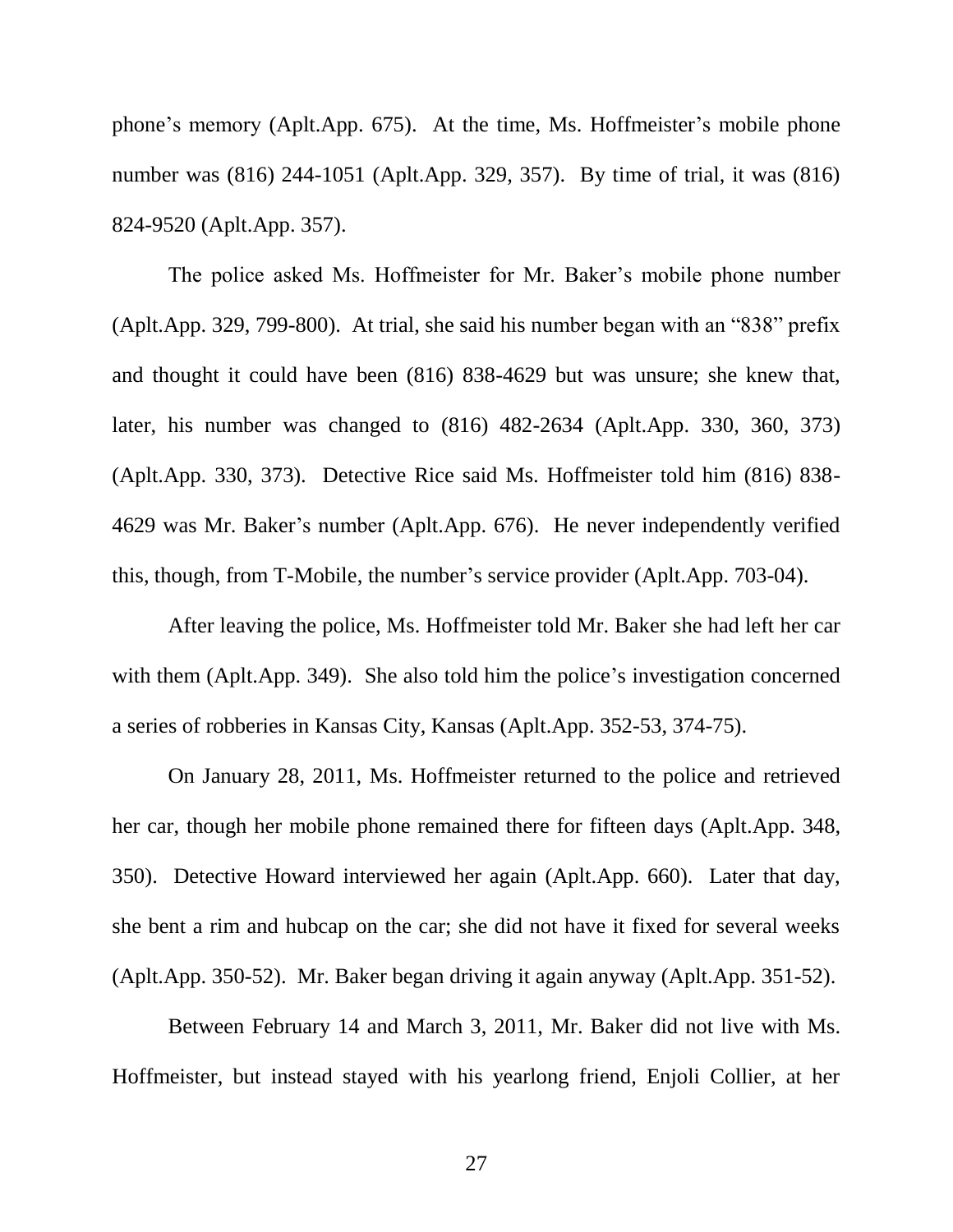phone's memory (Aplt.App. 675). At the time, Ms. Hoffmeister's mobile phone number was (816) 244-1051 (Aplt.App. 329, 357). By time of trial, it was (816) 824-9520 (Aplt.App. 357).

The police asked Ms. Hoffmeister for Mr. Baker's mobile phone number (Aplt.App. 329, 799-800). At trial, she said his number began with an "838" prefix and thought it could have been (816) 838-4629 but was unsure; she knew that, later, his number was changed to (816) 482-2634 (Aplt.App. 330, 360, 373) (Aplt.App. 330, 373). Detective Rice said Ms. Hoffmeister told him (816) 838-4629 was Mr. Baker's number (Aplt.App. 676). He never independently verified this, though, from T-Mobile, the number's service provider (Aplt.App. 703-04).

After leaving the police, Ms. Hoffmeister told Mr. Baker she had left her car with them (Aplt.App. 349). She also told him the police's investigation concerned a series of robberies in Kansas City, Kansas (Aplt.App. 352-53, 374-75).

On January 28, 2011, Ms. Hoffmeister returned to the police and retrieved her car, though her mobile phone remained there for fifteen days (Aplt.App. 348, 350). Detective Howard interviewed her again (Aplt.App. 660). Later that day, she bent a rim and hubcap on the car; she did not have it fixed for several weeks (Aplt.App. 350-52). Mr. Baker began driving it again anyway (Aplt.App. 351-52).

Between February 14 and March 3, 2011, Mr. Baker did not live with Ms. Hoffmeister, but instead stayed with his yearlong friend, Enjoli Collier, at her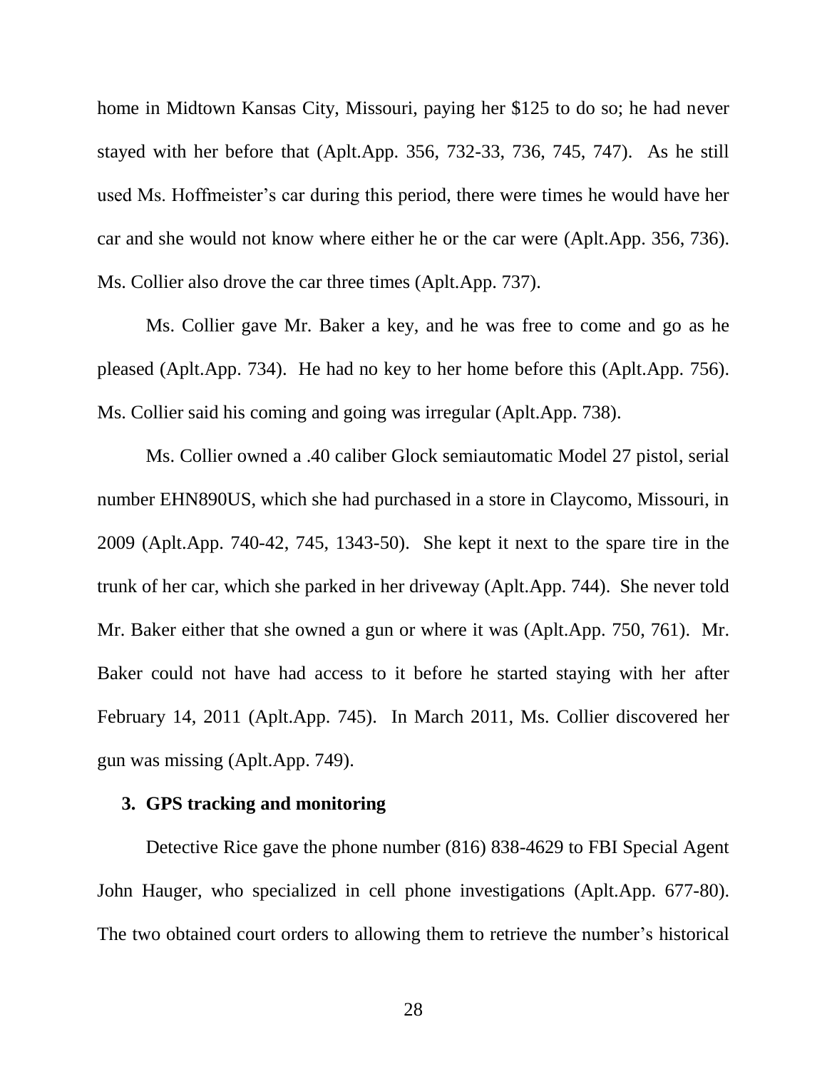home in Midtown Kansas City, Missouri, paying her $125 to do so; he had never stayed with her before that (Aplt.App. 356, 732-33, 736, 745, 747). As he still used Ms. Hoffmeister's car during this period, there were times he would have her car and she would not know where either he or the car were (Aplt.App. 356, 736). Ms. Collier also drove the car three times (Aplt.App. 737).

Ms. Collier gave Mr. Baker a key, and he was free to come and go as he pleased (Aplt.App. 734). He had no key to her home before this (Aplt.App. 756). Ms. Collier said his coming and going was irregular (Aplt.App. 738).

Ms. Collier owned a .40 caliber Glock semiautomatic Model 27 pistol, serial number EHN890US, which she had purchased in a store in Claycomo, Missouri, in 2009 (Aplt.App. 740-42, 745, 1343-50). She kept it next to the spare tire in the trunk of her car, which she parked in her driveway (Aplt.App. 744). She never told Mr. Baker either that she owned a gun or where it was (Aplt.App. 750, 761). Mr. Baker could not have had access to it before he started staying with her after February 14, 2011 (Aplt.App. 745). In March 2011, Ms. Collier discovered her gun was missing (Aplt.App. 749).

### 3. GPS tracking and monitoring

Detective Rice gave the phone number (816) 838-4629 to FBI Special Agent John Hauger, who specialized in cell phone investigations (Aplt.App. 677-80). The two obtained court orders to allowing them to retrieve the number's historical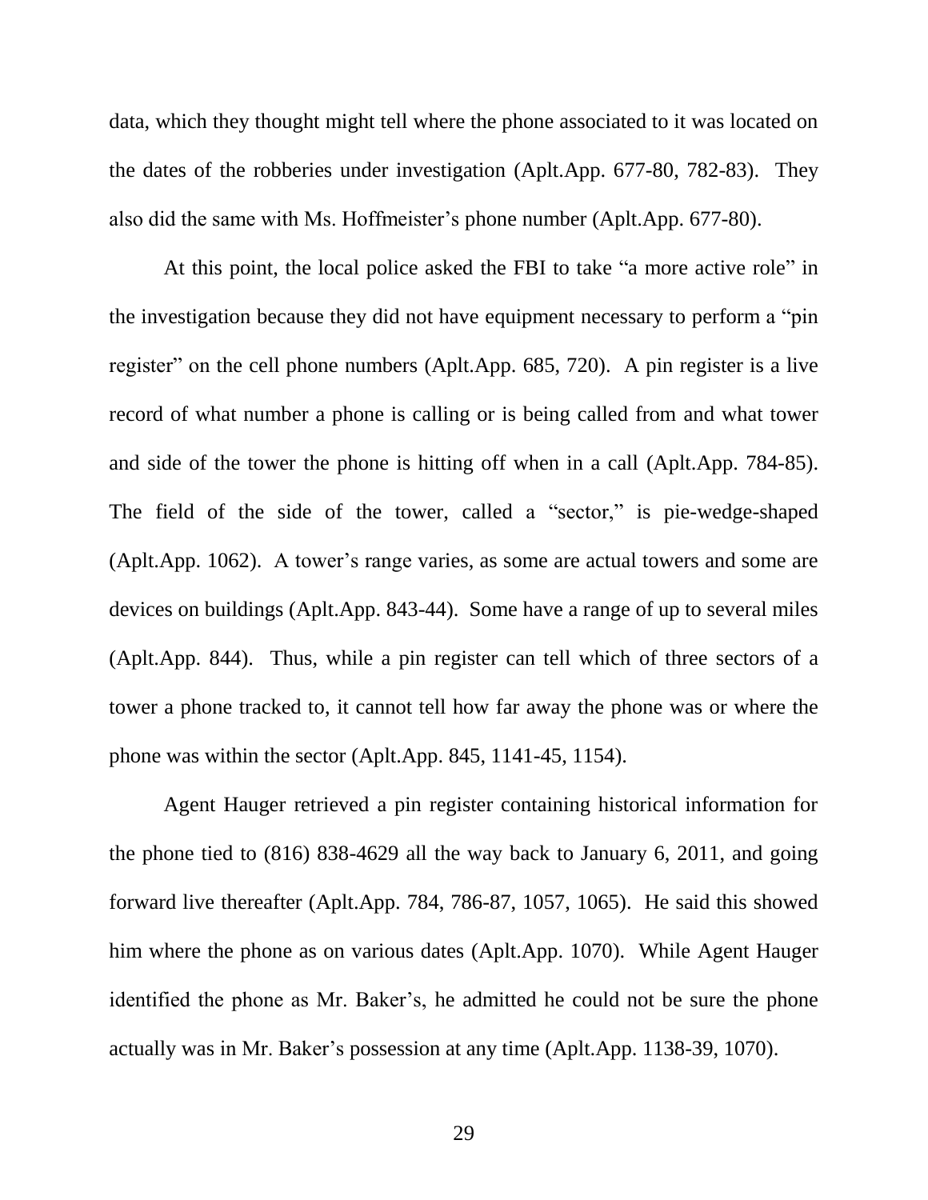data, which they thought might tell where the phone associated to it was located on the dates of the robberies under investigation (Aplt.App. 677-80, 782-83). They also did the same with Ms. Hoffmeister's phone number (Aplt.App. 677-80).

At this point, the local police asked the FBI to take "a more active role" in the investigation because they did not have equipment necessary to perform a "pin register" on the cell phone numbers (Aplt.App. 685, 720). A pin register is a live record of what number a phone is calling or is being called from and what tower and side of the tower the phone is hitting off when in a call (Aplt.App. 784-85). The field of the side of the tower, called a "sector," is pie-wedge-shaped (Aplt.App. 1062). A tower's range varies, as some are actual towers and some are devices on buildings (Aplt.App. 843-44). Some have a range of up to several miles (Aplt.App. 844). Thus, while a pin register can tell which of three sectors of a tower a phone tracked to, it cannot tell how far away the phone was or where the phone was within the sector (Aplt.App. 845, 1141-45, 1154).

Agent Hauger retrieved a pin register containing historical information for the phone tied to (816) 838-4629 all the way back to January 6, 2011, and going forward live thereafter (Aplt.App. 784, 786-87, 1057, 1065). He said this showed him where the phone as on various dates (Aplt.App. 1070). While Agent Hauger identified the phone as Mr. Baker's, he admitted he could not be sure the phone actually was in Mr. Baker's possession at any time (Aplt.App. 1138-39, 1070).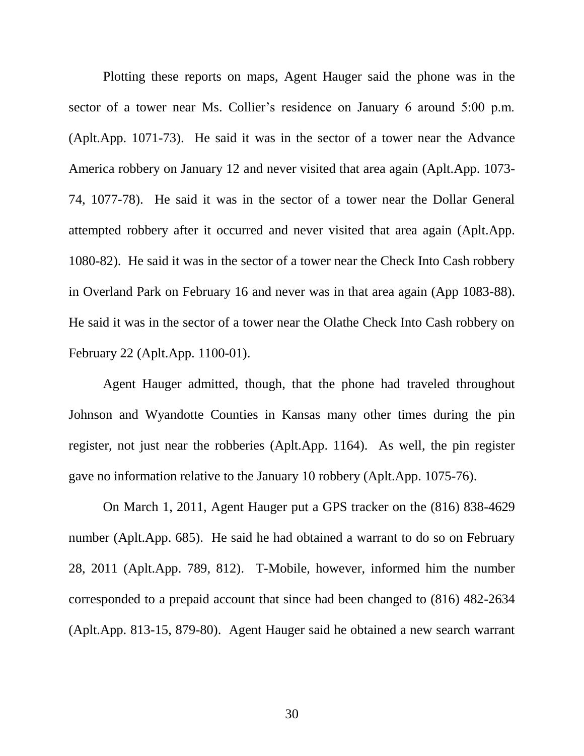Plotting these reports on maps, Agent Hauger said the phone was in the sector of a tower near Ms. Collier's residence on January 6 around 5:00 p.m. (Aplt.App. 1071-73). He said it was in the sector of a tower near the Advance America robbery on January 12 and never visited that area again (Aplt.App. 1073-74, 1077-78). He said it was in the sector of a tower near the Dollar General attempted robbery after it occurred and never visited that area again (Aplt.App. 1080-82). He said it was in the sector of a tower near the Check Into Cash robbery in Overland Park on February 16 and never was in that area again (App 1083-88). He said it was in the sector of a tower near the Olathe Check Into Cash robbery on February 22 (Aplt.App. 1100-01).

Agent Hauger admitted, though, that the phone had traveled throughout Johnson and Wyandotte Counties in Kansas many other times during the pin register, not just near the robberies (Aplt.App. 1164). As well, the pin register gave no information relative to the January 10 robbery (Aplt.App. 1075-76).

On March 1, 2011, Agent Hauger put a GPS tracker on the (816) 838-4629 number (Aplt.App. 685). He said he had obtained a warrant to do so on February 28, 2011 (Aplt.App. 789, 812). T-Mobile, however, informed him the number corresponded to a prepaid account that since had been changed to (816) 482-2634 (Aplt.App. 813-15, 879-80). Agent Hauger said he obtained a new search warrant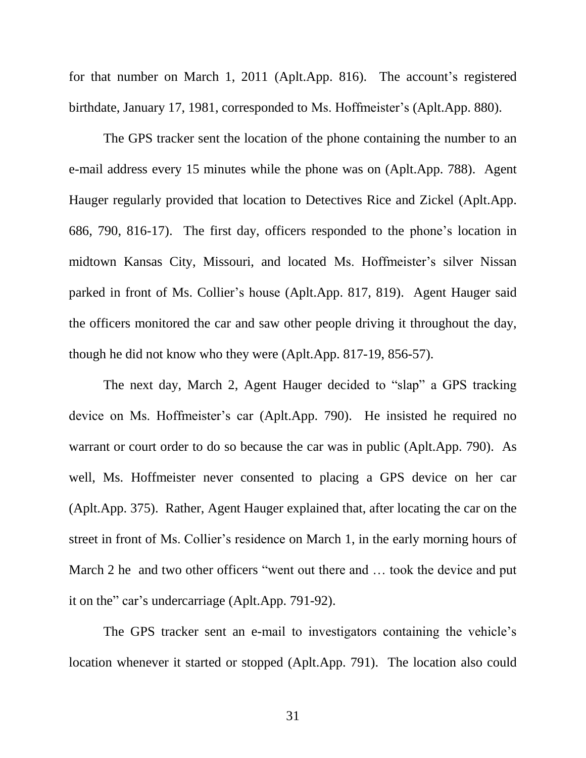for that number on March 1, 2011 (Aplt.App. 816). The account's registered birthdate, January 17, 1981, corresponded to Ms. Hoffmeister's (Aplt.App. 880).

The GPS tracker sent the location of the phone containing the number to an e-mail address every 15 minutes while the phone was on (Aplt.App. 788). Agent Hauger regularly provided that location to Detectives Rice and Zickel (Aplt.App. 686, 790, 816-17). The first day, officers responded to the phone's location in midtown Kansas City, Missouri, and located Ms. Hoffmeister's silver Nissan parked in front of Ms. Collier's house (Aplt.App. 817, 819). Agent Hauger said the officers monitored the car and saw other people driving it throughout the day, though he did not know who they were (Aplt.App. 817-19, 856-57).

The next day, March 2, Agent Hauger decided to "slap" a GPS tracking device on Ms. Hoffmeister's car (Aplt.App. 790). He insisted he required no warrant or court order to do so because the car was in public (Aplt.App. 790). As well, Ms. Hoffmeister never consented to placing a GPS device on her car (Aplt.App. 375). Rather, Agent Hauger explained that, after locating the car on the street in front of Ms. Collier's residence on March 1, in the early morning hours of March 2 he and two other officers "went out there and … took the device and put it on the" car's undercarriage (Aplt.App. 791-92).

The GPS tracker sent an e-mail to investigators containing the vehicle's location whenever it started or stopped (Aplt.App. 791). The location also could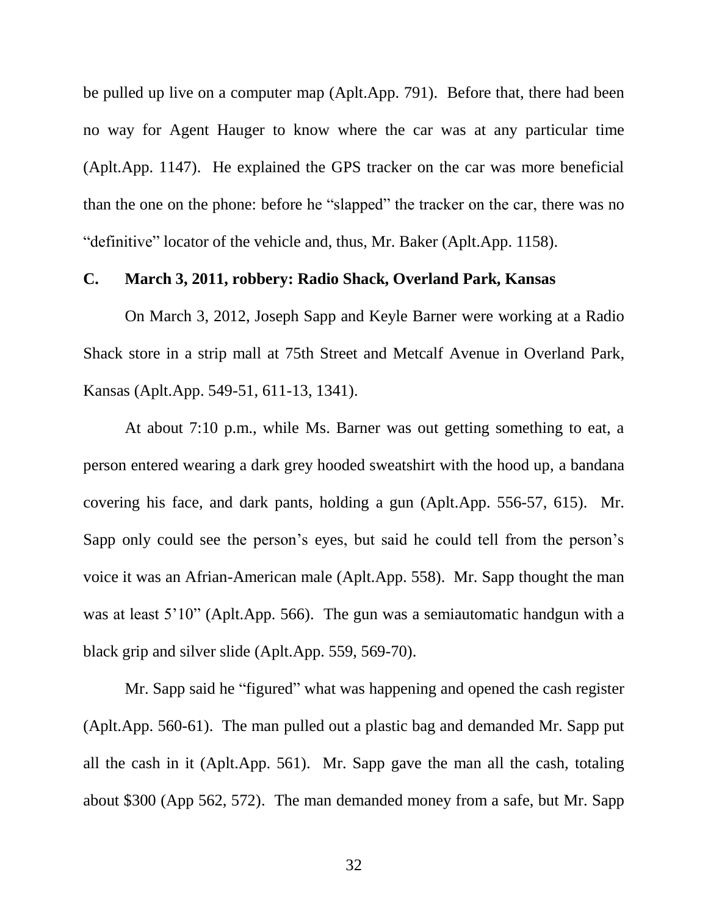be pulled up live on a computer map (Aplt.App. 791). Before that, there had been no way for Agent Hauger to know where the car was at any particular time (Aplt.App. 1147). He explained the GPS tracker on the car was more beneficial than the one on the phone: before he "slapped" the tracker on the car, there was no "definitive" locator of the vehicle and, thus, Mr. Baker (Aplt.App. 1158).

### C. March 3, 2011, robbery: Radio Shack, Overland Park, Kansas

On March 3, 2012, Joseph Sapp and Keyle Barner were working at a Radio Shack store in a strip mall at 75th Street and Metcalf Avenue in Overland Park, Kansas (Aplt.App. 549-51, 611-13, 1341).

At about 7:10 p.m., while Ms. Barner was out getting something to eat, a person entered wearing a dark grey hooded sweatshirt with the hood up, a bandana covering his face, and dark pants, holding a gun (Aplt.App. 556-57, 615). Mr. Sapp only could see the person's eyes, but said he could tell from the person's voice it was an Afrian-American male (Aplt.App. 558). Mr. Sapp thought the man was at least 5'10" (Aplt.App. 566). The gun was a semiautomatic handgun with a black grip and silver slide (Aplt.App. 559, 569-70).

Mr. Sapp said he "figured" what was happening and opened the cash register (Aplt.App. 560-61). The man pulled out a plastic bag and demanded Mr. Sapp put all the cash in it (Aplt.App. 561). Mr. Sapp gave the man all the cash, totaling about $300 (App 562, 572). The man demanded money from a safe, but Mr. Sapp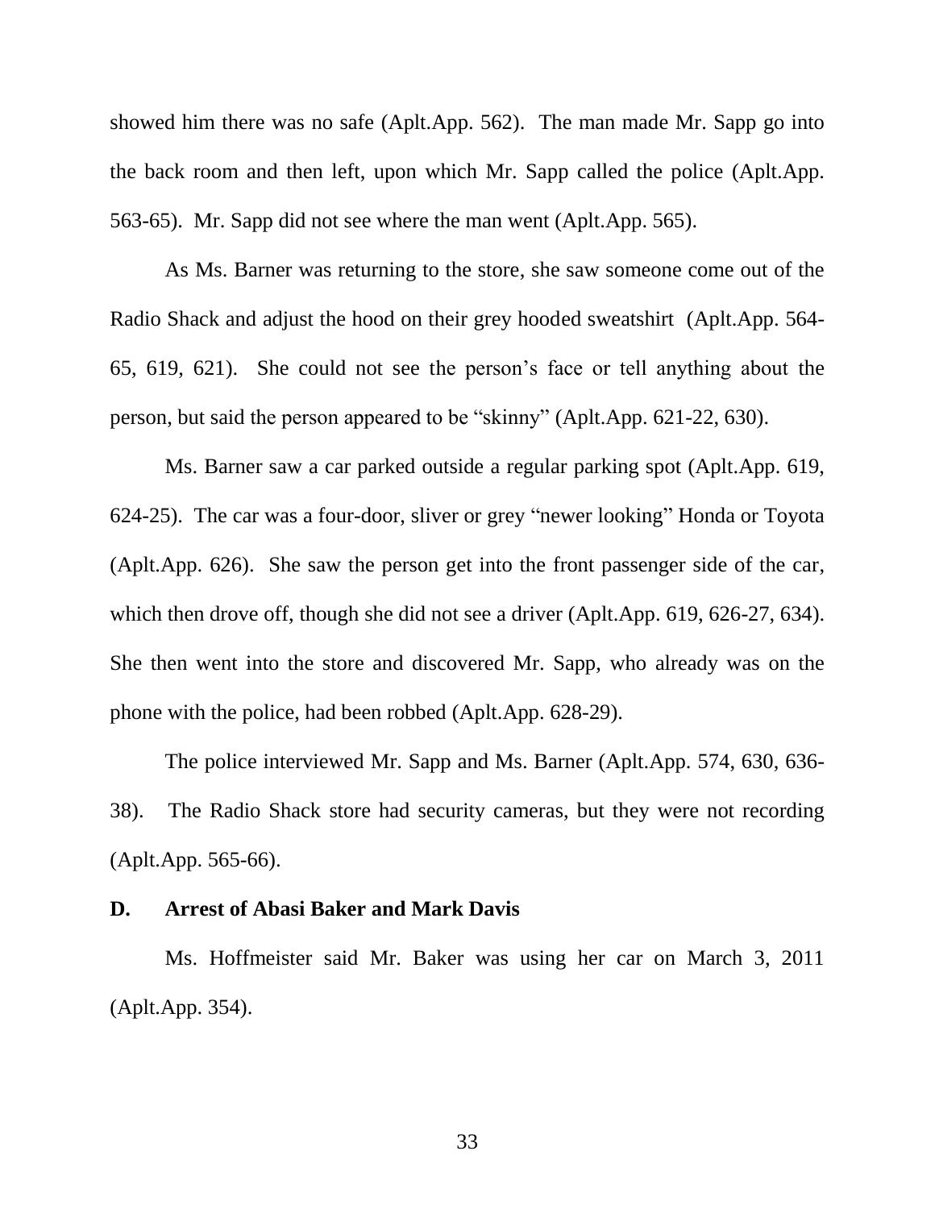showed him there was no safe (Aplt.App. 562). The man made Mr. Sapp go into the back room and then left, upon which Mr. Sapp called the police (Aplt.App. 563-65). Mr. Sapp did not see where the man went (Aplt.App. 565).

As Ms. Barner was returning to the store, she saw someone come out of the Radio Shack and adjust the hood on their grey hooded sweatshirt (Aplt.App. 564-65, 619, 621). She could not see the person's face or tell anything about the person, but said the person appeared to be "skinny" (Aplt.App. 621-22, 630).

Ms. Barner saw a car parked outside a regular parking spot (Aplt.App. 619, 624-25). The car was a four-door, sliver or grey "newer looking" Honda or Toyota (Aplt.App. 626). She saw the person get into the front passenger side of the car, which then drove off, though she did not see a driver (Aplt.App. 619, 626-27, 634). She then went into the store and discovered Mr. Sapp, who already was on the phone with the police, had been robbed (Aplt.App. 628-29).

The police interviewed Mr. Sapp and Ms. Barner (Aplt.App. 574, 630, 636-38). The Radio Shack store had security cameras, but they were not recording (Aplt.App. 565-66).

### D. Arrest of Abasi Baker and Mark Davis

Ms. Hoffmeister said Mr. Baker was using her car on March 3, 2011 (Aplt.App. 354).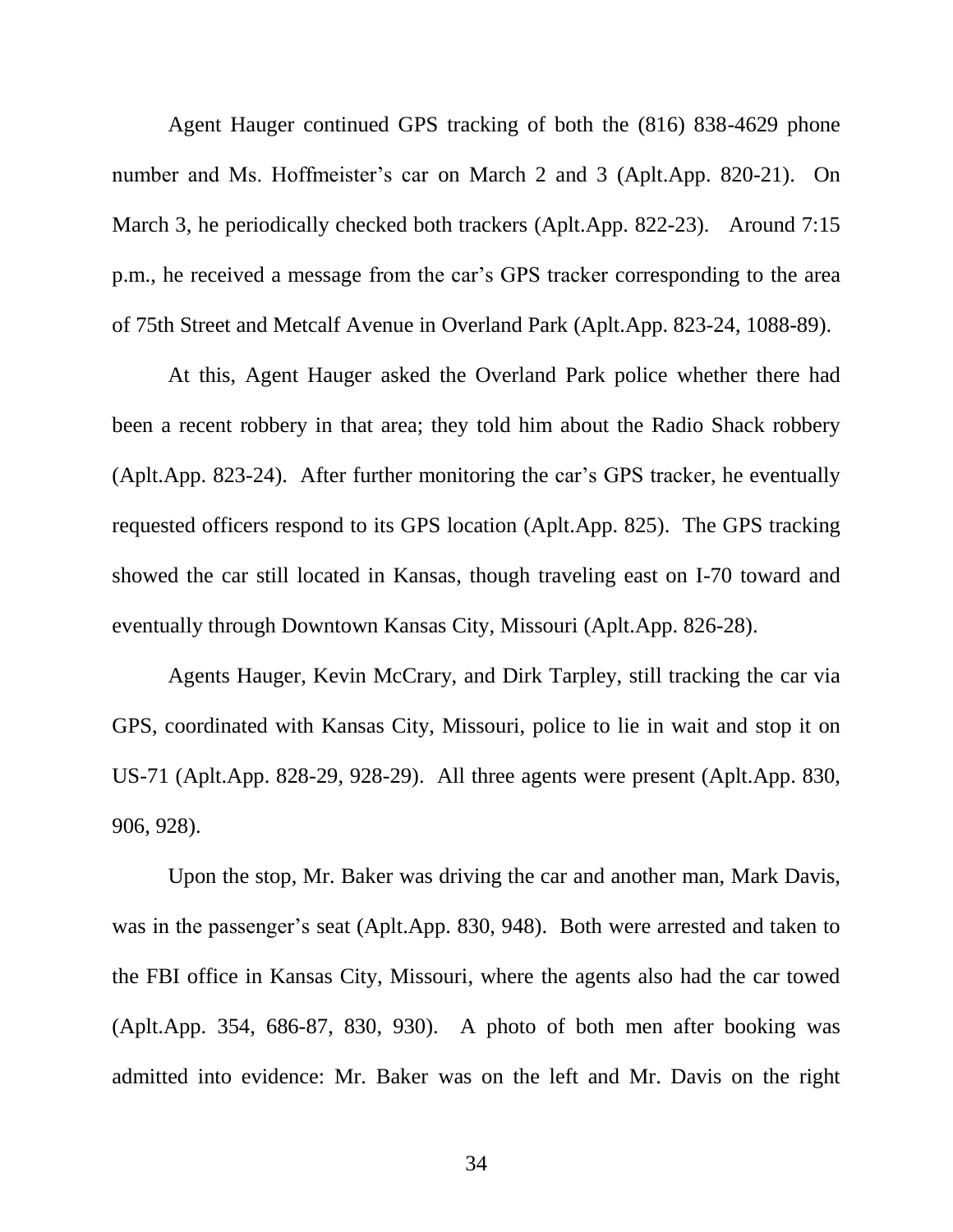Agent Hauger continued GPS tracking of both the (816) 838-4629 phone number and Ms. Hoffmeister's car on March 2 and 3 (Aplt.App. 820-21). On March 3, he periodically checked both trackers (Aplt.App. 822-23). Around 7:15 p.m., he received a message from the car's GPS tracker corresponding to the area of 75th Street and Metcalf Avenue in Overland Park (Aplt.App. 823-24, 1088-89).

At this, Agent Hauger asked the Overland Park police whether there had been a recent robbery in that area; they told him about the Radio Shack robbery (Aplt.App. 823-24). After further monitoring the car's GPS tracker, he eventually requested officers respond to its GPS location (Aplt.App. 825). The GPS tracking showed the car still located in Kansas, though traveling east on I-70 toward and eventually through Downtown Kansas City, Missouri (Aplt.App. 826-28).

Agents Hauger, Kevin McCrary, and Dirk Tarpley, still tracking the car via GPS, coordinated with Kansas City, Missouri, police to lie in wait and stop it on US-71 (Aplt.App. 828-29, 928-29). All three agents were present (Aplt.App. 830, 906, 928).

Upon the stop, Mr. Baker was driving the car and another man, Mark Davis, was in the passenger's seat (Aplt.App. 830, 948). Both were arrested and taken to the FBI office in Kansas City, Missouri, where the agents also had the car towed (Aplt.App. 354, 686-87, 830, 930). A photo of both men after booking was admitted into evidence: Mr. Baker was on the left and Mr. Davis on the right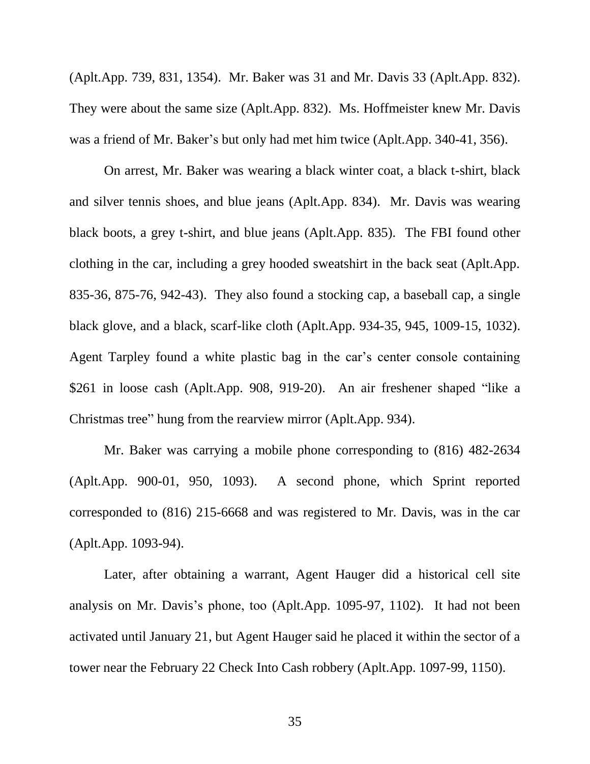(Aplt.App. 739, 831, 1354). Mr. Baker was 31 and Mr. Davis 33 (Aplt.App. 832). They were about the same size (Aplt.App. 832). Ms. Hoffmeister knew Mr. Davis was a friend of Mr. Baker's but only had met him twice (Aplt.App. 340-41, 356).

On arrest, Mr. Baker was wearing a black winter coat, a black t-shirt, black and silver tennis shoes, and blue jeans (Aplt.App. 834). Mr. Davis was wearing black boots, a grey t-shirt, and blue jeans (Aplt.App. 835). The FBI found other clothing in the car, including a grey hooded sweatshirt in the back seat (Aplt.App. 835-36, 875-76, 942-43). They also found a stocking cap, a baseball cap, a single black glove, and a black, scarf-like cloth (Aplt.App. 934-35, 945, 1009-15, 1032). Agent Tarpley found a white plastic bag in the car's center console containing $261 in loose cash (Aplt.App. 908, 919-20). An air freshener shaped "like a Christmas tree" hung from the rearview mirror (Aplt.App. 934).

Mr. Baker was carrying a mobile phone corresponding to (816) 482-2634 (Aplt.App. 900-01, 950, 1093). A second phone, which Sprint reported corresponded to (816) 215-6668 and was registered to Mr. Davis, was in the car (Aplt.App. 1093-94).

Later, after obtaining a warrant, Agent Hauger did a historical cell site analysis on Mr. Davis's phone, too (Aplt.App. 1095-97, 1102). It had not been activated until January 21, but Agent Hauger said he placed it within the sector of a tower near the February 22 Check Into Cash robbery (Aplt.App. 1097-99, 1150).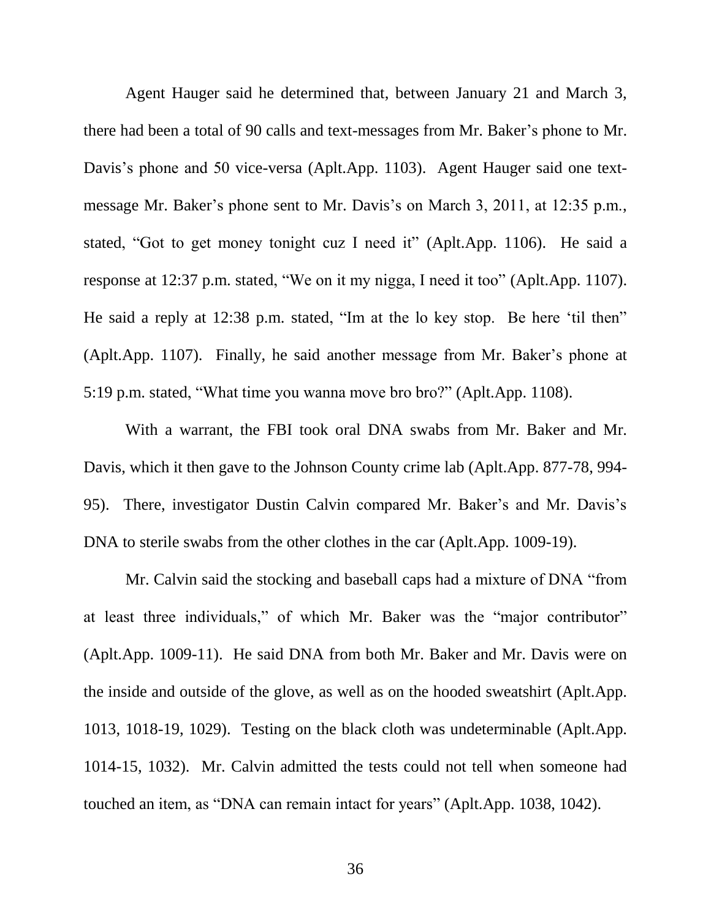Agent Hauger said he determined that, between January 21 and March 3, there had been a total of 90 calls and text-messages from Mr. Baker's phone to Mr. Davis's phone and 50 vice-versa (Aplt.App. 1103). Agent Hauger said one text-message Mr. Baker's phone sent to Mr. Davis's on March 3, 2011, at 12:35 p.m., stated, "Got to get money tonight cuz I need it" (Aplt.App. 1106). He said a response at 12:37 p.m. stated, "We on it my nigga, I need it too" (Aplt.App. 1107). He said a reply at 12:38 p.m. stated, "Im at the lo key stop. Be here 'til then" (Aplt.App. 1107). Finally, he said another message from Mr. Baker's phone at 5:19 p.m. stated, "What time you wanna move bro bro?" (Aplt.App. 1108).

With a warrant, the FBI took oral DNA swabs from Mr. Baker and Mr. Davis, which it then gave to the Johnson County crime lab (Aplt.App. 877-78, 994-95). There, investigator Dustin Calvin compared Mr. Baker's and Mr. Davis's DNA to sterile swabs from the other clothes in the car (Aplt.App. 1009-19).

Mr. Calvin said the stocking and baseball caps had a mixture of DNA "from at least three individuals," of which Mr. Baker was the "major contributor" (Aplt.App. 1009-11). He said DNA from both Mr. Baker and Mr. Davis were on the inside and outside of the glove, as well as on the hooded sweatshirt (Aplt.App. 1013, 1018-19, 1029). Testing on the black cloth was undeterminable (Aplt.App. 1014-15, 1032). Mr. Calvin admitted the tests could not tell when someone had touched an item, as "DNA can remain intact for years" (Aplt.App. 1038, 1042).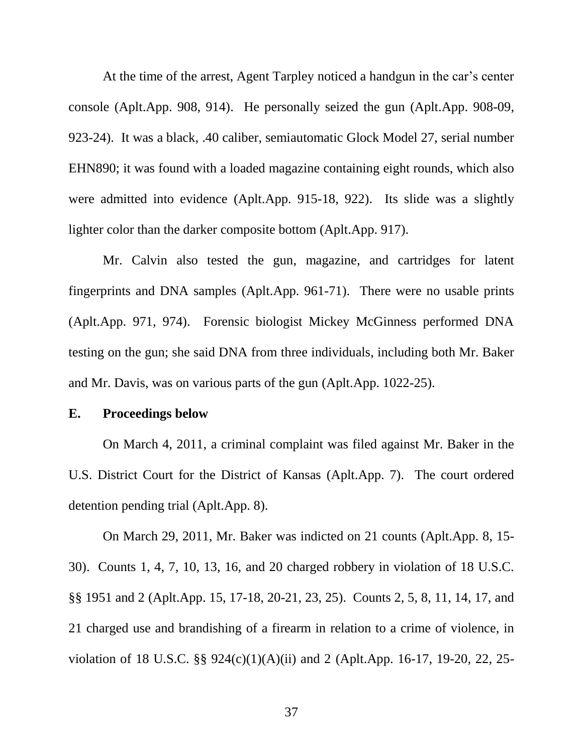At the time of the arrest, Agent Tarpley noticed a handgun in the car's center console (Aplt.App. 908, 914). He personally seized the gun (Aplt.App. 908-09, 923-24). It was a black, .40 caliber, semiautomatic Glock Model 27, serial number EHN890; it was found with a loaded magazine containing eight rounds, which also were admitted into evidence (Aplt.App. 915-18, 922). Its slide was a slightly lighter color than the darker composite bottom (Aplt.App. 917).

Mr. Calvin also tested the gun, magazine, and cartridges for latent fingerprints and DNA samples (Aplt.App. 961-71). There were no usable prints (Aplt.App. 971, 974). Forensic biologist Mickey McGinness performed DNA testing on the gun; she said DNA from three individuals, including both Mr. Baker and Mr. Davis, was on various parts of the gun (Aplt.App. 1022-25).

### E. Proceedings below

On March 4, 2011, a criminal complaint was filed against Mr. Baker in the U.S. District Court for the District of Kansas (Aplt.App. 7). The court ordered detention pending trial (Aplt.App. 8).

On March 29, 2011, Mr. Baker was indicted on 21 counts (Aplt.App. 8, 15-30). Counts 1, 4, 7, 10, 13, 16, and 20 charged robbery in violation of 18 U.S.C. §§ 1951 and 2 (Aplt.App. 15, 17-18, 20-21, 23, 25). Counts 2, 5, 8, 11, 14, 17, and 21 charged use and brandishing of a firearm in relation to a crime of violence, in violation of 18 U.S.C. §§ 924(c)(1)(A)(ii) and 2 (Aplt.App. 16-17, 19-20, 22, 25-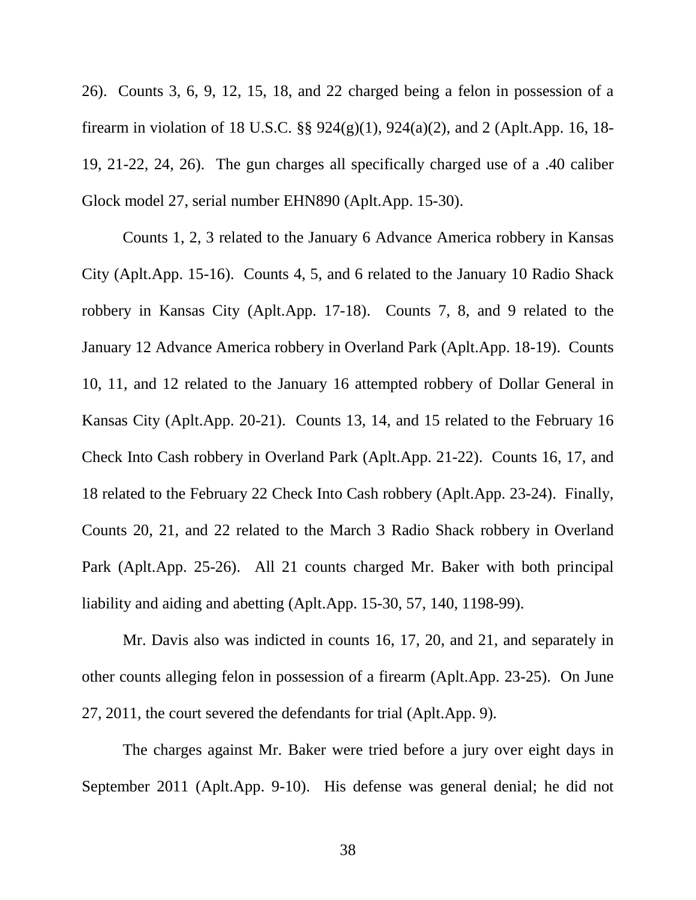26). Counts 3, 6, 9, 12, 15, 18, and 22 charged being a felon in possession of a firearm in violation of 18 U.S.C. §§ 924(g)(1), 924(a)(2), and 2 (Aplt.App. 16, 18-19, 21-22, 24, 26). The gun charges all specifically charged use of a .40 caliber Glock model 27, serial number EHN890 (Aplt.App. 15-30).

Counts 1, 2, 3 related to the January 6 Advance America robbery in Kansas City (Aplt.App. 15-16). Counts 4, 5, and 6 related to the January 10 Radio Shack robbery in Kansas City (Aplt.App. 17-18). Counts 7, 8, and 9 related to the January 12 Advance America robbery in Overland Park (Aplt.App. 18-19). Counts 10, 11, and 12 related to the January 16 attempted robbery of Dollar General in Kansas City (Aplt.App. 20-21). Counts 13, 14, and 15 related to the February 16 Check Into Cash robbery in Overland Park (Aplt.App. 21-22). Counts 16, 17, and 18 related to the February 22 Check Into Cash robbery (Aplt.App. 23-24). Finally, Counts 20, 21, and 22 related to the March 3 Radio Shack robbery in Overland Park (Aplt.App. 25-26). All 21 counts charged Mr. Baker with both principal liability and aiding and abetting (Aplt.App. 15-30, 57, 140, 1198-99).

Mr. Davis also was indicted in counts 16, 17, 20, and 21, and separately in other counts alleging felon in possession of a firearm (Aplt.App. 23-25). On June 27, 2011, the court severed the defendants for trial (Aplt.App. 9).

The charges against Mr. Baker were tried before a jury over eight days in September 2011 (Aplt.App. 9-10). His defense was general denial; he did not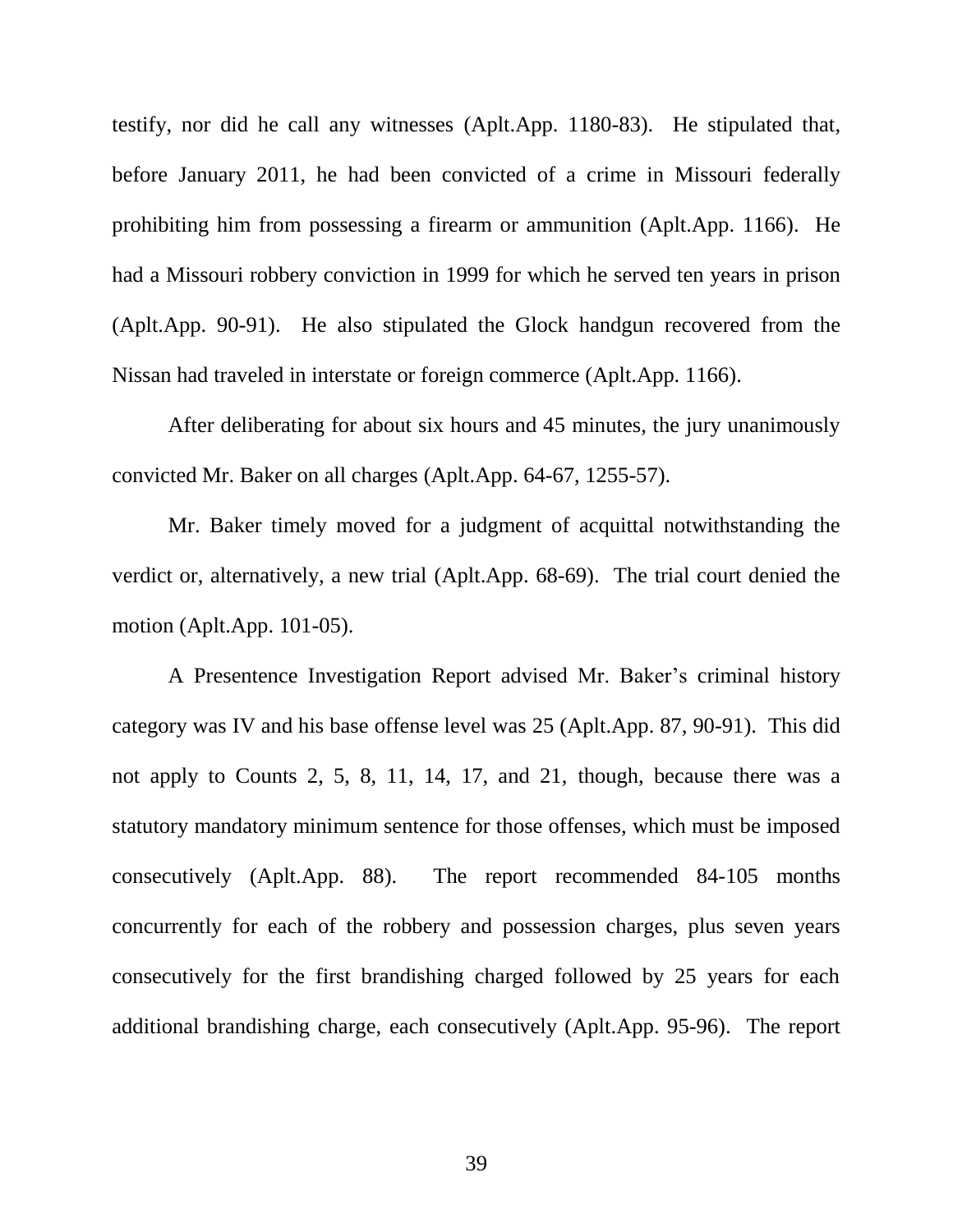testify, nor did he call any witnesses (Aplt.App. 1180-83). He stipulated that, before January 2011, he had been convicted of a crime in Missouri federally prohibiting him from possessing a firearm or ammunition (Aplt.App. 1166). He had a Missouri robbery conviction in 1999 for which he served ten years in prison (Aplt.App. 90-91). He also stipulated the Glock handgun recovered from the Nissan had traveled in interstate or foreign commerce (Aplt.App. 1166).

After deliberating for about six hours and 45 minutes, the jury unanimously convicted Mr. Baker on all charges (Aplt.App. 64-67, 1255-57).

Mr. Baker timely moved for a judgment of acquittal notwithstanding the verdict or, alternatively, a new trial (Aplt.App. 68-69). The trial court denied the motion (Aplt.App. 101-05).

A Presentence Investigation Report advised Mr. Baker's criminal history category was IV and his base offense level was 25 (Aplt.App. 87, 90-91). This did not apply to Counts 2, 5, 8, 11, 14, 17, and 21, though, because there was a statutory mandatory minimum sentence for those offenses, which must be imposed consecutively (Aplt.App. 88). The report recommended 84-105 months concurrently for each of the robbery and possession charges, plus seven years consecutively for the first brandishing charged followed by 25 years for each additional brandishing charge, each consecutively (Aplt.App. 95-96). The report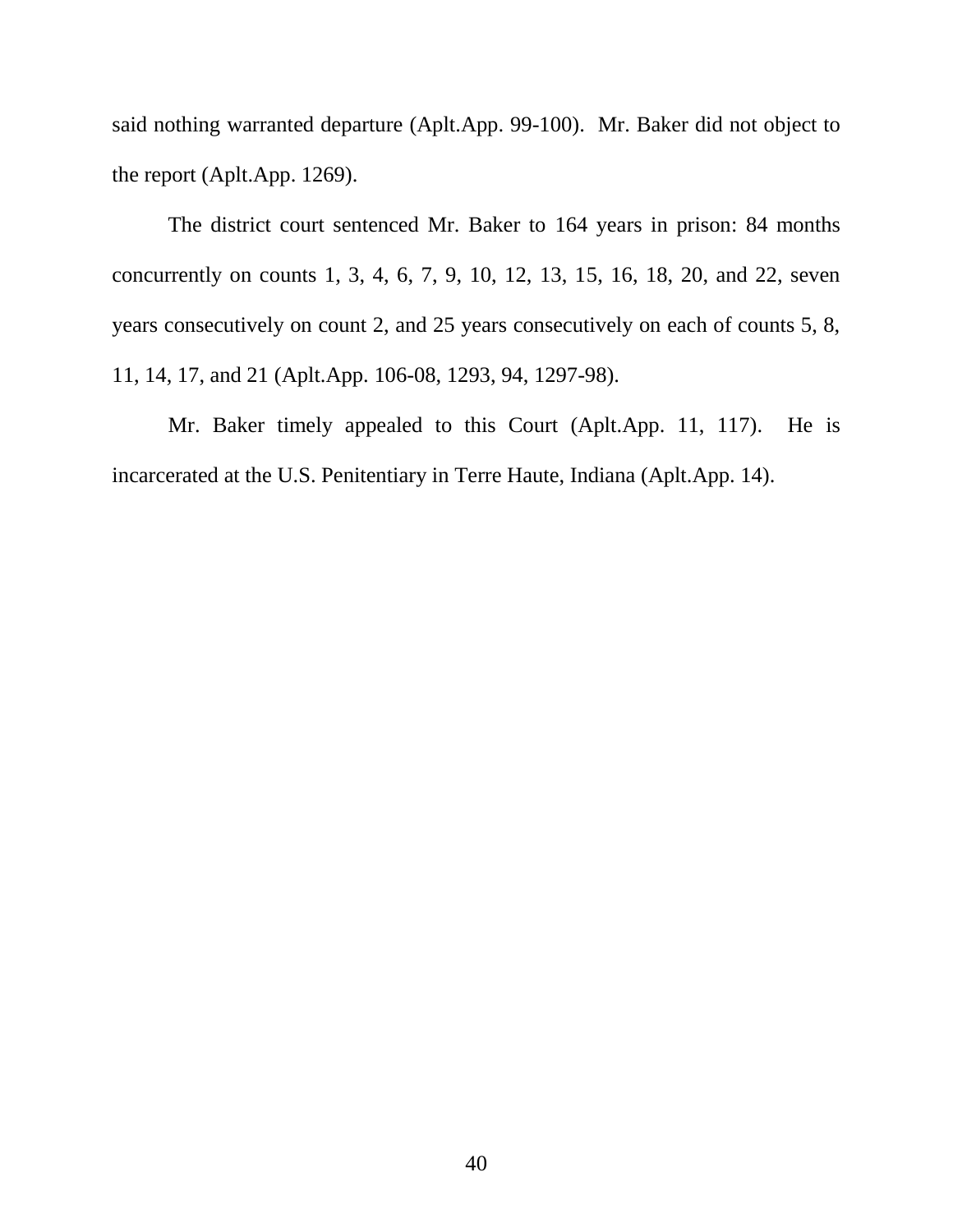said nothing warranted departure (Aplt.App. 99-100). Mr. Baker did not object to the report (Aplt.App. 1269).

The district court sentenced Mr. Baker to 164 years in prison: 84 months concurrently on counts 1, 3, 4, 6, 7, 9, 10, 12, 13, 15, 16, 18, 20, and 22, seven years consecutively on count 2, and 25 years consecutively on each of counts 5, 8, 11, 14, 17, and 21 (Aplt.App. 106-08, 1293, 94, 1297-98).

Mr. Baker timely appealed to this Court (Aplt.App. 11, 117). He is incarcerated at the U.S. Penitentiary in Terre Haute, Indiana (Aplt.App. 14).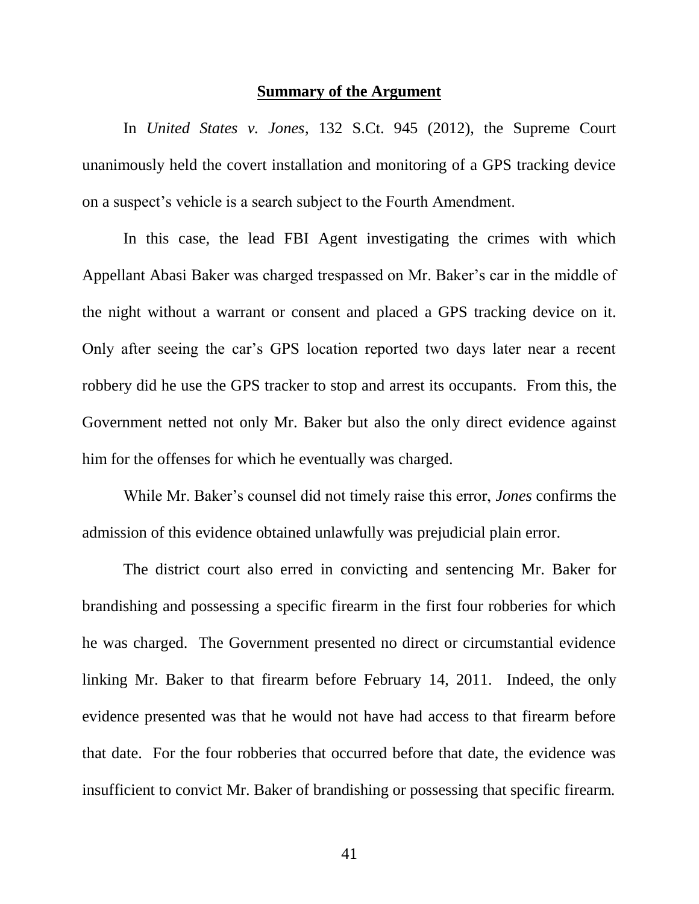## **Summary of the Argument**

In *United States v. Jones*, 132 S.Ct. 945 (2012), the Supreme Court unanimously held the covert installation and monitoring of a GPS tracking device on a suspect's vehicle is a search subject to the Fourth Amendment.

In this case, the lead FBI Agent investigating the crimes with which Appellant Abasi Baker was charged trespassed on Mr. Baker's car in the middle of the night without a warrant or consent and placed a GPS tracking device on it. Only after seeing the car's GPS location reported two days later near a recent robbery did he use the GPS tracker to stop and arrest its occupants. From this, the Government netted not only Mr. Baker but also the only direct evidence against him for the offenses for which he eventually was charged.

While Mr. Baker's counsel did not timely raise this error, *Jones* confirms the admission of this evidence obtained unlawfully was prejudicial plain error.

The district court also erred in convicting and sentencing Mr. Baker for brandishing and possessing a specific firearm in the first four robberies for which he was charged. The Government presented no direct or circumstantial evidence linking Mr. Baker to that firearm before February 14, 2011. Indeed, the only evidence presented was that he would not have had access to that firearm before that date. For the four robberies that occurred before that date, the evidence was insufficient to convict Mr. Baker of brandishing or possessing that specific firearm.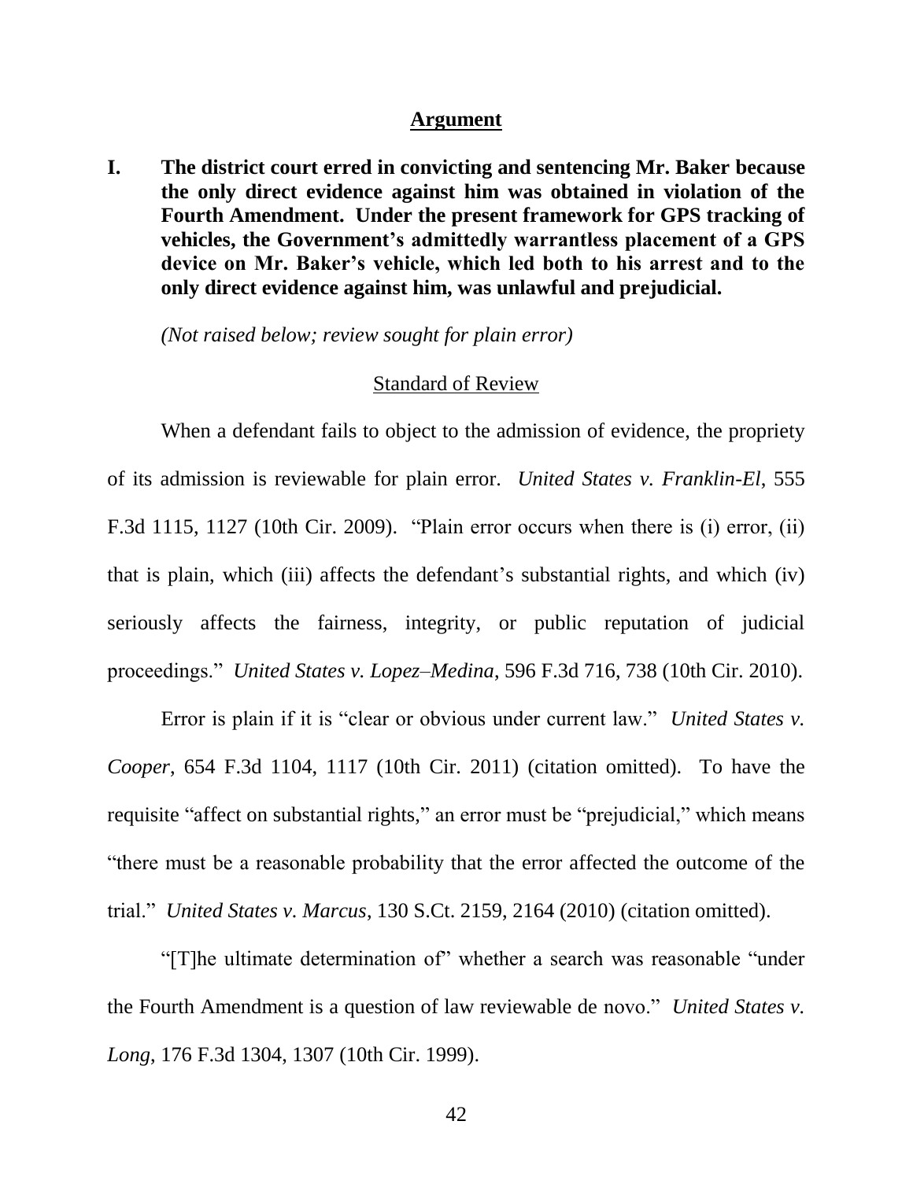# Argument

**I. The district court erred in convicting and sentencing Mr. Baker because the only direct evidence against him was obtained in violation of the Fourth Amendment. Under the present framework for GPS tracking of vehicles, the Government's admittedly warrantless placement of a GPS device on Mr. Baker's vehicle, which led both to his arrest and to the only direct evidence against him, was unlawful and prejudicial.**

*(Not raised below; review sought for plain error)*

## Standard of Review

When a defendant fails to object to the admission of evidence, the propriety of its admission is reviewable for plain error. *United States v. Franklin-El*, 555 F.3d 1115, 1127 (10th Cir. 2009). "Plain error occurs when there is (i) error, (ii) that is plain, which (iii) affects the defendant's substantial rights, and which (iv) seriously affects the fairness, integrity, or public reputation of judicial proceedings." *United States v. Lopez–Medina*, 596 F.3d 716, 738 (10th Cir. 2010).

Error is plain if it is "clear or obvious under current law." *United States v. Cooper*, 654 F.3d 1104, 1117 (10th Cir. 2011) (citation omitted). To have the requisite "affect on substantial rights," an error must be "prejudicial," which means "there must be a reasonable probability that the error affected the outcome of the trial." *United States v. Marcus*, 130 S.Ct. 2159, 2164 (2010) (citation omitted).

"[T]he ultimate determination of" whether a search was reasonable "under the Fourth Amendment is a question of law reviewable de novo." *United States v. Long*, 176 F.3d 1304, 1307 (10th Cir. 1999).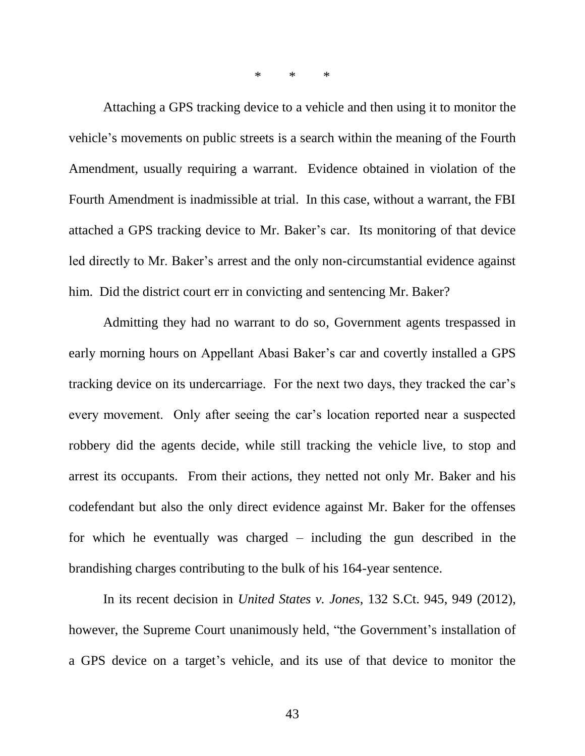\* \* \*

Attaching a GPS tracking device to a vehicle and then using it to monitor the vehicle's movements on public streets is a search within the meaning of the Fourth Amendment, usually requiring a warrant. Evidence obtained in violation of the Fourth Amendment is inadmissible at trial. In this case, without a warrant, the FBI attached a GPS tracking device to Mr. Baker's car. Its monitoring of that device led directly to Mr. Baker's arrest and the only non-circumstantial evidence against him. Did the district court err in convicting and sentencing Mr. Baker?

Admitting they had no warrant to do so, Government agents trespassed in early morning hours on Appellant Abasi Baker's car and covertly installed a GPS tracking device on its undercarriage. For the next two days, they tracked the car's every movement. Only after seeing the car's location reported near a suspected robbery did the agents decide, while still tracking the vehicle live, to stop and arrest its occupants. From their actions, they netted not only Mr. Baker and his codefendant but also the only direct evidence against Mr. Baker for the offenses for which he eventually was charged – including the gun described in the brandishing charges contributing to the bulk of his 164-year sentence.

In its recent decision in *United States v. Jones*, 132 S.Ct. 945, 949 (2012), however, the Supreme Court unanimously held, "the Government's installation of a GPS device on a target's vehicle, and its use of that device to monitor the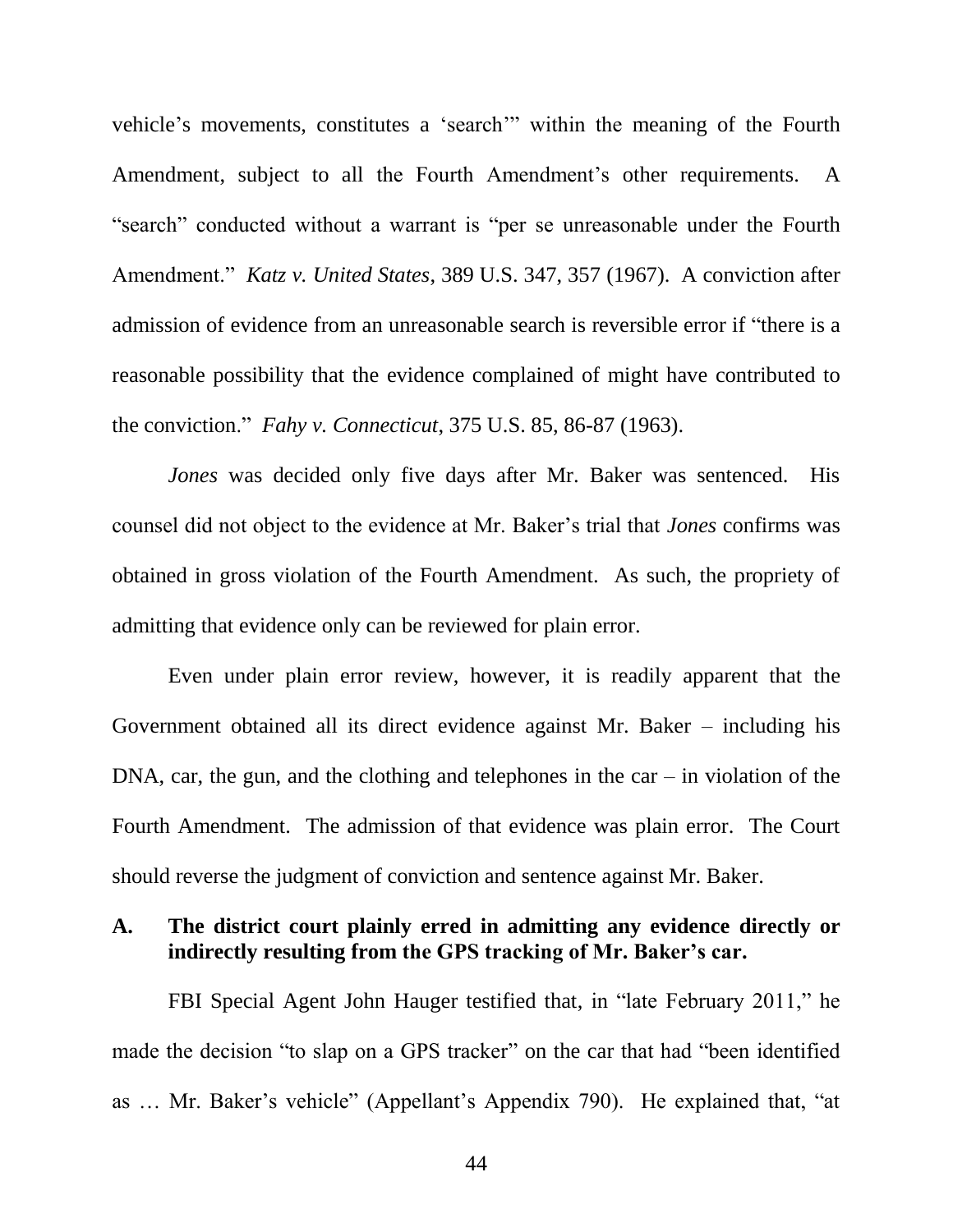vehicle's movements, constitutes a 'search'" within the meaning of the Fourth Amendment, subject to all the Fourth Amendment's other requirements. A "search" conducted without a warrant is "per se unreasonable under the Fourth Amendment." *Katz v. United States*, 389 U.S. 347, 357 (1967). A conviction after admission of evidence from an unreasonable search is reversible error if "there is a reasonable possibility that the evidence complained of might have contributed to the conviction." *Fahy v. Connecticut*, 375 U.S. 85, 86-87 (1963).

*Jones* was decided only five days after Mr. Baker was sentenced. His counsel did not object to the evidence at Mr. Baker's trial that *Jones* confirms was obtained in gross violation of the Fourth Amendment. As such, the propriety of admitting that evidence only can be reviewed for plain error.

Even under plain error review, however, it is readily apparent that the Government obtained all its direct evidence against Mr. Baker – including his DNA, car, the gun, and the clothing and telephones in the car – in violation of the Fourth Amendment. The admission of that evidence was plain error. The Court should reverse the judgment of conviction and sentence against Mr. Baker.

### A. The district court plainly erred in admitting any evidence directly or indirectly resulting from the GPS tracking of Mr. Baker's car.

FBI Special Agent John Hauger testified that, in "late February 2011," he made the decision "to slap on a GPS tracker" on the car that had "been identified as … Mr. Baker's vehicle" (Appellant's Appendix 790). He explained that, "at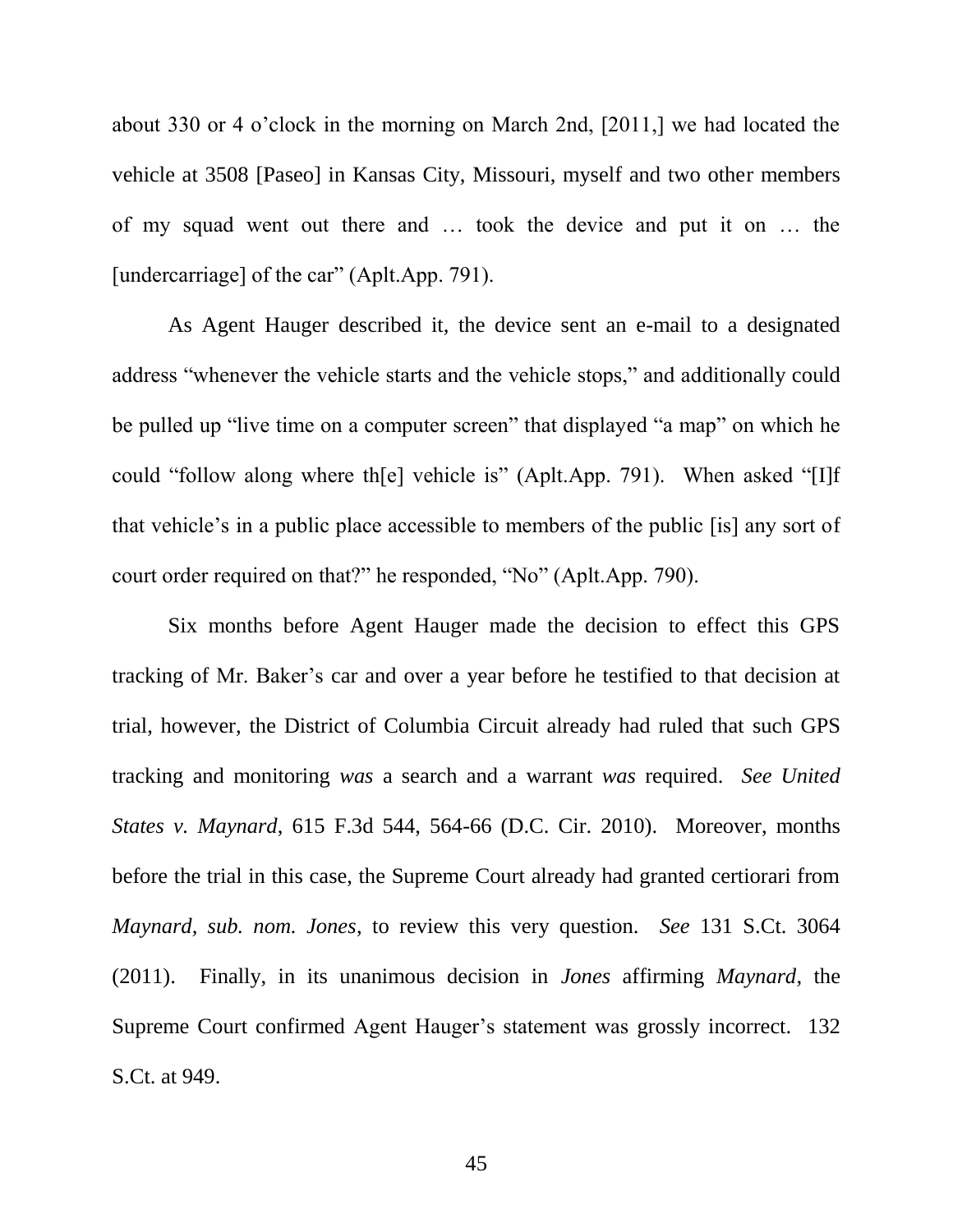about 330 or 4 o'clock in the morning on March 2nd, [2011,] we had located the vehicle at 3508 [Paseo] in Kansas City, Missouri, myself and two other members of my squad went out there and … took the device and put it on … the [undercarriage] of the car" (Aplt.App. 791).

As Agent Hauger described it, the device sent an e-mail to a designated address "whenever the vehicle starts and the vehicle stops," and additionally could be pulled up "live time on a computer screen" that displayed "a map" on which he could "follow along where th[e] vehicle is" (Aplt.App. 791). When asked "[I]f that vehicle's in a public place accessible to members of the public [is] any sort of court order required on that?" he responded, "No" (Aplt.App. 790).

Six months before Agent Hauger made the decision to effect this GPS tracking of Mr. Baker's car and over a year before he testified to that decision at trial, however, the District of Columbia Circuit already had ruled that such GPS tracking and monitoring *was* a search and a warrant *was* required. *See United States v. Maynard*, 615 F.3d 544, 564-66 (D.C. Cir. 2010). Moreover, months before the trial in this case, the Supreme Court already had granted certiorari from *Maynard, sub. nom. Jones*, to review this very question. *See* 131 S.Ct. 3064 (2011). Finally, in its unanimous decision in *Jones* affirming *Maynard*, the Supreme Court confirmed Agent Hauger's statement was grossly incorrect. 132 S.Ct. at 949.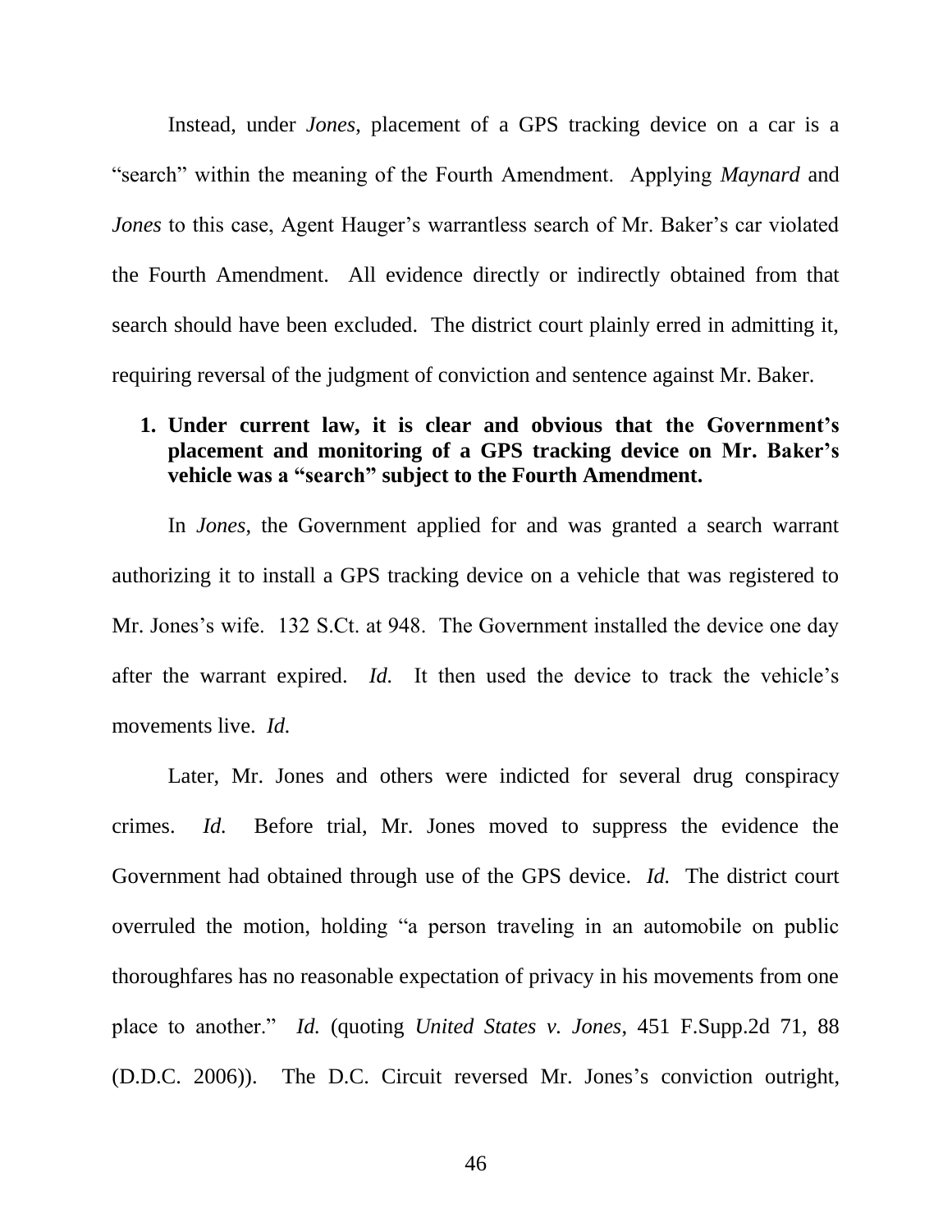Instead, under *Jones*, placement of a GPS tracking device on a car is a "search" within the meaning of the Fourth Amendment. Applying *Maynard* and *Jones* to this case, Agent Hauger's warrantless search of Mr. Baker's car violated the Fourth Amendment. All evidence directly or indirectly obtained from that search should have been excluded. The district court plainly erred in admitting it, requiring reversal of the judgment of conviction and sentence against Mr. Baker.

1. **Under current law, it is clear and obvious that the Government's placement and monitoring of a GPS tracking device on Mr. Baker's vehicle was a "search" subject to the Fourth Amendment.**

In *Jones*, the Government applied for and was granted a search warrant authorizing it to install a GPS tracking device on a vehicle that was registered to Mr. Jones's wife. 132 S.Ct. at 948. The Government installed the device one day after the warrant expired. *Id.* It then used the device to track the vehicle's movements live. *Id.*

Later, Mr. Jones and others were indicted for several drug conspiracy crimes. *Id.* Before trial, Mr. Jones moved to suppress the evidence the Government had obtained through use of the GPS device. *Id.* The district court overruled the motion, holding "a person traveling in an automobile on public thoroughfares has no reasonable expectation of privacy in his movements from one place to another." *Id.* (quoting *United States v. Jones*, 451 F.Supp.2d 71, 88 (D.D.C. 2006)). The D.C. Circuit reversed Mr. Jones's conviction outright,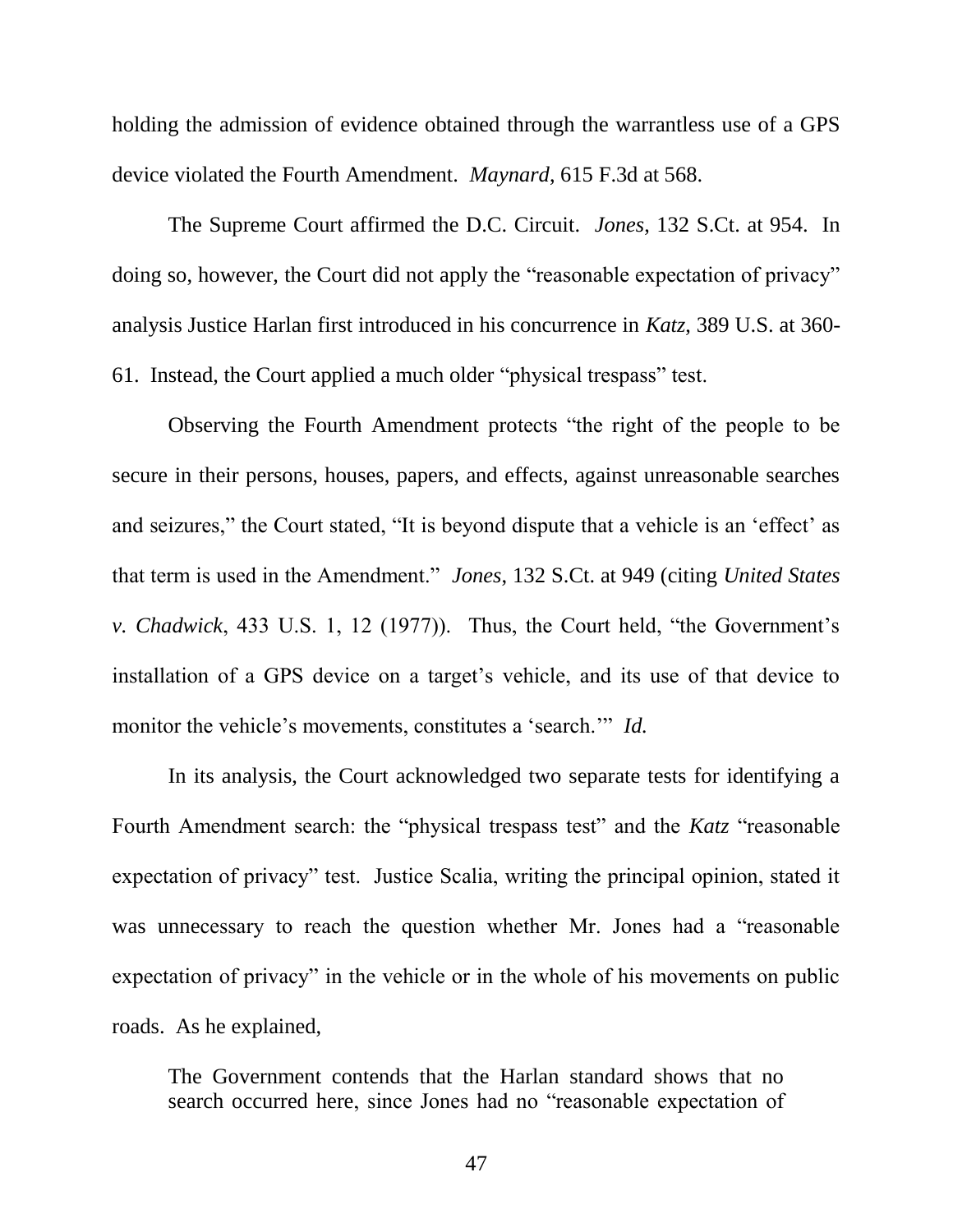holding the admission of evidence obtained through the warrantless use of a GPS device violated the Fourth Amendment. *Maynard,* 615 F.3d at 568.

The Supreme Court affirmed the D.C. Circuit. *Jones*, 132 S.Ct. at 954. In doing so, however, the Court did not apply the "reasonable expectation of privacy" analysis Justice Harlan first introduced in his concurrence in *Katz,* 389 U.S. at 360-61. Instead, the Court applied a much older "physical trespass" test.

Observing the Fourth Amendment protects "the right of the people to be secure in their persons, houses, papers, and effects, against unreasonable searches and seizures," the Court stated, "It is beyond dispute that a vehicle is an 'effect' as that term is used in the Amendment." *Jones,* 132 S.Ct. at 949 (citing *United States v. Chadwick*, 433 U.S. 1, 12 (1977)). Thus, the Court held, "the Government's installation of a GPS device on a target's vehicle, and its use of that device to monitor the vehicle's movements, constitutes a 'search.'" *Id.*

In its analysis, the Court acknowledged two separate tests for identifying a Fourth Amendment search: the "physical trespass test" and the *Katz* "reasonable expectation of privacy" test. Justice Scalia, writing the principal opinion, stated it was unnecessary to reach the question whether Mr. Jones had a "reasonable expectation of privacy" in the vehicle or in the whole of his movements on public roads. As he explained,

> The Government contends that the Harlan standard shows that no search occurred here, since Jones had no "reasonable expectation of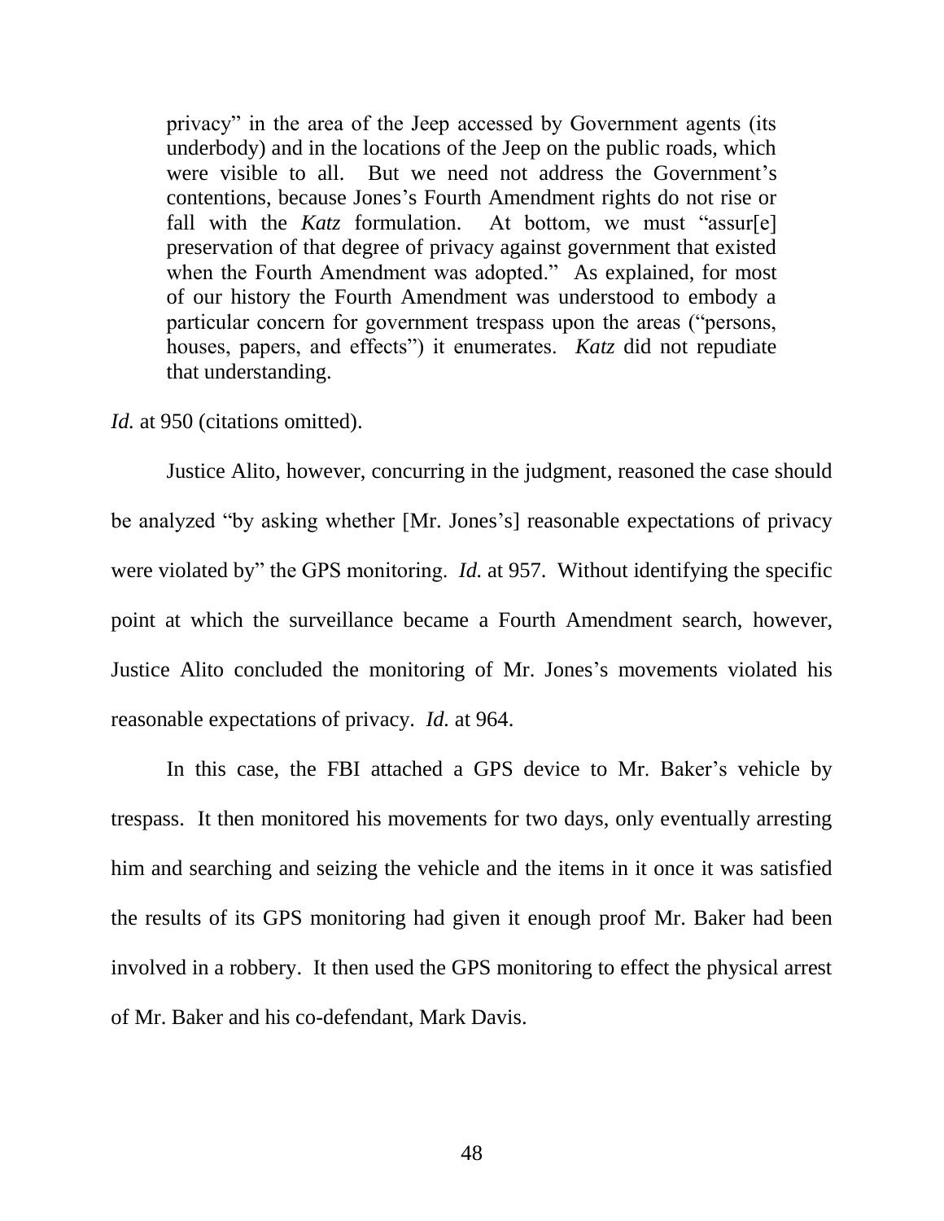> privacy" in the area of the Jeep accessed by Government agents (its underbody) and in the locations of the Jeep on the public roads, which were visible to all. But we need not address the Government's contentions, because Jones's Fourth Amendment rights do not rise or fall with the *Katz* formulation. At bottom, we must "assur[e] preservation of that degree of privacy against government that existed when the Fourth Amendment was adopted." As explained, for most of our history the Fourth Amendment was understood to embody a particular concern for government trespass upon the areas ("persons, houses, papers, and effects") it enumerates. *Katz* did not repudiate that understanding.

*Id.* at 950 (citations omitted).

Justice Alito, however, concurring in the judgment, reasoned the case should be analyzed "by asking whether [Mr. Jones's] reasonable expectations of privacy were violated by" the GPS monitoring. *Id.* at 957. Without identifying the specific point at which the surveillance became a Fourth Amendment search, however, Justice Alito concluded the monitoring of Mr. Jones's movements violated his reasonable expectations of privacy. *Id.* at 964.

In this case, the FBI attached a GPS device to Mr. Baker's vehicle by trespass. It then monitored his movements for two days, only eventually arresting him and searching and seizing the vehicle and the items in it once it was satisfied the results of its GPS monitoring had given it enough proof Mr. Baker had been involved in a robbery. It then used the GPS monitoring to effect the physical arrest of Mr. Baker and his co-defendant, Mark Davis.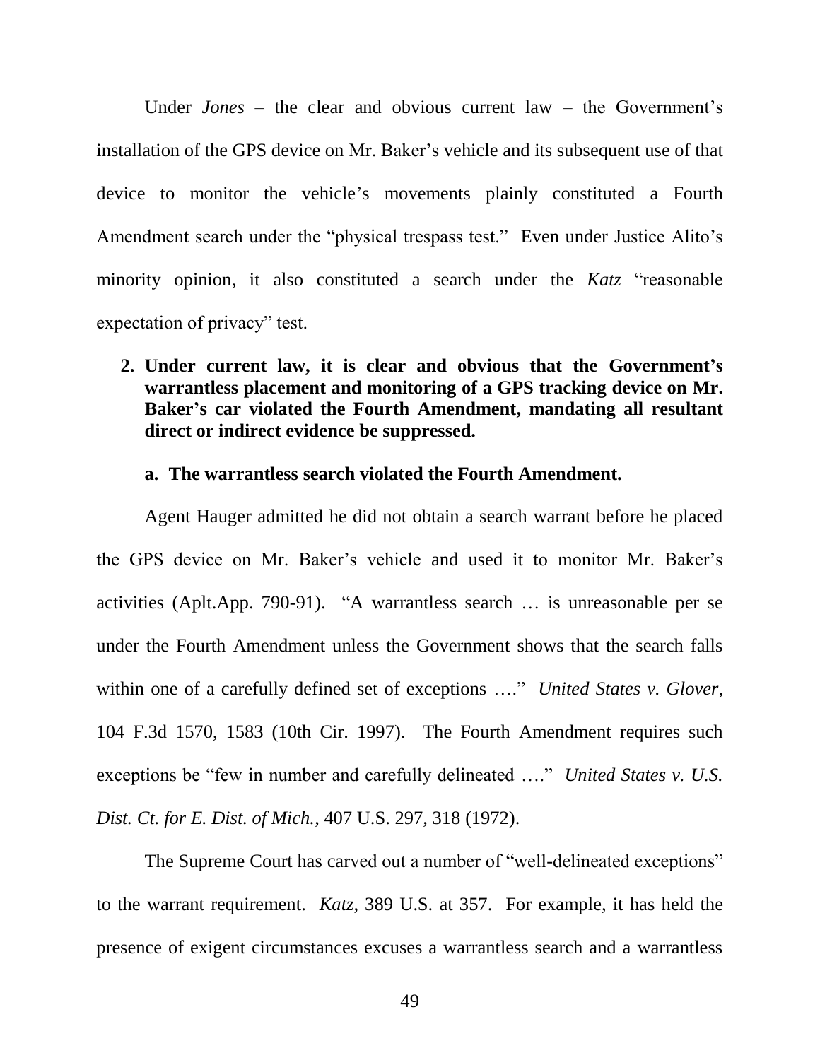Under *Jones* – the clear and obvious current law – the Government's installation of the GPS device on Mr. Baker's vehicle and its subsequent use of that device to monitor the vehicle's movements plainly constituted a Fourth Amendment search under the "physical trespass test." Even under Justice Alito's minority opinion, it also constituted a search under the *Katz* "reasonable expectation of privacy" test.

2. **Under current law, it is clear and obvious that the Government's warrantless placement and monitoring of a GPS tracking device on Mr. Baker's car violated the Fourth Amendment, mandating all resultant direct or indirect evidence be suppressed.**

   a. **The warrantless search violated the Fourth Amendment.**

Agent Hauger admitted he did not obtain a search warrant before he placed the GPS device on Mr. Baker's vehicle and used it to monitor Mr. Baker's activities (Aplt.App. 790-91). "A warrantless search … is unreasonable per se under the Fourth Amendment unless the Government shows that the search falls within one of a carefully defined set of exceptions …." *United States v. Glover*, 104 F.3d 1570, 1583 (10th Cir. 1997). The Fourth Amendment requires such exceptions be "few in number and carefully delineated …." *United States v. U.S. Dist. Ct. for E. Dist. of Mich.*, 407 U.S. 297, 318 (1972).

The Supreme Court has carved out a number of "well-delineated exceptions" to the warrant requirement. *Katz*, 389 U.S. at 357. For example, it has held the presence of exigent circumstances excuses a warrantless search and a warrantless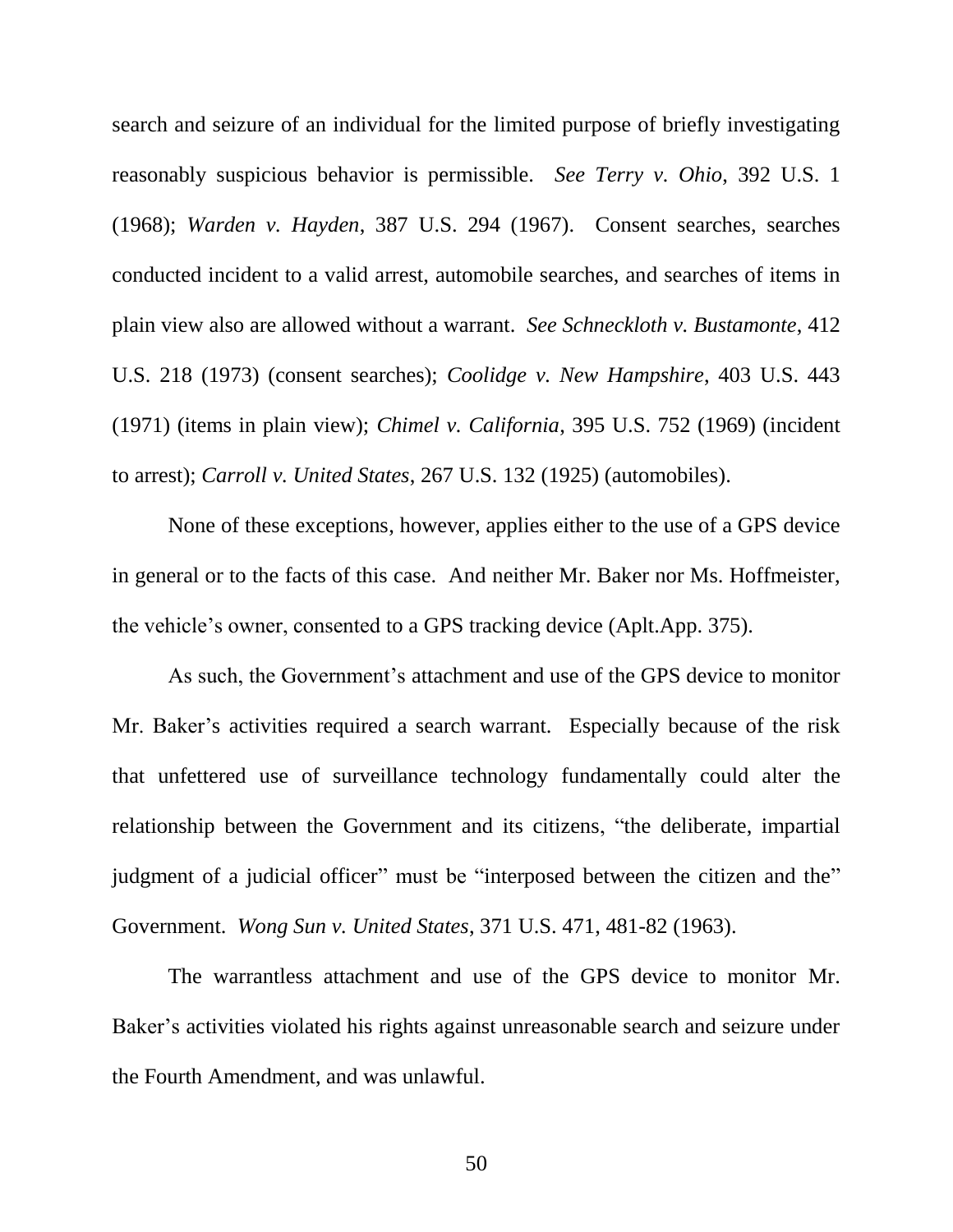search and seizure of an individual for the limited purpose of briefly investigating reasonably suspicious behavior is permissible. *See Terry v. Ohio*, 392 U.S. 1 (1968); *Warden v. Hayden*, 387 U.S. 294 (1967). Consent searches, searches conducted incident to a valid arrest, automobile searches, and searches of items in plain view also are allowed without a warrant. *See Schneckloth v. Bustamonte*, 412 U.S. 218 (1973) (consent searches); *Coolidge v. New Hampshire*, 403 U.S. 443 (1971) (items in plain view); *Chimel v. California*, 395 U.S. 752 (1969) (incident to arrest); *Carroll v. United States*, 267 U.S. 132 (1925) (automobiles).

None of these exceptions, however, applies either to the use of a GPS device in general or to the facts of this case. And neither Mr. Baker nor Ms. Hoffmeister, the vehicle's owner, consented to a GPS tracking device (Aplt.App. 375).

As such, the Government's attachment and use of the GPS device to monitor Mr. Baker's activities required a search warrant. Especially because of the risk that unfettered use of surveillance technology fundamentally could alter the relationship between the Government and its citizens, "the deliberate, impartial judgment of a judicial officer" must be "interposed between the citizen and the" Government. *Wong Sun v. United States*, 371 U.S. 471, 481-82 (1963).

The warrantless attachment and use of the GPS device to monitor Mr. Baker's activities violated his rights against unreasonable search and seizure under the Fourth Amendment, and was unlawful.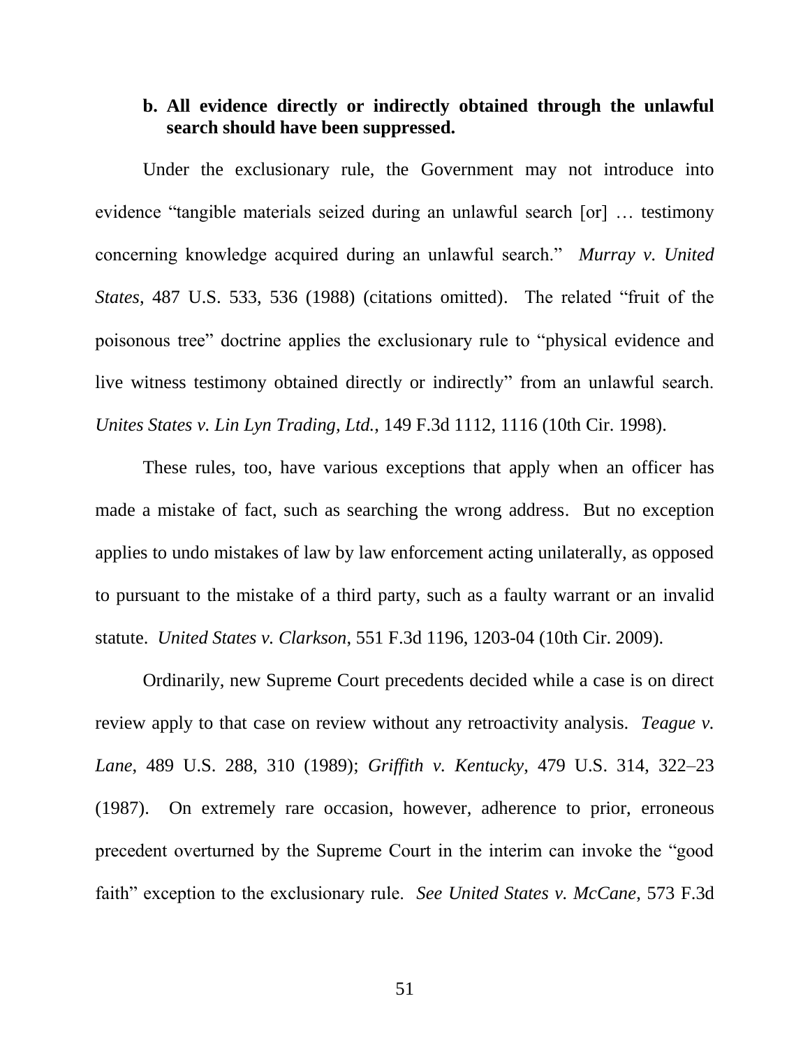**b. All evidence directly or indirectly obtained through the unlawful search should have been suppressed.**

Under the exclusionary rule, the Government may not introduce into evidence "tangible materials seized during an unlawful search [or] … testimony concerning knowledge acquired during an unlawful search." *Murray v. United States*, 487 U.S. 533, 536 (1988) (citations omitted). The related "fruit of the poisonous tree" doctrine applies the exclusionary rule to "physical evidence and live witness testimony obtained directly or indirectly" from an unlawful search. *Unites States v. Lin Lyn Trading, Ltd.*, 149 F.3d 1112, 1116 (10th Cir. 1998).

These rules, too, have various exceptions that apply when an officer has made a mistake of fact, such as searching the wrong address. But no exception applies to undo mistakes of law by law enforcement acting unilaterally, as opposed to pursuant to the mistake of a third party, such as a faulty warrant or an invalid statute. *United States v. Clarkson*, 551 F.3d 1196, 1203-04 (10th Cir. 2009).

Ordinarily, new Supreme Court precedents decided while a case is on direct review apply to that case on review without any retroactivity analysis. *Teague v. Lane*, 489 U.S. 288, 310 (1989); *Griffith v. Kentucky*, 479 U.S. 314, 322–23 (1987). On extremely rare occasion, however, adherence to prior, erroneous precedent overturned by the Supreme Court in the interim can invoke the "good faith" exception to the exclusionary rule. *See United States v. McCane*, 573 F.3d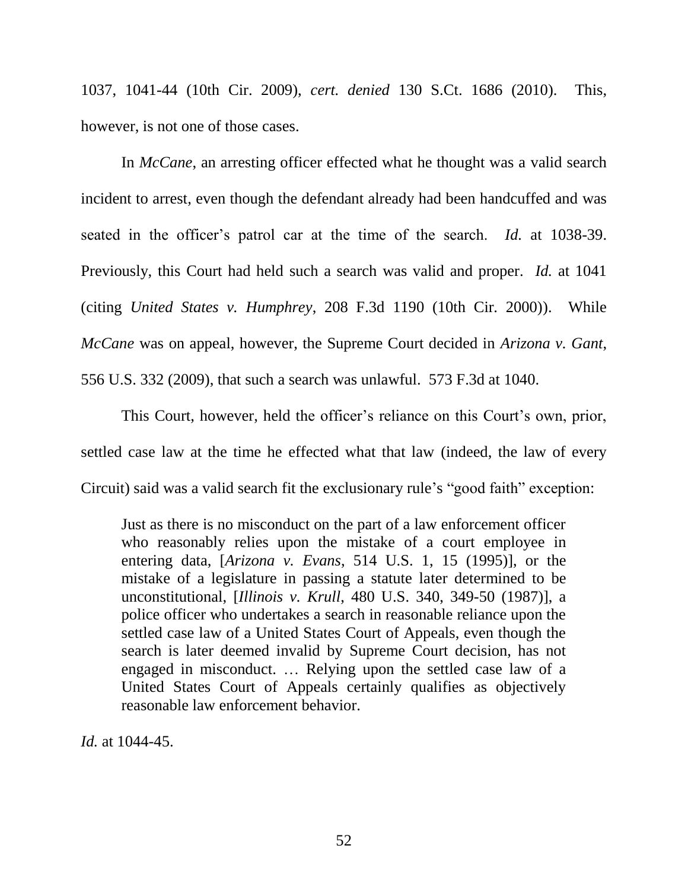1037, 1041-44 (10th Cir. 2009), *cert. denied* 130 S.Ct. 1686 (2010). This, however, is not one of those cases.

In *McCane*, an arresting officer effected what he thought was a valid search incident to arrest, even though the defendant already had been handcuffed and was seated in the officer's patrol car at the time of the search. *Id.* at 1038-39. Previously, this Court had held such a search was valid and proper. *Id.* at 1041 (citing *United States v. Humphrey*, 208 F.3d 1190 (10th Cir. 2000)). While *McCane* was on appeal, however, the Supreme Court decided in *Arizona v. Gant*, 556 U.S. 332 (2009), that such a search was unlawful. 573 F.3d at 1040.

This Court, however, held the officer's reliance on this Court's own, prior, settled case law at the time he effected what that law (indeed, the law of every Circuit) said was a valid search fit the exclusionary rule's "good faith" exception:

> Just as there is no misconduct on the part of a law enforcement officer who reasonably relies upon the mistake of a court employee in entering data, [*Arizona v. Evans*, 514 U.S. 1, 15 (1995)], or the mistake of a legislature in passing a statute later determined to be unconstitutional, [*Illinois v. Krull*, 480 U.S. 340, 349-50 (1987)], a police officer who undertakes a search in reasonable reliance upon the settled case law of a United States Court of Appeals, even though the search is later deemed invalid by Supreme Court decision, has not engaged in misconduct. … Relying upon the settled case law of a United States Court of Appeals certainly qualifies as objectively reasonable law enforcement behavior.

*Id.* at 1044-45.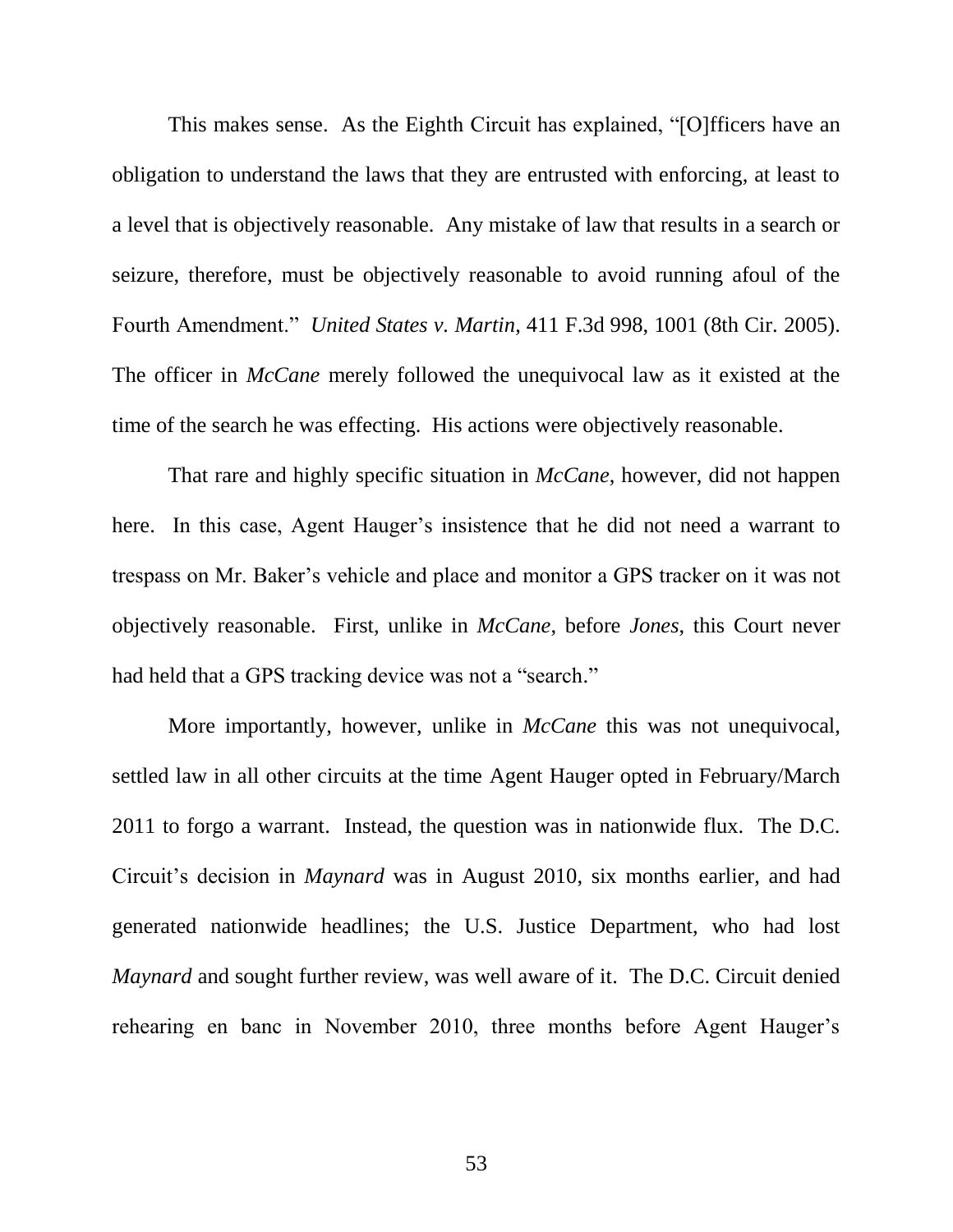This makes sense. As the Eighth Circuit has explained, "[O]fficers have an obligation to understand the laws that they are entrusted with enforcing, at least to a level that is objectively reasonable. Any mistake of law that results in a search or seizure, therefore, must be objectively reasonable to avoid running afoul of the Fourth Amendment." *United States v. Martin*, 411 F.3d 998, 1001 (8th Cir. 2005). The officer in *McCane* merely followed the unequivocal law as it existed at the time of the search he was effecting. His actions were objectively reasonable.

That rare and highly specific situation in *McCane*, however, did not happen here. In this case, Agent Hauger's insistence that he did not need a warrant to trespass on Mr. Baker's vehicle and place and monitor a GPS tracker on it was not objectively reasonable. First, unlike in *McCane*, before *Jones*, this Court never had held that a GPS tracking device was not a "search."

More importantly, however, unlike in *McCane* this was not unequivocal, settled law in all other circuits at the time Agent Hauger opted in February/March 2011 to forgo a warrant. Instead, the question was in nationwide flux. The D.C. Circuit's decision in *Maynard* was in August 2010, six months earlier, and had generated nationwide headlines; the U.S. Justice Department, who had lost *Maynard* and sought further review, was well aware of it. The D.C. Circuit denied rehearing en banc in November 2010, three months before Agent Hauger's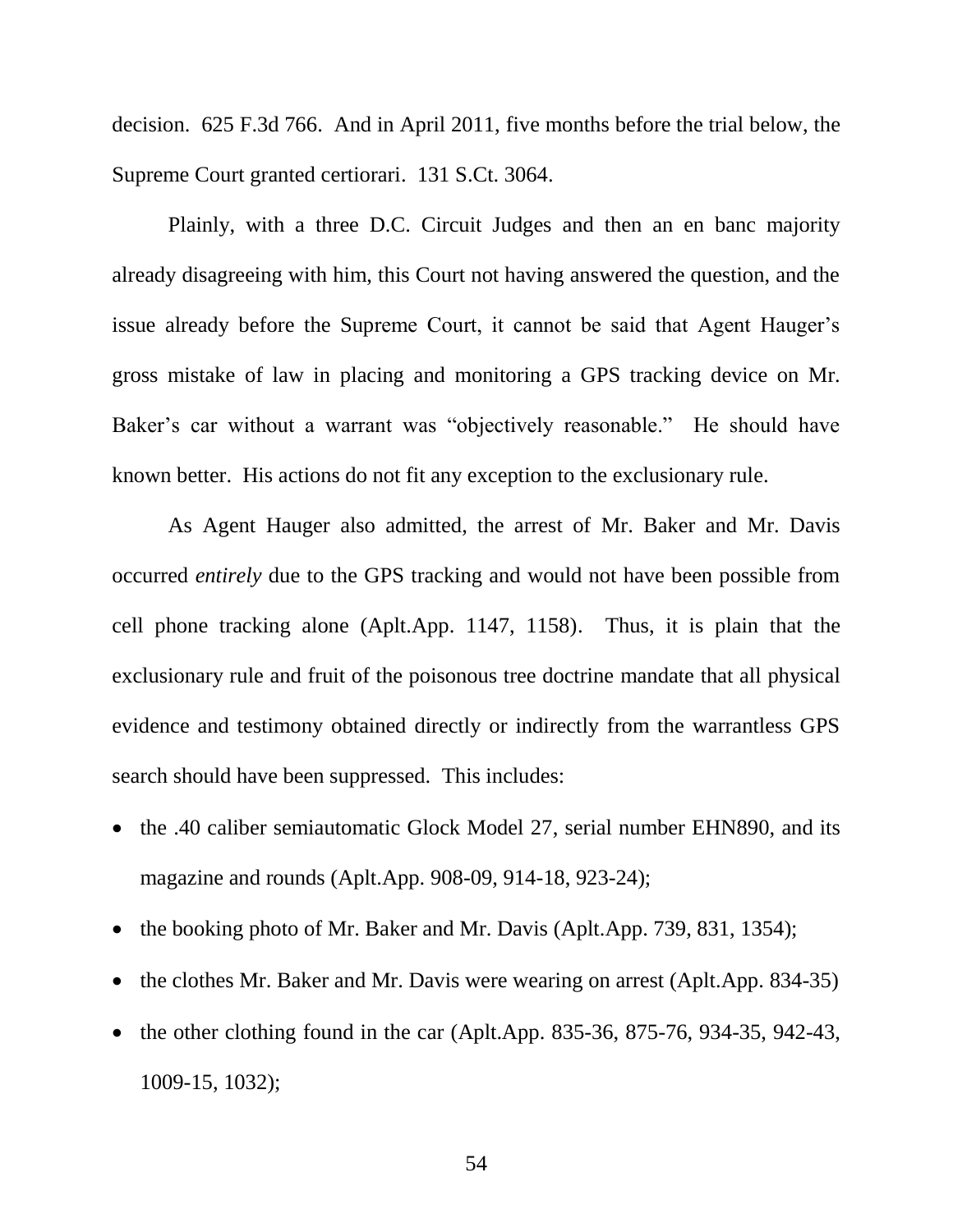decision. 625 F.3d 766. And in April 2011, five months before the trial below, the Supreme Court granted certiorari. 131 S.Ct. 3064.

Plainly, with a three D.C. Circuit Judges and then an en banc majority already disagreeing with him, this Court not having answered the question, and the issue already before the Supreme Court, it cannot be said that Agent Hauger's gross mistake of law in placing and monitoring a GPS tracking device on Mr. Baker's car without a warrant was "objectively reasonable." He should have known better. His actions do not fit any exception to the exclusionary rule.

As Agent Hauger also admitted, the arrest of Mr. Baker and Mr. Davis occurred *entirely* due to the GPS tracking and would not have been possible from cell phone tracking alone (Aplt.App. 1147, 1158). Thus, it is plain that the exclusionary rule and fruit of the poisonous tree doctrine mandate that all physical evidence and testimony obtained directly or indirectly from the warrantless GPS search should have been suppressed. This includes:

- the .40 caliber semiautomatic Glock Model 27, serial number EHN890, and its magazine and rounds (Aplt.App. 908-09, 914-18, 923-24);
- the booking photo of Mr. Baker and Mr. Davis (Aplt.App. 739, 831, 1354);
- the clothes Mr. Baker and Mr. Davis were wearing on arrest (Aplt.App. 834-35)
- the other clothing found in the car (Aplt.App. 835-36, 875-76, 934-35, 942-43, 1009-15, 1032);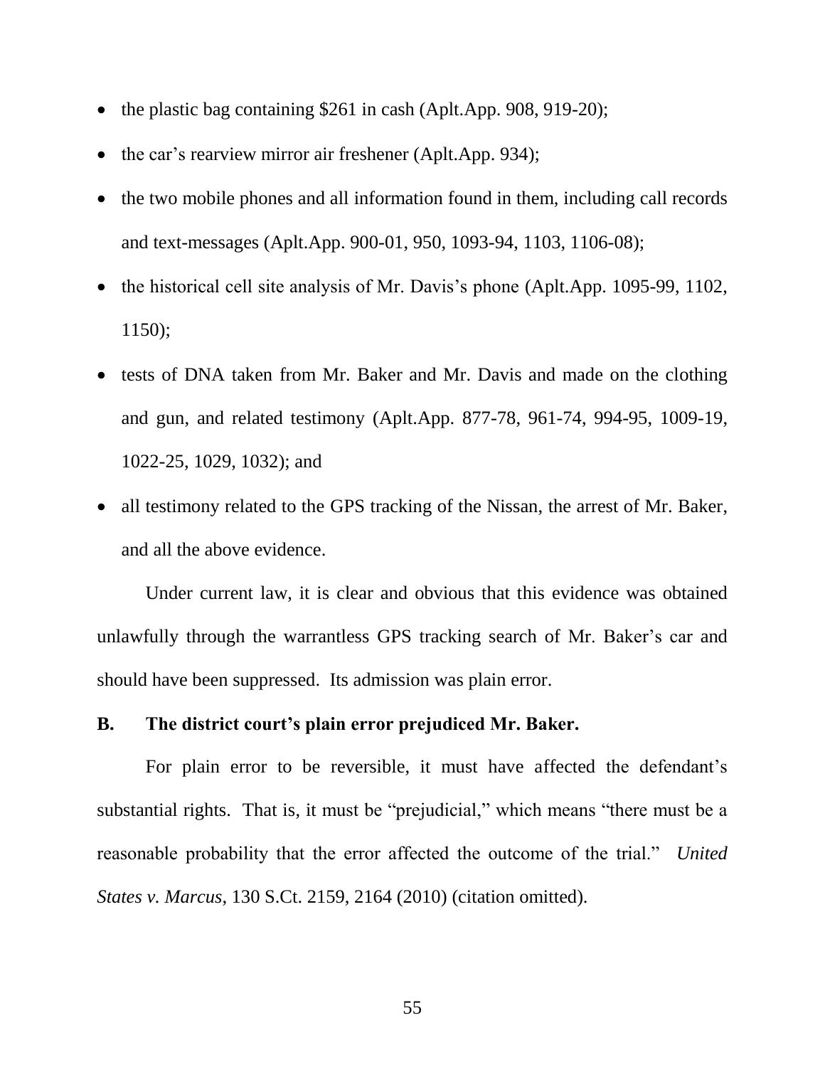- the plastic bag containing $261 in cash (Aplt.App. 908, 919-20);
- the car's rearview mirror air freshener (Aplt.App. 934);
- the two mobile phones and all information found in them, including call records and text-messages (Aplt.App. 900-01, 950, 1093-94, 1103, 1106-08);
- the historical cell site analysis of Mr. Davis's phone (Aplt.App. 1095-99, 1102, 1150);
- tests of DNA taken from Mr. Baker and Mr. Davis and made on the clothing and gun, and related testimony (Aplt.App. 877-78, 961-74, 994-95, 1009-19, 1022-25, 1029, 1032); and
- all testimony related to the GPS tracking of the Nissan, the arrest of Mr. Baker, and all the above evidence.

Under current law, it is clear and obvious that this evidence was obtained unlawfully through the warrantless GPS tracking search of Mr. Baker's car and should have been suppressed. Its admission was plain error.

### B. The district court's plain error prejudiced Mr. Baker.

For plain error to be reversible, it must have affected the defendant's substantial rights. That is, it must be "prejudicial," which means "there must be a reasonable probability that the error affected the outcome of the trial." *United States v. Marcus*, 130 S.Ct. 2159, 2164 (2010) (citation omitted).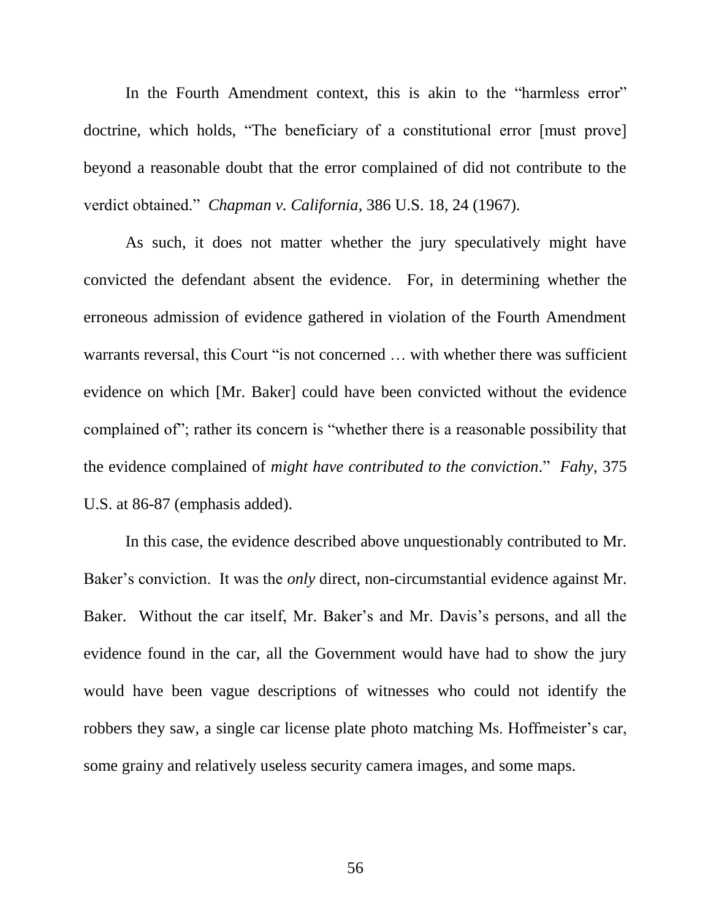In the Fourth Amendment context, this is akin to the "harmless error" doctrine, which holds, "The beneficiary of a constitutional error [must prove] beyond a reasonable doubt that the error complained of did not contribute to the verdict obtained." *Chapman v. California*, 386 U.S. 18, 24 (1967).

As such, it does not matter whether the jury speculatively might have convicted the defendant absent the evidence. For, in determining whether the erroneous admission of evidence gathered in violation of the Fourth Amendment warrants reversal, this Court "is not concerned … with whether there was sufficient evidence on which [Mr. Baker] could have been convicted without the evidence complained of"; rather its concern is "whether there is a reasonable possibility that the evidence complained of *might have contributed to the conviction*." *Fahy*, 375 U.S. at 86-87 (emphasis added).

In this case, the evidence described above unquestionably contributed to Mr. Baker's conviction. It was the *only* direct, non-circumstantial evidence against Mr. Baker. Without the car itself, Mr. Baker's and Mr. Davis's persons, and all the evidence found in the car, all the Government would have had to show the jury would have been vague descriptions of witnesses who could not identify the robbers they saw, a single car license plate photo matching Ms. Hoffmeister's car, some grainy and relatively useless security camera images, and some maps.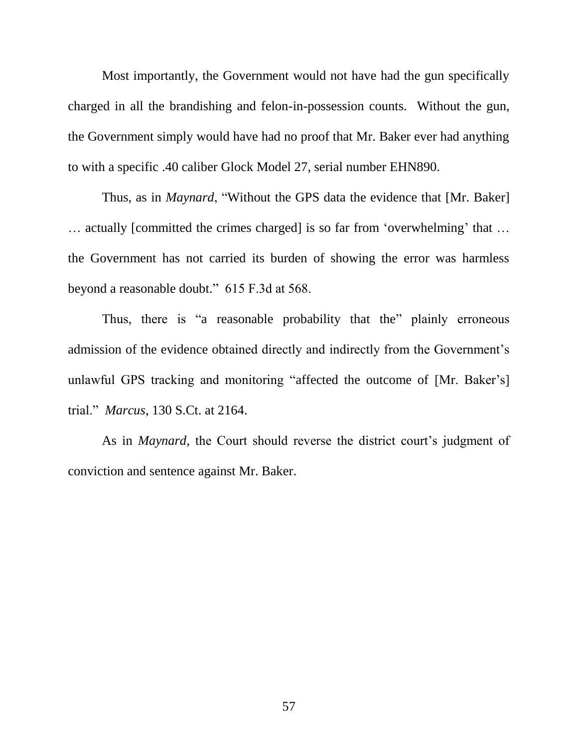Most importantly, the Government would not have had the gun specifically charged in all the brandishing and felon-in-possession counts. Without the gun, the Government simply would have had no proof that Mr. Baker ever had anything to with a specific .40 caliber Glock Model 27, serial number EHN890.

Thus, as in *Maynard*, "Without the GPS data the evidence that [Mr. Baker] … actually [committed the crimes charged] is so far from 'overwhelming' that … the Government has not carried its burden of showing the error was harmless beyond a reasonable doubt." 615 F.3d at 568.

Thus, there is "a reasonable probability that the" plainly erroneous admission of the evidence obtained directly and indirectly from the Government's unlawful GPS tracking and monitoring "affected the outcome of [Mr. Baker's] trial." *Marcus*, 130 S.Ct. at 2164.

As in *Maynard*, the Court should reverse the district court's judgment of conviction and sentence against Mr. Baker.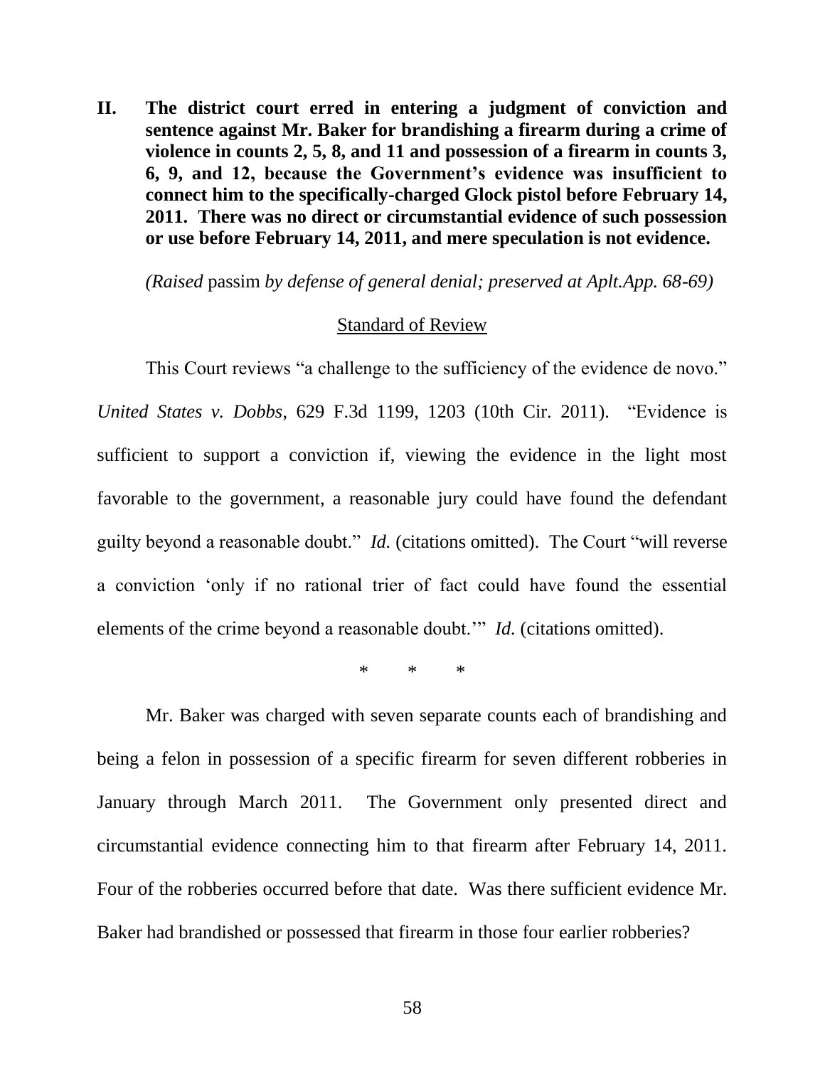**II. The district court erred in entering a judgment of conviction and sentence against Mr. Baker for brandishing a firearm during a crime of violence in counts 2, 5, 8, and 11 and possession of a firearm in counts 3, 6, 9, and 12, because the Government's evidence was insufficient to connect him to the specifically-charged Glock pistol before February 14, 2011. There was no direct or circumstantial evidence of such possession or use before February 14, 2011, and mere speculation is not evidence.**

*(Raised* passim *by defense of general denial; preserved at Aplt.App. 68-69)*

<u>Standard of Review</u>

This Court reviews "a challenge to the sufficiency of the evidence de novo." *United States v. Dobbs*, 629 F.3d 1199, 1203 (10th Cir. 2011). "Evidence is sufficient to support a conviction if, viewing the evidence in the light most favorable to the government, a reasonable jury could have found the defendant guilty beyond a reasonable doubt." *Id.* (citations omitted). The Court "will reverse a conviction 'only if no rational trier of fact could have found the essential elements of the crime beyond a reasonable doubt.'" *Id.* (citations omitted).

\* \* \*

Mr. Baker was charged with seven separate counts each of brandishing and being a felon in possession of a specific firearm for seven different robberies in January through March 2011. The Government only presented direct and circumstantial evidence connecting him to that firearm after February 14, 2011. Four of the robberies occurred before that date. Was there sufficient evidence Mr. Baker had brandished or possessed that firearm in those four earlier robberies?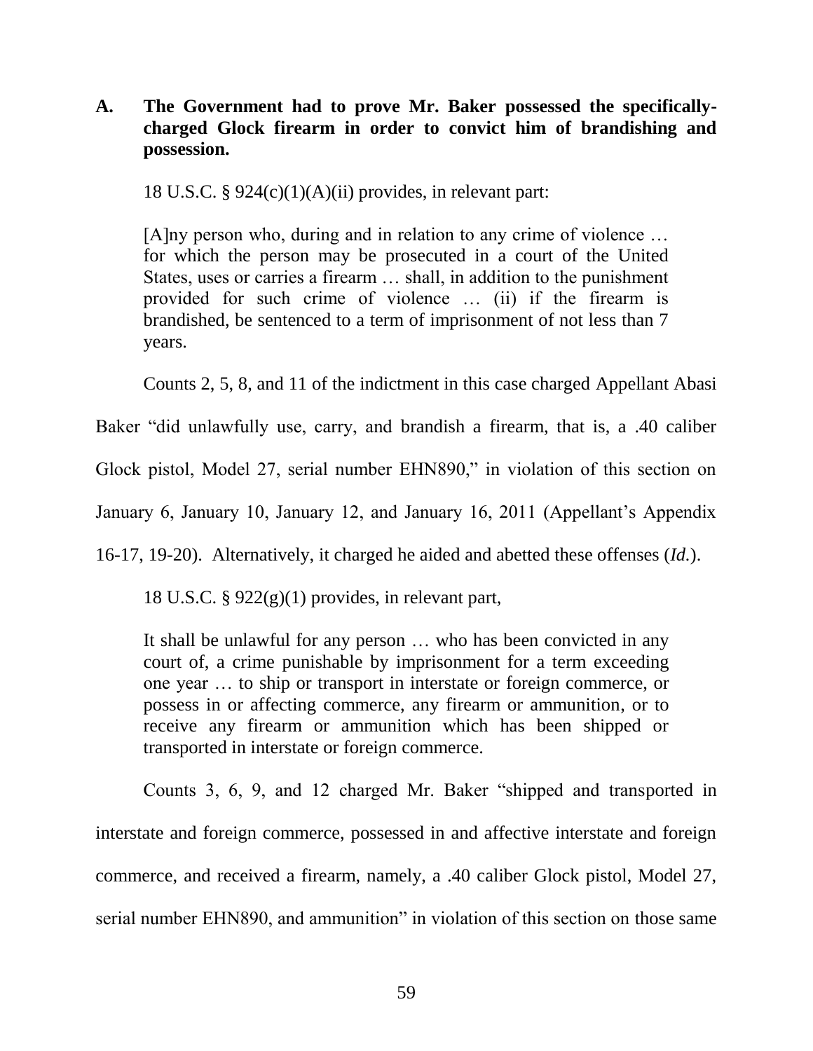**A. The Government had to prove Mr. Baker possessed the specifically-charged Glock firearm in order to convict him of brandishing and possession.**

18 U.S.C. § 924(c)(1)(A)(ii) provides, in relevant part:

> [A]ny person who, during and in relation to any crime of violence … for which the person may be prosecuted in a court of the United States, uses or carries a firearm … shall, in addition to the punishment provided for such crime of violence … (ii) if the firearm is brandished, be sentenced to a term of imprisonment of not less than 7 years.

Counts 2, 5, 8, and 11 of the indictment in this case charged Appellant Abasi Baker "did unlawfully use, carry, and brandish a firearm, that is, a .40 caliber Glock pistol, Model 27, serial number EHN890," in violation of this section on January 6, January 10, January 12, and January 16, 2011 (Appellant's Appendix 16-17, 19-20). Alternatively, it charged he aided and abetted these offenses (*Id.*).

18 U.S.C. § 922(g)(1) provides, in relevant part,

> It shall be unlawful for any person … who has been convicted in any court of, a crime punishable by imprisonment for a term exceeding one year … to ship or transport in interstate or foreign commerce, or possess in or affecting commerce, any firearm or ammunition, or to receive any firearm or ammunition which has been shipped or transported in interstate or foreign commerce.

Counts 3, 6, 9, and 12 charged Mr. Baker "shipped and transported in interstate and foreign commerce, possessed in and affective interstate and foreign commerce, and received a firearm, namely, a .40 caliber Glock pistol, Model 27, serial number EHN890, and ammunition" in violation of this section on those same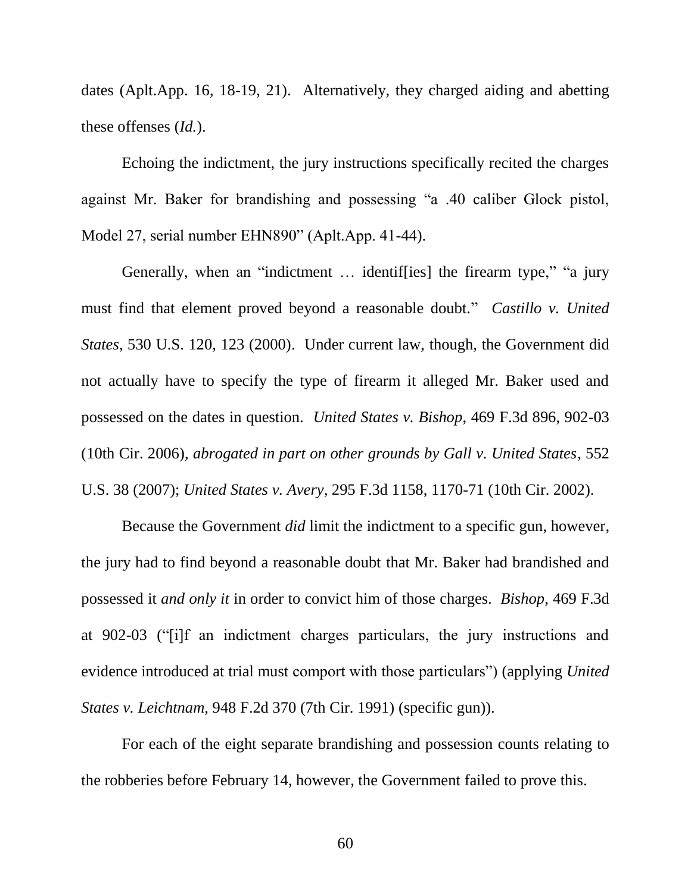dates (Aplt.App. 16, 18-19, 21). Alternatively, they charged aiding and abetting these offenses (*Id.*).

Echoing the indictment, the jury instructions specifically recited the charges against Mr. Baker for brandishing and possessing "a .40 caliber Glock pistol, Model 27, serial number EHN890" (Aplt.App. 41-44).

Generally, when an "indictment … identif[ies] the firearm type," "a jury must find that element proved beyond a reasonable doubt." *Castillo v. United States*, 530 U.S. 120, 123 (2000). Under current law, though, the Government did not actually have to specify the type of firearm it alleged Mr. Baker used and possessed on the dates in question. *United States v. Bishop*, 469 F.3d 896, 902-03 (10th Cir. 2006), *abrogated in part on other grounds by Gall v. United States*, 552 U.S. 38 (2007); *United States v. Avery*, 295 F.3d 1158, 1170-71 (10th Cir. 2002).

Because the Government *did* limit the indictment to a specific gun, however, the jury had to find beyond a reasonable doubt that Mr. Baker had brandished and possessed it *and only it* in order to convict him of those charges. *Bishop*, 469 F.3d at 902-03 ("[i]f an indictment charges particulars, the jury instructions and evidence introduced at trial must comport with those particulars") (applying *United States v. Leichtnam*, 948 F.2d 370 (7th Cir. 1991) (specific gun)).

For each of the eight separate brandishing and possession counts relating to the robberies before February 14, however, the Government failed to prove this.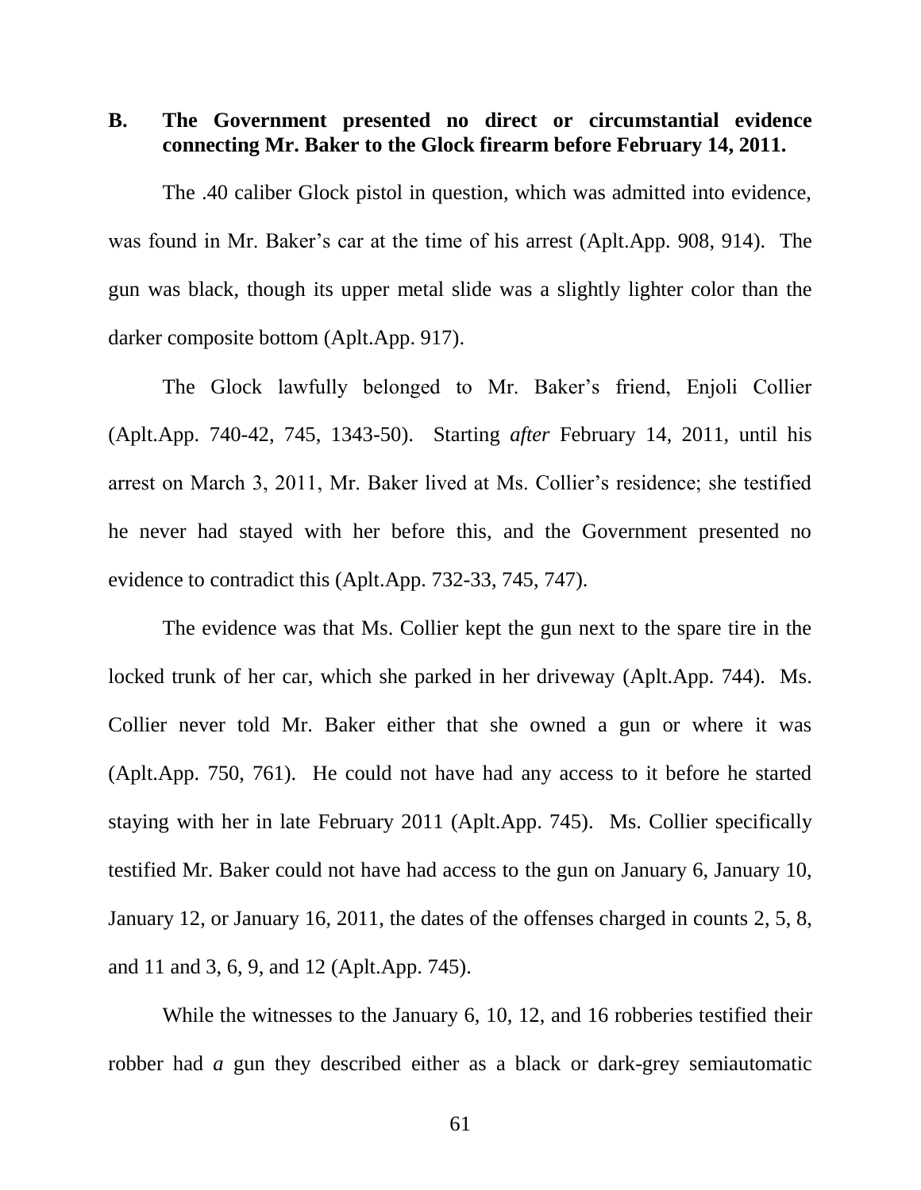### B. The Government presented no direct or circumstantial evidence connecting Mr. Baker to the Glock firearm before February 14, 2011.

The .40 caliber Glock pistol in question, which was admitted into evidence, was found in Mr. Baker's car at the time of his arrest (Aplt.App. 908, 914). The gun was black, though its upper metal slide was a slightly lighter color than the darker composite bottom (Aplt.App. 917).

The Glock lawfully belonged to Mr. Baker's friend, Enjoli Collier (Aplt.App. 740-42, 745, 1343-50). Starting *after* February 14, 2011, until his arrest on March 3, 2011, Mr. Baker lived at Ms. Collier's residence; she testified he never had stayed with her before this, and the Government presented no evidence to contradict this (Aplt.App. 732-33, 745, 747).

The evidence was that Ms. Collier kept the gun next to the spare tire in the locked trunk of her car, which she parked in her driveway (Aplt.App. 744). Ms. Collier never told Mr. Baker either that she owned a gun or where it was (Aplt.App. 750, 761). He could not have had any access to it before he started staying with her in late February 2011 (Aplt.App. 745). Ms. Collier specifically testified Mr. Baker could not have had access to the gun on January 6, January 10, January 12, or January 16, 2011, the dates of the offenses charged in counts 2, 5, 8, and 11 and 3, 6, 9, and 12 (Aplt.App. 745).

While the witnesses to the January 6, 10, 12, and 16 robberies testified their robber had *a* gun they described either as a black or dark-grey semiautomatic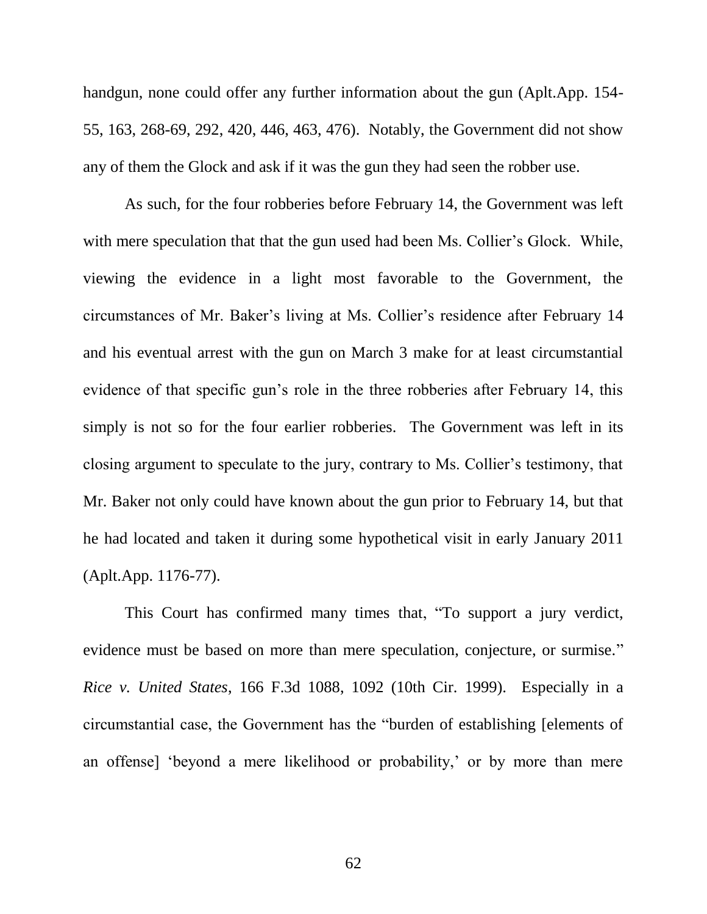handgun, none could offer any further information about the gun (Aplt.App. 154-55, 163, 268-69, 292, 420, 446, 463, 476). Notably, the Government did not show any of them the Glock and ask if it was the gun they had seen the robber use.

As such, for the four robberies before February 14, the Government was left with mere speculation that that the gun used had been Ms. Collier's Glock. While, viewing the evidence in a light most favorable to the Government, the circumstances of Mr. Baker's living at Ms. Collier's residence after February 14 and his eventual arrest with the gun on March 3 make for at least circumstantial evidence of that specific gun's role in the three robberies after February 14, this simply is not so for the four earlier robberies. The Government was left in its closing argument to speculate to the jury, contrary to Ms. Collier's testimony, that Mr. Baker not only could have known about the gun prior to February 14, but that he had located and taken it during some hypothetical visit in early January 2011 (Aplt.App. 1176-77).

This Court has confirmed many times that, "To support a jury verdict, evidence must be based on more than mere speculation, conjecture, or surmise." *Rice v. United States*, 166 F.3d 1088, 1092 (10th Cir. 1999). Especially in a circumstantial case, the Government has the "burden of establishing [elements of an offense] 'beyond a mere likelihood or probability,' or by more than mere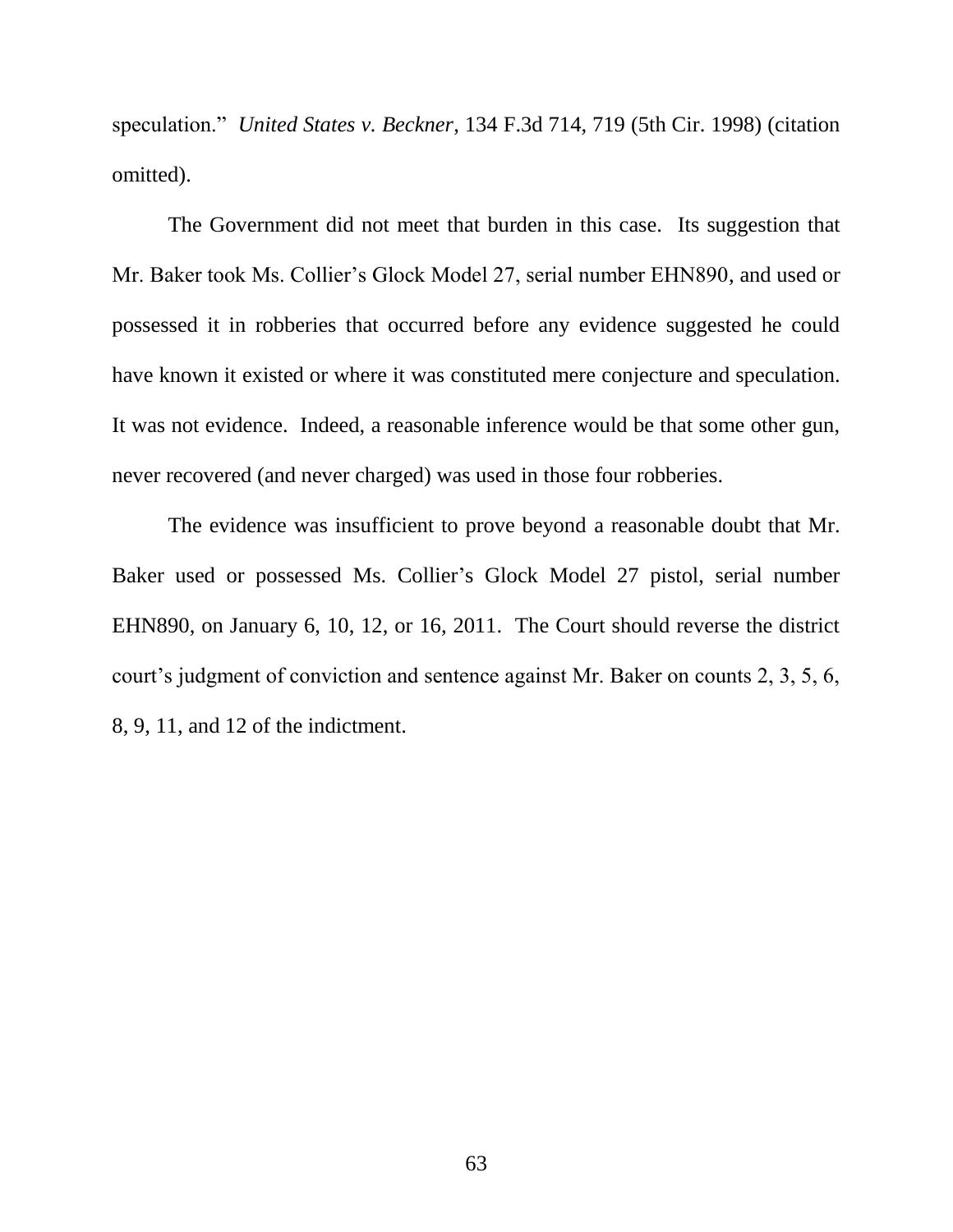speculation." *United States v. Beckner*, 134 F.3d 714, 719 (5th Cir. 1998) (citation omitted).

The Government did not meet that burden in this case. Its suggestion that Mr. Baker took Ms. Collier's Glock Model 27, serial number EHN890, and used or possessed it in robberies that occurred before any evidence suggested he could have known it existed or where it was constituted mere conjecture and speculation. It was not evidence. Indeed, a reasonable inference would be that some other gun, never recovered (and never charged) was used in those four robberies.

The evidence was insufficient to prove beyond a reasonable doubt that Mr. Baker used or possessed Ms. Collier's Glock Model 27 pistol, serial number EHN890, on January 6, 10, 12, or 16, 2011. The Court should reverse the district court's judgment of conviction and sentence against Mr. Baker on counts 2, 3, 5, 6, 8, 9, 11, and 12 of the indictment.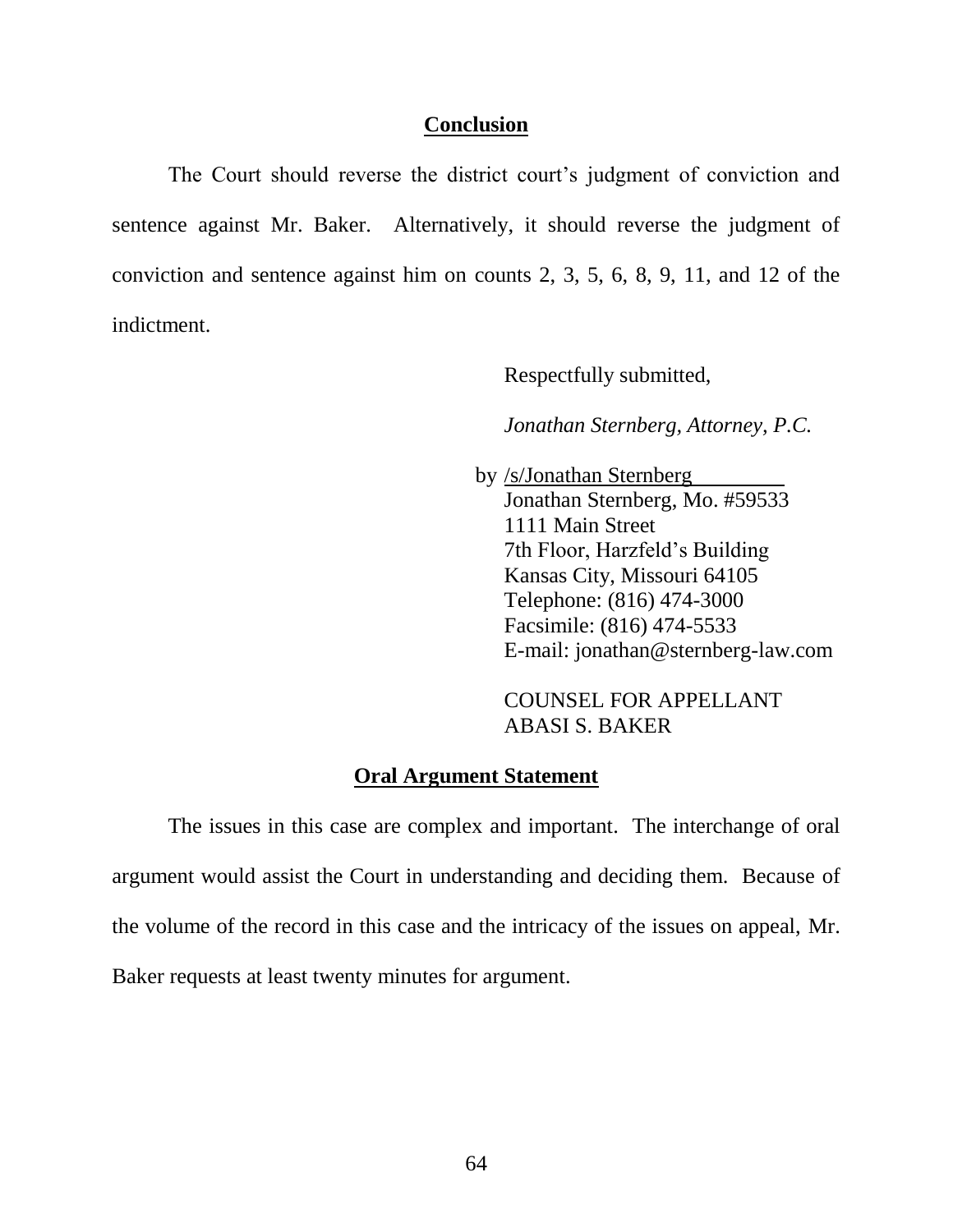## Conclusion

The Court should reverse the district court's judgment of conviction and sentence against Mr. Baker. Alternatively, it should reverse the judgment of conviction and sentence against him on counts 2, 3, 5, 6, 8, 9, 11, and 12 of the indictment.

Respectfully submitted,

*Jonathan Sternberg, Attorney, P.C.*

by /s/Jonathan Sternberg
Jonathan Sternberg, Mo. #59533
1111 Main Street
7th Floor, Harzfeld's Building
Kansas City, Missouri 64105
Telephone: (816) 474-3000
Facsimile: (816) 474-5533
E-mail: jonathan@sternberg-law.com

COUNSEL FOR APPELLANT
ABASI S. BAKER

## Oral Argument Statement

The issues in this case are complex and important. The interchange of oral argument would assist the Court in understanding and deciding them. Because of the volume of the record in this case and the intricacy of the issues on appeal, Mr. Baker requests at least twenty minutes for argument.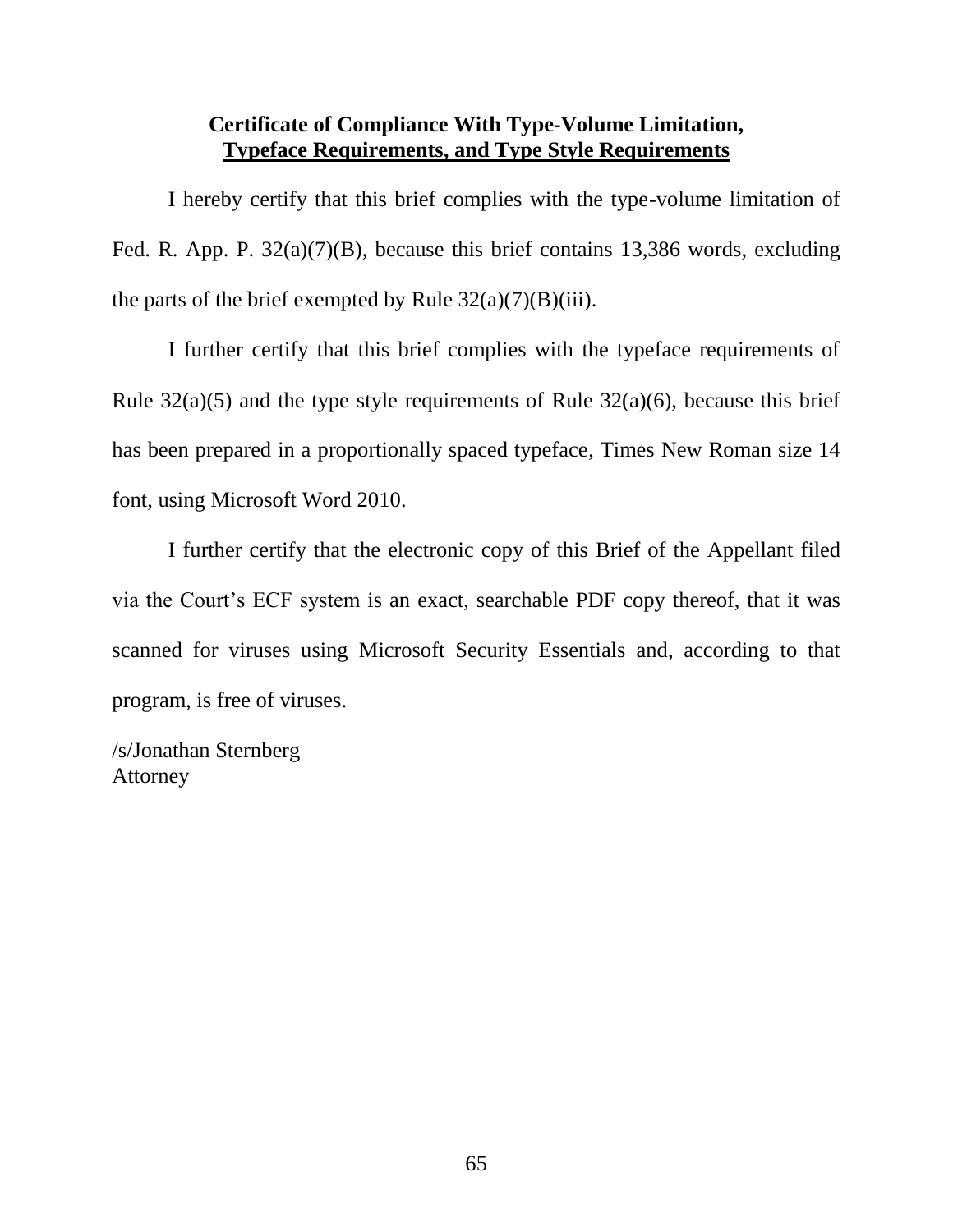**Certificate of Compliance With Type-Volume Limitation,**
**Typeface Requirements, and Type Style Requirements**

I hereby certify that this brief complies with the type-volume limitation of Fed. R. App. P. 32(a)(7)(B), because this brief contains 13,386 words, excluding the parts of the brief exempted by Rule 32(a)(7)(B)(iii).

I further certify that this brief complies with the typeface requirements of Rule 32(a)(5) and the type style requirements of Rule 32(a)(6), because this brief has been prepared in a proportionally spaced typeface, Times New Roman size 14 font, using Microsoft Word 2010.

I further certify that the electronic copy of this Brief of the Appellant filed via the Court's ECF system is an exact, searchable PDF copy thereof, that it was scanned for viruses using Microsoft Security Essentials and, according to that program, is free of viruses.

/s/Jonathan Sternberg
Attorney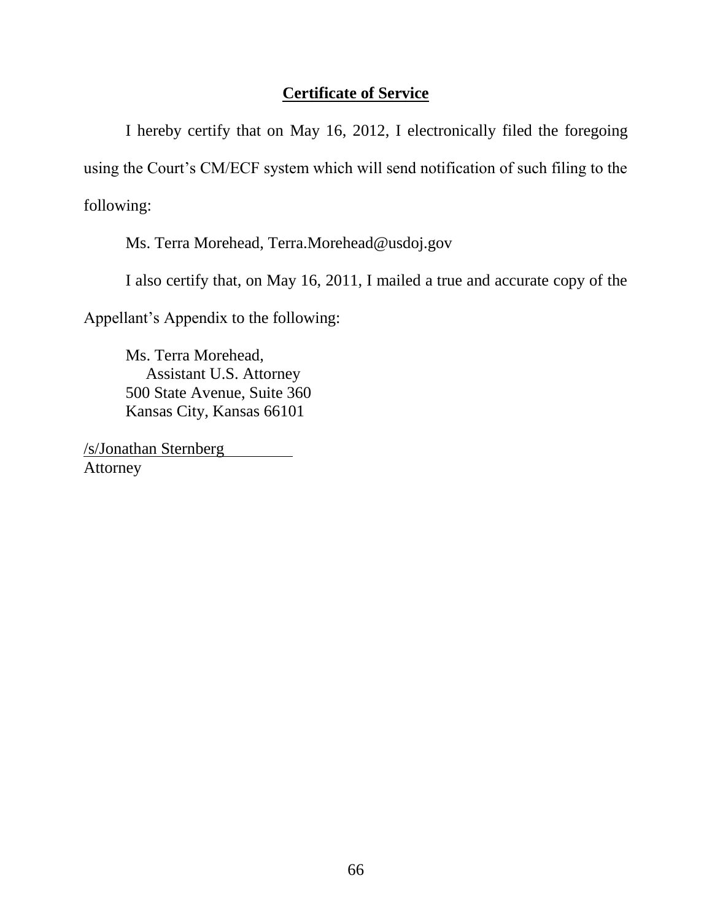# **Certificate of Service**

I hereby certify that on May 16, 2012, I electronically filed the foregoing using the Court's CM/ECF system which will send notification of such filing to the following:

Ms. Terra Morehead, Terra.Morehead@usdoj.gov

I also certify that, on May 16, 2011, I mailed a true and accurate copy of the Appellant's Appendix to the following:

Ms. Terra Morehead,
Assistant U.S. Attorney
500 State Avenue, Suite 360
Kansas City, Kansas 66101

/s/Jonathan Sternberg
Attorney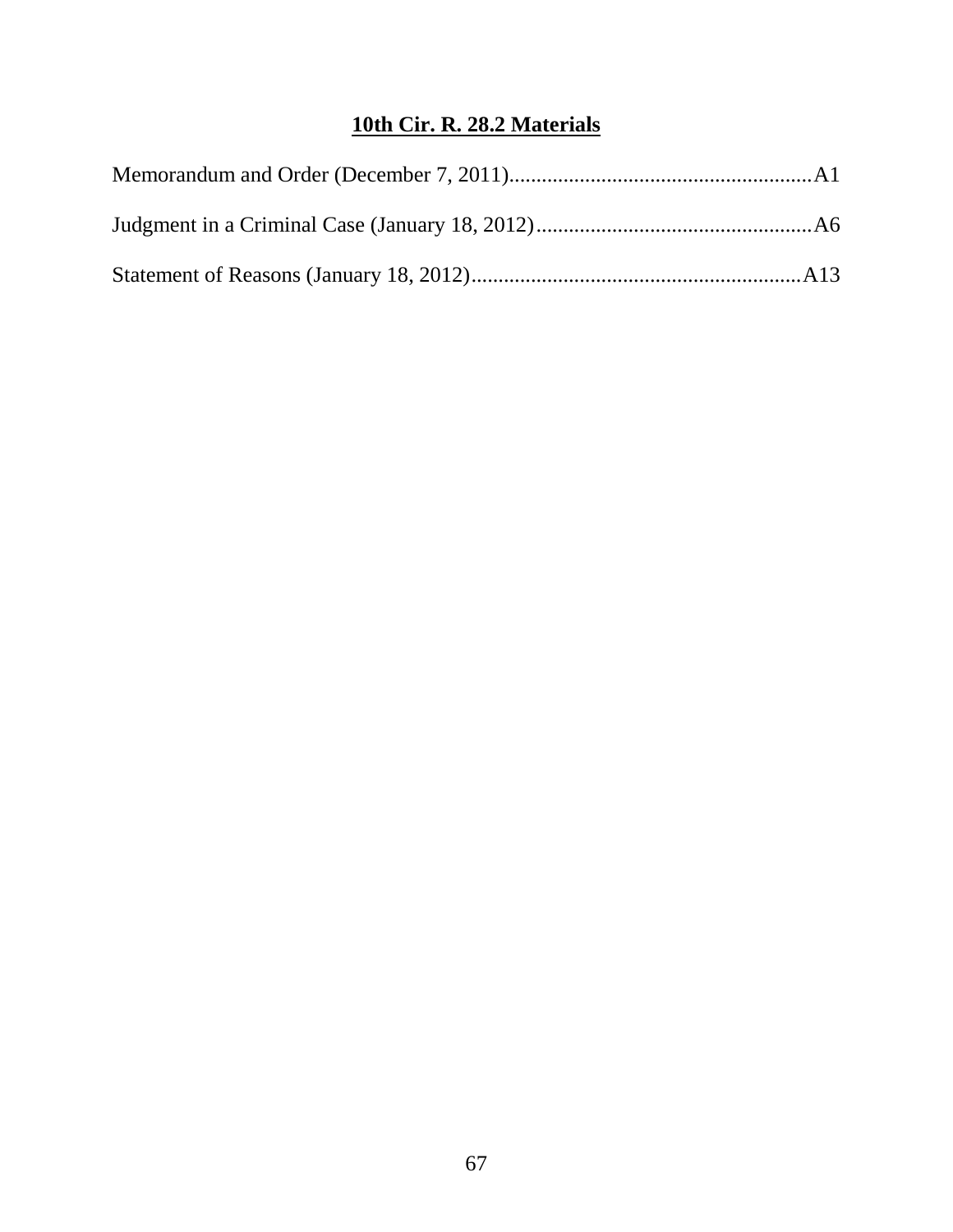## **10th Cir. R. 28.2 Materials**

Memorandum and Order (December 7, 2011)........................................................A1

Judgment in a Criminal Case (January 18, 2012)...................................................A6

Statement of Reasons (January 18, 2012).............................................................A13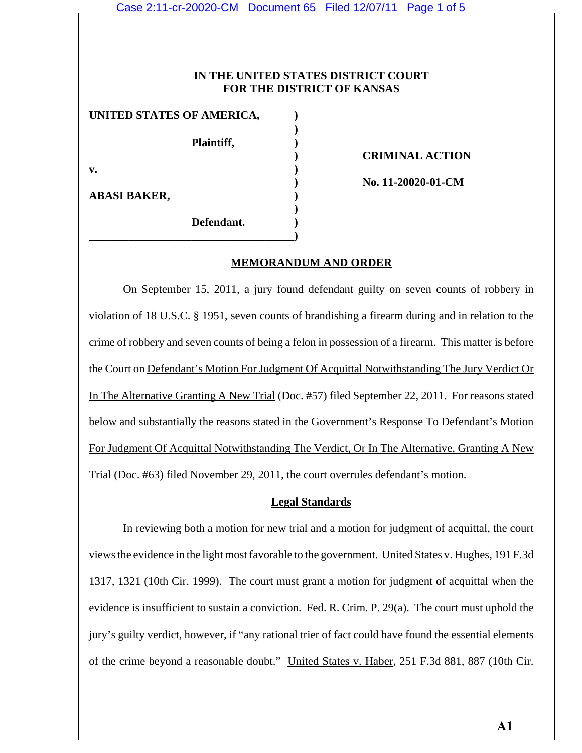# IN THE UNITED STATES DISTRICT COURT
# FOR THE DISTRICT OF KANSAS

**UNITED STATES OF AMERICA,** )
)
**Plaintiff,** )
) **CRIMINAL ACTION**
**v.** )
) **No. 11-20020-01-CM**
**ABASI BAKER,** )
)
**Defendant.** )
\_\_\_\_\_\_\_\_\_\_\_\_\_\_\_\_\_\_\_\_\_\_\_\_\_\_\_\_\_\_\_\_\_\_\_\_\_\_)

## MEMORANDUM AND ORDER

On September 15, 2011, a jury found defendant guilty on seven counts of robbery in violation of 18 U.S.C. § 1951, seven counts of brandishing a firearm during and in relation to the crime of robbery and seven counts of being a felon in possession of a firearm. This matter is before the Court on Defendant's Motion For Judgment Of Acquittal Notwithstanding The Jury Verdict Or In The Alternative Granting A New Trial (Doc. #57) filed September 22, 2011. For reasons stated below and substantially the reasons stated in the Government's Response To Defendant's Motion For Judgment Of Acquittal Notwithstanding The Verdict, Or In The Alternative, Granting A New Trial (Doc. #63) filed November 29, 2011, the court overrules defendant's motion.

### Legal Standards

In reviewing both a motion for new trial and a motion for judgment of acquittal, the court views the evidence in the light most favorable to the government. United States v. Hughes, 191 F.3d 1317, 1321 (10th Cir. 1999). The court must grant a motion for judgment of acquittal when the evidence is insufficient to sustain a conviction. Fed. R. Crim. P. 29(a). The court must uphold the jury's guilty verdict, however, if "any rational trier of fact could have found the essential elements of the crime beyond a reasonable doubt." United States v. Haber, 251 F.3d 881, 887 (10th Cir.

**A1**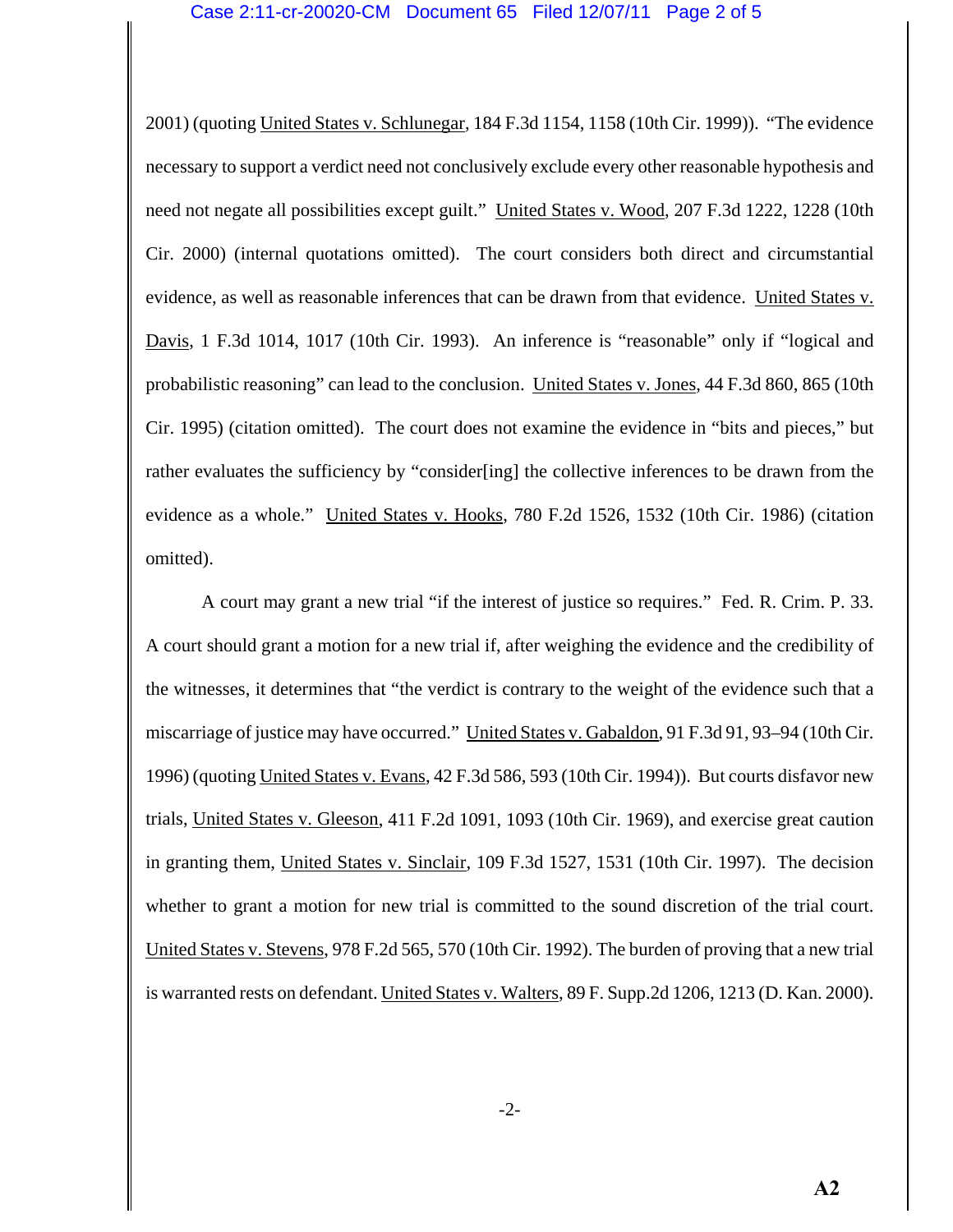2001) (quoting United States v. Schlunegar, 184 F.3d 1154, 1158 (10th Cir. 1999)). "The evidence necessary to support a verdict need not conclusively exclude every other reasonable hypothesis and need not negate all possibilities except guilt." United States v. Wood, 207 F.3d 1222, 1228 (10th Cir. 2000) (internal quotations omitted). The court considers both direct and circumstantial evidence, as well as reasonable inferences that can be drawn from that evidence. United States v. Davis, 1 F.3d 1014, 1017 (10th Cir. 1993). An inference is "reasonable" only if "logical and probabilistic reasoning" can lead to the conclusion. United States v. Jones, 44 F.3d 860, 865 (10th Cir. 1995) (citation omitted). The court does not examine the evidence in "bits and pieces," but rather evaluates the sufficiency by "consider[ing] the collective inferences to be drawn from the evidence as a whole." United States v. Hooks, 780 F.2d 1526, 1532 (10th Cir. 1986) (citation omitted).

A court may grant a new trial "if the interest of justice so requires." Fed. R. Crim. P. 33. A court should grant a motion for a new trial if, after weighing the evidence and the credibility of the witnesses, it determines that "the verdict is contrary to the weight of the evidence such that a miscarriage of justice may have occurred." United States v. Gabaldon, 91 F.3d 91, 93–94 (10th Cir. 1996) (quoting United States v. Evans, 42 F.3d 586, 593 (10th Cir. 1994)). But courts disfavor new trials, United States v. Gleeson, 411 F.2d 1091, 1093 (10th Cir. 1969), and exercise great caution in granting them, United States v. Sinclair, 109 F.3d 1527, 1531 (10th Cir. 1997). The decision whether to grant a motion for new trial is committed to the sound discretion of the trial court. United States v. Stevens, 978 F.2d 565, 570 (10th Cir. 1992). The burden of proving that a new trial is warranted rests on defendant. United States v. Walters, 89 F. Supp.2d 1206, 1213 (D. Kan. 2000).

**A2**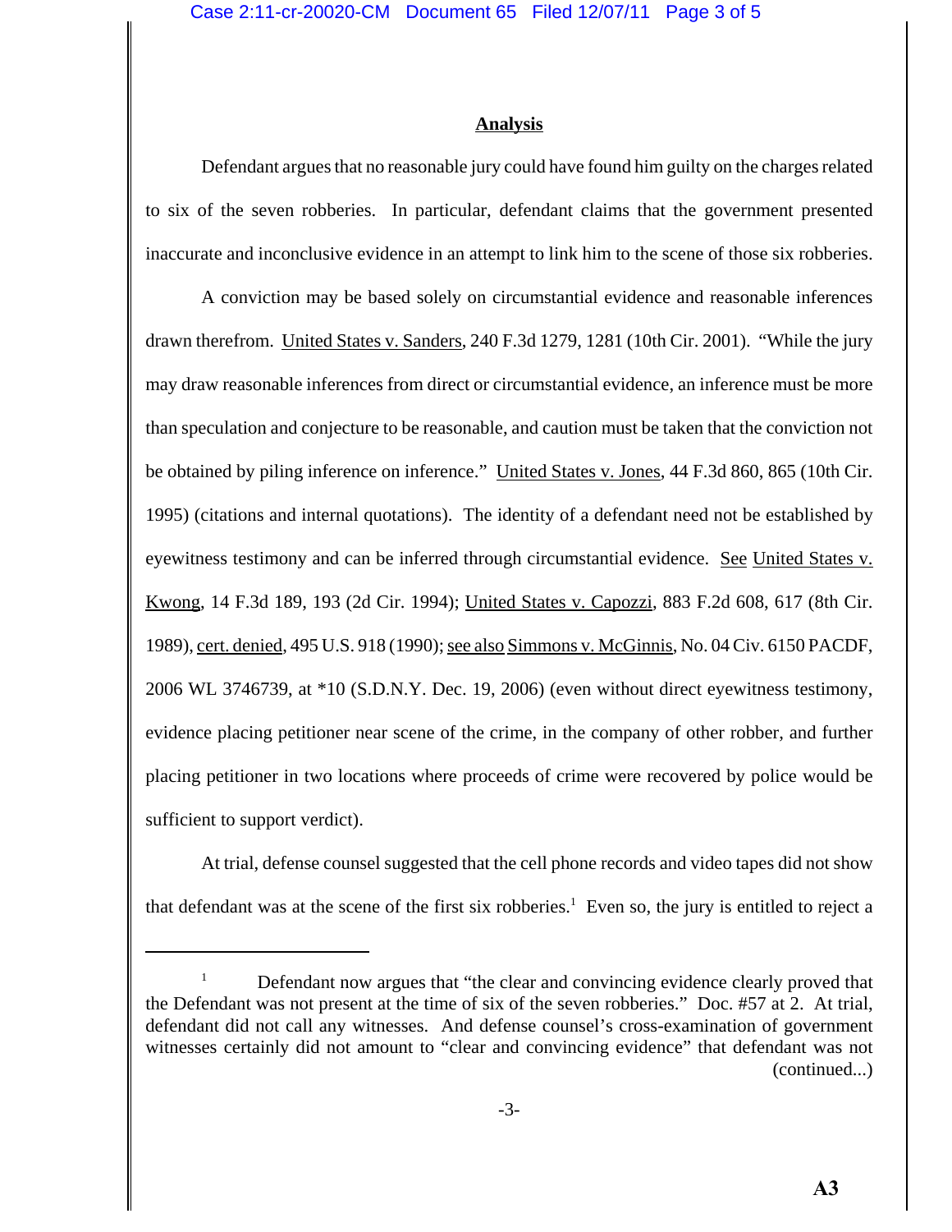## Analysis

Defendant argues that no reasonable jury could have found him guilty on the charges related to six of the seven robberies. In particular, defendant claims that the government presented inaccurate and inconclusive evidence in an attempt to link him to the scene of those six robberies.

A conviction may be based solely on circumstantial evidence and reasonable inferences drawn therefrom. United States v. Sanders, 240 F.3d 1279, 1281 (10th Cir. 2001). "While the jury may draw reasonable inferences from direct or circumstantial evidence, an inference must be more than speculation and conjecture to be reasonable, and caution must be taken that the conviction not be obtained by piling inference on inference." United States v. Jones, 44 F.3d 860, 865 (10th Cir. 1995) (citations and internal quotations). The identity of a defendant need not be established by eyewitness testimony and can be inferred through circumstantial evidence. See United States v. Kwong, 14 F.3d 189, 193 (2d Cir. 1994); United States v. Capozzi, 883 F.2d 608, 617 (8th Cir. 1989), cert. denied, 495 U.S. 918 (1990); see also Simmons v. McGinnis, No. 04 Civ. 6150 PACDF, 2006 WL 3746739, at *10 (S.D.N.Y. Dec. 19, 2006) (even without direct eyewitness testimony, evidence placing petitioner near scene of the crime, in the company of other robber, and further placing petitioner in two locations where proceeds of crime were recovered by police would be sufficient to support verdict).

At trial, defense counsel suggested that the cell phone records and video tapes did not show that defendant was at the scene of the first six robberies.[1] Even so, the jury is entitled to reject a

---

[1] Defendant now argues that "the clear and convincing evidence clearly proved that the Defendant was not present at the time of six of the seven robberies." Doc. #57 at 2. At trial, defendant did not call any witnesses. And defense counsel's cross-examination of government witnesses certainly did not amount to "clear and convincing evidence" that defendant was not (continued...)

A3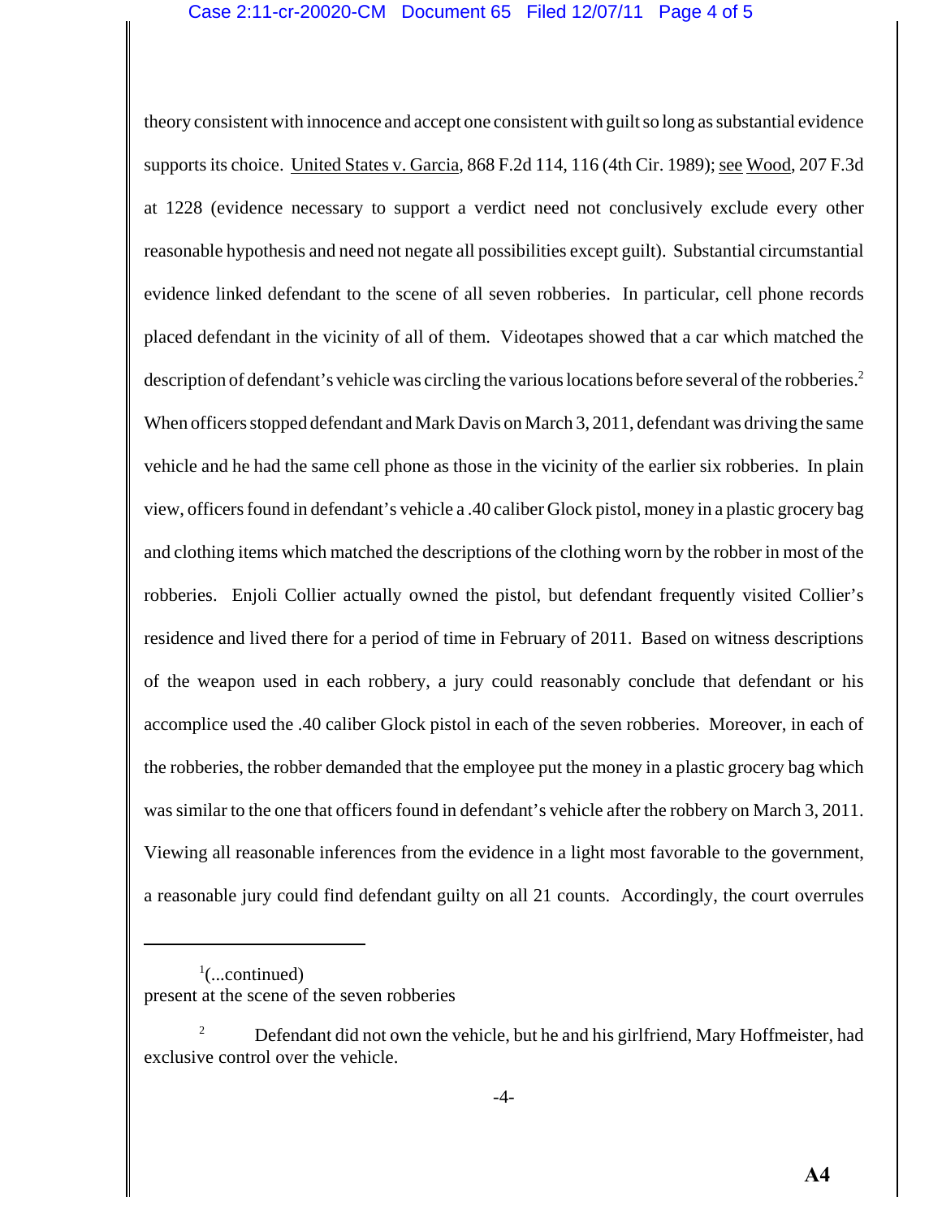theory consistent with innocence and accept one consistent with guilt so long as substantial evidence supports its choice. United States v. Garcia, 868 F.2d 114, 116 (4th Cir. 1989); see Wood, 207 F.3d at 1228 (evidence necessary to support a verdict need not conclusively exclude every other reasonable hypothesis and need not negate all possibilities except guilt). Substantial circumstantial evidence linked defendant to the scene of all seven robberies. In particular, cell phone records placed defendant in the vicinity of all of them. Videotapes showed that a car which matched the description of defendant's vehicle was circling the various locations before several of the robberies.[2] When officers stopped defendant and Mark Davis on March 3, 2011, defendant was driving the same vehicle and he had the same cell phone as those in the vicinity of the earlier six robberies. In plain view, officers found in defendant's vehicle a .40 caliber Glock pistol, money in a plastic grocery bag and clothing items which matched the descriptions of the clothing worn by the robber in most of the robberies. Enjoli Collier actually owned the pistol, but defendant frequently visited Collier's residence and lived there for a period of time in February of 2011. Based on witness descriptions of the weapon used in each robbery, a jury could reasonably conclude that defendant or his accomplice used the .40 caliber Glock pistol in each of the seven robberies. Moreover, in each of the robberies, the robber demanded that the employee put the money in a plastic grocery bag which was similar to the one that officers found in defendant's vehicle after the robbery on March 3, 2011. Viewing all reasonable inferences from the evidence in a light most favorable to the government, a reasonable jury could find defendant guilty on all 21 counts. Accordingly, the court overrules

---

[1](...continued)
present at the scene of the seven robberies

[2] Defendant did not own the vehicle, but he and his girlfriend, Mary Hoffmeister, had exclusive control over the vehicle.

**A4**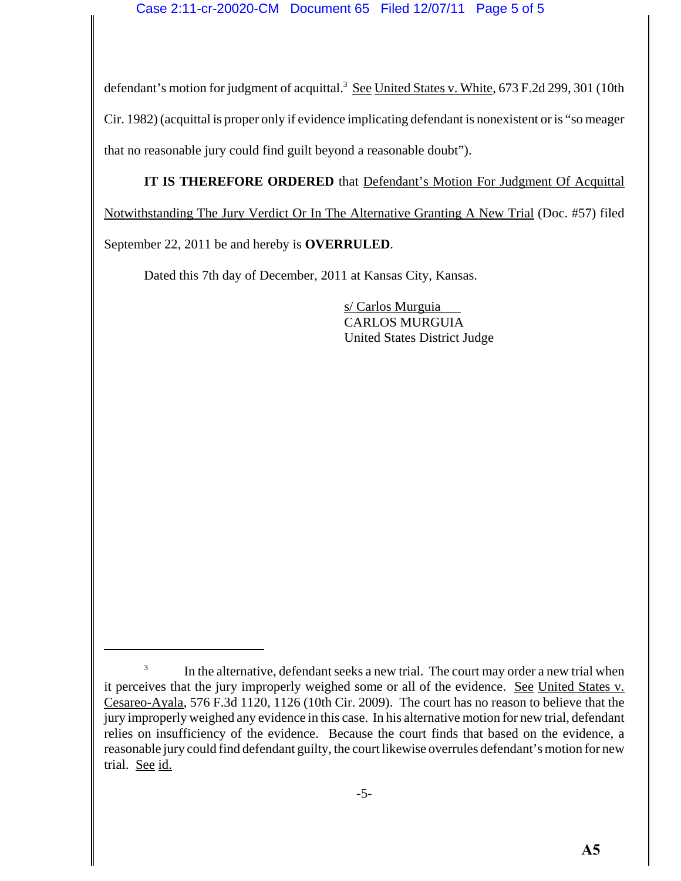defendant's motion for judgment of acquittal.[3] See United States v. White, 673 F.2d 299, 301 (10th Cir. 1982) (acquittal is proper only if evidence implicating defendant is nonexistent or is "so meager that no reasonable jury could find guilt beyond a reasonable doubt").

**IT IS THEREFORE ORDERED** that Defendant's Motion For Judgment Of Acquittal Notwithstanding The Jury Verdict Or In The Alternative Granting A New Trial (Doc. #57) filed September 22, 2011 be and hereby is **OVERRULED**.

Dated this 7th day of December, 2011 at Kansas City, Kansas.

s/ Carlos Murguia
CARLOS MURGUIA
United States District Judge

---

[3] In the alternative, defendant seeks a new trial. The court may order a new trial when it perceives that the jury improperly weighed some or all of the evidence. See United States v. Cesareo-Ayala, 576 F.3d 1120, 1126 (10th Cir. 2009). The court has no reason to believe that the jury improperly weighed any evidence in this case. In his alternative motion for new trial, defendant relies on insufficiency of the evidence. Because the court finds that based on the evidence, a reasonable jury could find defendant guilty, the court likewise overrules defendant's motion for new trial. See id.

**A5**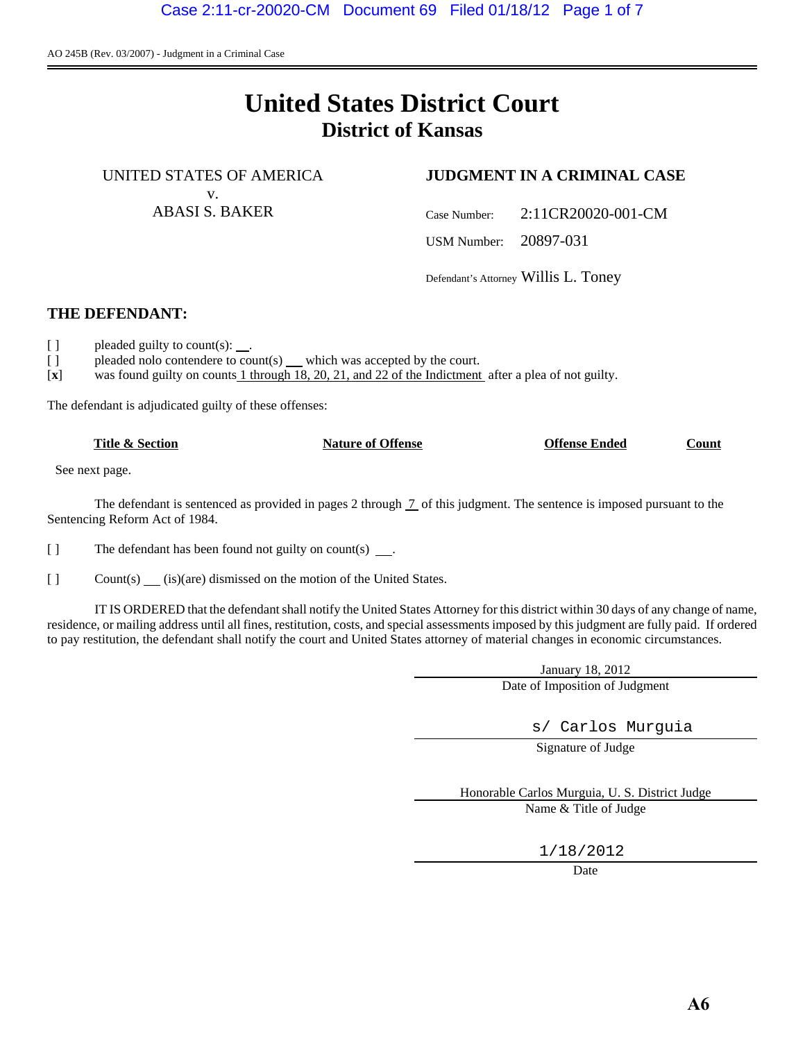AO 245B (Rev. 03/2007) - Judgment in a Criminal Case

# United States District Court
## District of Kansas

UNITED STATES OF AMERICA
v.
ABASI S. BAKER

**JUDGMENT IN A CRIMINAL CASE**

Case Number: 2:11CR20020-001-CM

USM Number: 20897-031

Defendant's Attorney Willis L. Toney

## THE DEFENDANT:

[ ] pleaded guilty to count(s): ___.

[ ] pleaded nolo contendere to count(s) ___ which was accepted by the court.

[**x**] was found guilty on counts 1 through 18, 20, 21, and 22 of the Indictment after a plea of not guilty.

The defendant is adjudicated guilty of these offenses:

| Title & Section | Nature of Offense | Offense Ended | Count |
|---|---|---|---|
| See next page. | | | |

The defendant is sentenced as provided in pages 2 through 7 of this judgment. The sentence is imposed pursuant to the Sentencing Reform Act of 1984.

[ ] The defendant has been found not guilty on count(s) ___.

[ ] Count(s) ___ (is)(are) dismissed on the motion of the United States.

IT IS ORDERED that the defendant shall notify the United States Attorney for this district within 30 days of any change of name, residence, or mailing address until all fines, restitution, costs, and special assessments imposed by this judgment are fully paid. If ordered to pay restitution, the defendant shall notify the court and United States attorney of material changes in economic circumstances.

January 18, 2012
Date of Imposition of Judgment

s/ Carlos Murguia
Signature of Judge

Honorable Carlos Murguia, U. S. District Judge
Name & Title of Judge

1/18/2012
Date

**A6**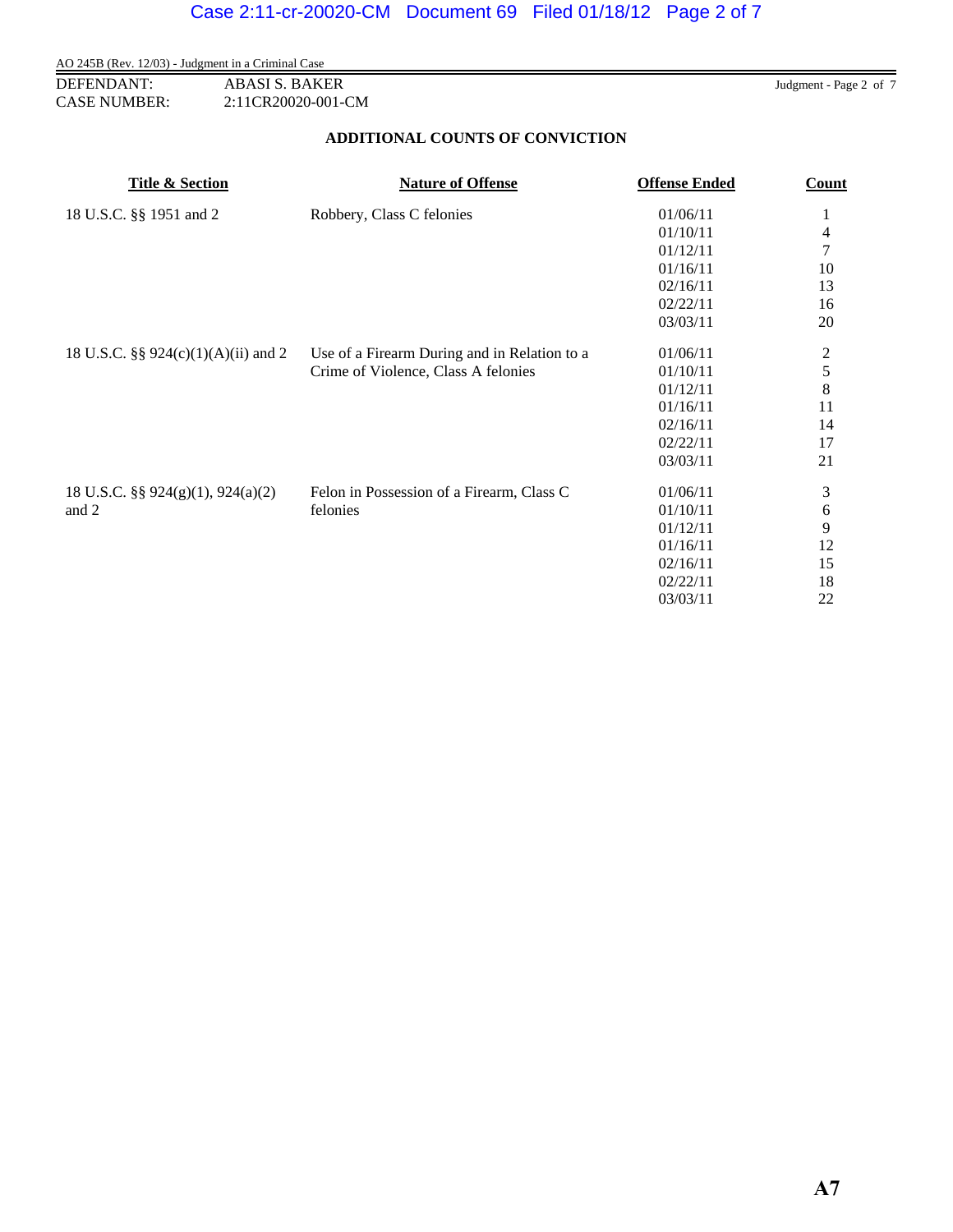AO 245B (Rev. 12/03) - Judgment in a Criminal Case

DEFENDANT: ABASI S. BAKER
CASE NUMBER: 2:11CR20020-001-CM

## ADDITIONAL COUNTS OF CONVICTION

| Title & Section | Nature of Offense | Offense Ended | Count |
|---|---|---|---|
| 18 U.S.C. §§ 1951 and 2 | Robbery, Class C felonies | 01/06/11 | 1 |
| | | 01/10/11 | 4 |
| | | 01/12/11 | 7 |
| | | 01/16/11 | 10 |
| | | 02/16/11 | 13 |
| | | 02/22/11 | 16 |
| | | 03/03/11 | 20 |
| 18 U.S.C. §§ 924(c)(1)(A)(ii) and 2 | Use of a Firearm During and in Relation to a Crime of Violence, Class A felonies | 01/06/11 | 2 |
| | | 01/10/11 | 5 |
| | | 01/12/11 | 8 |
| | | 01/16/11 | 11 |
| | | 02/16/11 | 14 |
| | | 02/22/11 | 17 |
| | | 03/03/11 | 21 |
| 18 U.S.C. §§ 924(g)(1), 924(a)(2) and 2 | Felon in Possession of a Firearm, Class C felonies | 01/06/11 | 3 |
| | | 01/10/11 | 6 |
| | | 01/12/11 | 9 |
| | | 01/16/11 | 12 |
| | | 02/16/11 | 15 |
| | | 02/22/11 | 18 |
| | | 03/03/11 | 22 |

A7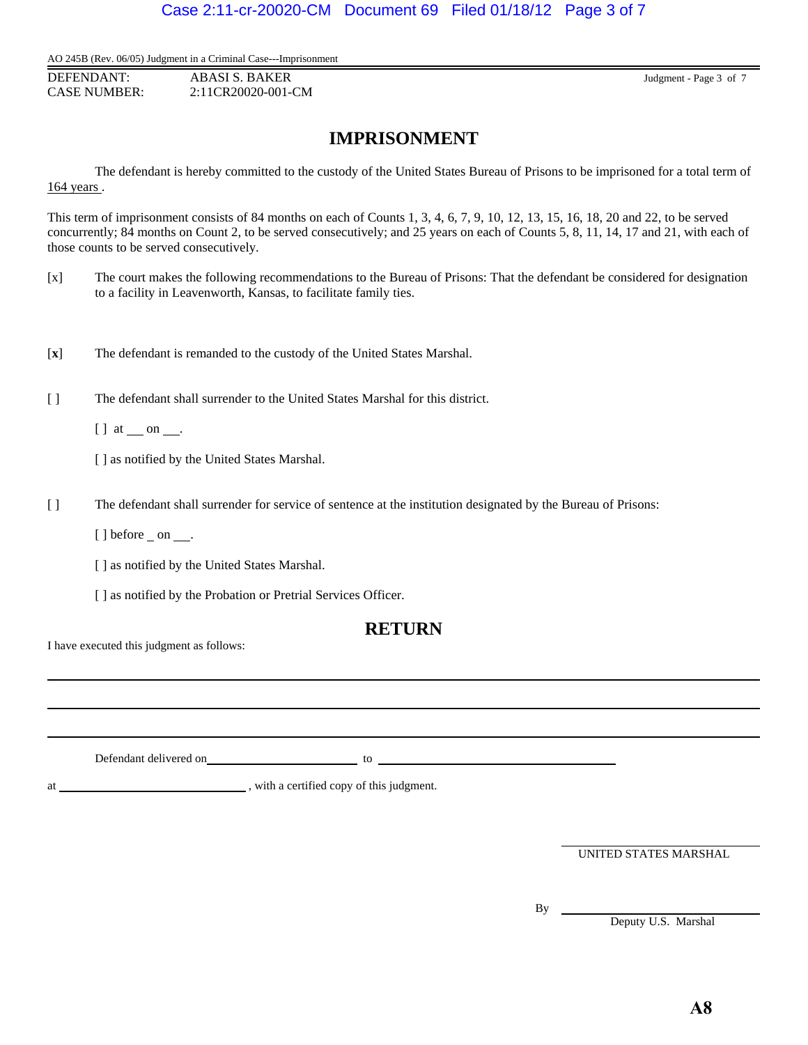AO 245B (Rev. 06/05) Judgment in a Criminal Case---Imprisonment

DEFENDANT: ABASI S. BAKER
CASE NUMBER: 2:11CR20020-001-CM

## IMPRISONMENT

The defendant is hereby committed to the custody of the United States Bureau of Prisons to be imprisoned for a total term of 164 years .

This term of imprisonment consists of 84 months on each of Counts 1, 3, 4, 6, 7, 9, 10, 12, 13, 15, 16, 18, 20 and 22, to be served concurrently; 84 months on Count 2, to be served consecutively; and 25 years on each of Counts 5, 8, 11, 14, 17 and 21, with each of those counts to be served consecutively.

[x] The court makes the following recommendations to the Bureau of Prisons: That the defendant be considered for designation to a facility in Leavenworth, Kansas, to facilitate family ties.

[**x**] The defendant is remanded to the custody of the United States Marshal.

[ ] The defendant shall surrender to the United States Marshal for this district.

[ ] at ___ on ___.

[ ] as notified by the United States Marshal.

[ ] The defendant shall surrender for service of sentence at the institution designated by the Bureau of Prisons:

[ ] before _ on ___.

[ ] as notified by the United States Marshal.

[ ] as notified by the Probation or Pretrial Services Officer.

## RETURN

I have executed this judgment as follows:

______________________________________________________________________

______________________________________________________________________

______________________________________________________________________

Defendant delivered on ________________________ to ________________________________________

at ______________________________ , with a certified copy of this judgment.

______________________________
UNITED STATES MARSHAL

By ______________________________
Deputy U.S. Marshal

**A8**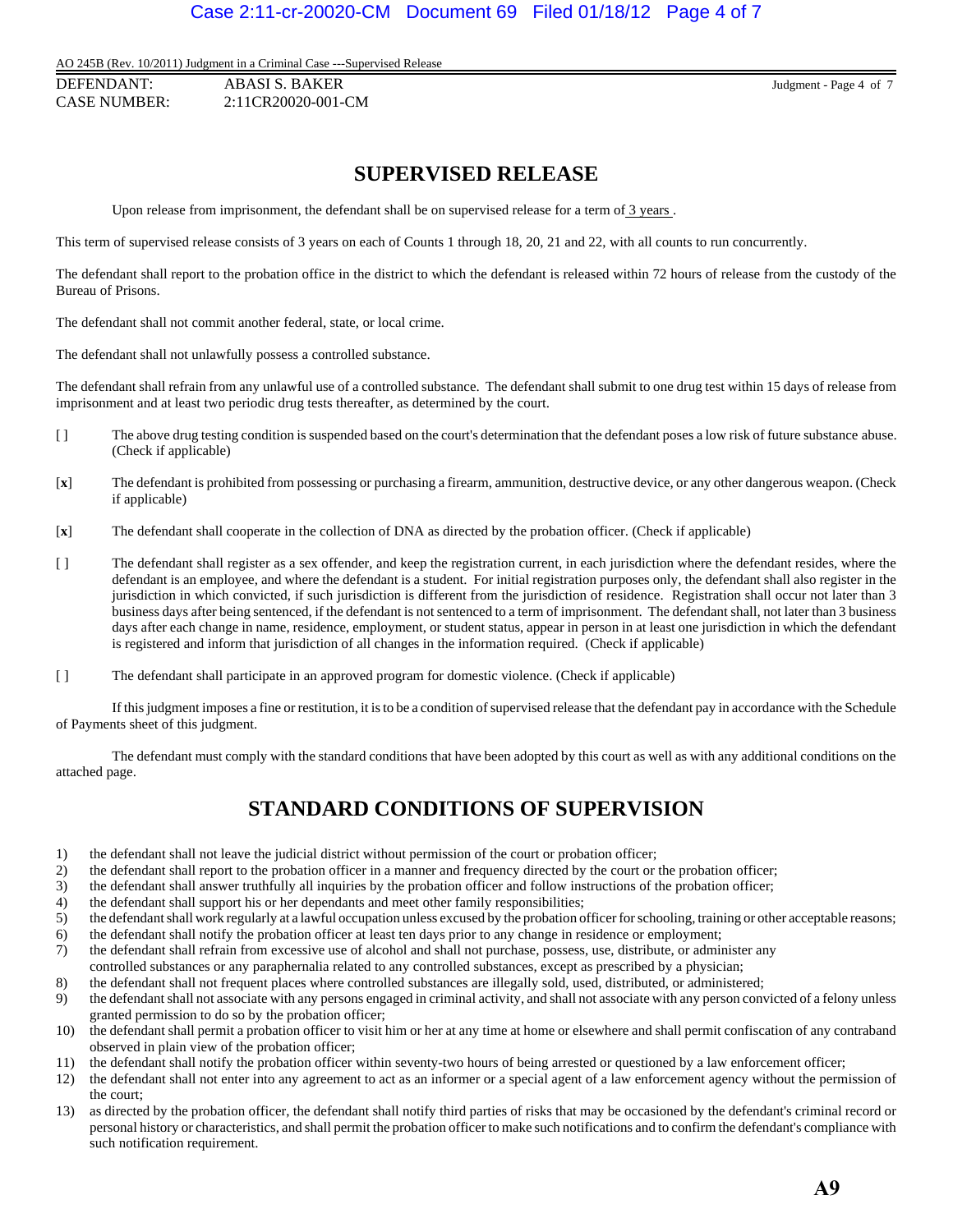AO 245B (Rev. 10/2011) Judgment in a Criminal Case ---Supervised Release

DEFENDANT: ABASI S. BAKER
CASE NUMBER: 2:11CR20020-001-CM

# SUPERVISED RELEASE

Upon release from imprisonment, the defendant shall be on supervised release for a term of 3 years .

This term of supervised release consists of 3 years on each of Counts 1 through 18, 20, 21 and 22, with all counts to run concurrently.

The defendant shall report to the probation office in the district to which the defendant is released within 72 hours of release from the custody of the Bureau of Prisons.

The defendant shall not commit another federal, state, or local crime.

The defendant shall not unlawfully possess a controlled substance.

The defendant shall refrain from any unlawful use of a controlled substance. The defendant shall submit to one drug test within 15 days of release from imprisonment and at least two periodic drug tests thereafter, as determined by the court.

[ ] The above drug testing condition is suspended based on the court's determination that the defendant poses a low risk of future substance abuse. (Check if applicable)

[**x**] The defendant is prohibited from possessing or purchasing a firearm, ammunition, destructive device, or any other dangerous weapon. (Check if applicable)

[**x**] The defendant shall cooperate in the collection of DNA as directed by the probation officer. (Check if applicable)

[ ] The defendant shall register as a sex offender, and keep the registration current, in each jurisdiction where the defendant resides, where the defendant is an employee, and where the defendant is a student. For initial registration purposes only, the defendant shall also register in the jurisdiction in which convicted, if such jurisdiction is different from the jurisdiction of residence. Registration shall occur not later than 3 business days after being sentenced, if the defendant is not sentenced to a term of imprisonment. The defendant shall, not later than 3 business days after each change in name, residence, employment, or student status, appear in person in at least one jurisdiction in which the defendant is registered and inform that jurisdiction of all changes in the information required. (Check if applicable)

[ ] The defendant shall participate in an approved program for domestic violence. (Check if applicable)

If this judgment imposes a fine or restitution, it is to be a condition of supervised release that the defendant pay in accordance with the Schedule of Payments sheet of this judgment.

The defendant must comply with the standard conditions that have been adopted by this court as well as with any additional conditions on the attached page.

# STANDARD CONDITIONS OF SUPERVISION

1) the defendant shall not leave the judicial district without permission of the court or probation officer;
2) the defendant shall report to the probation officer in a manner and frequency directed by the court or the probation officer;
3) the defendant shall answer truthfully all inquiries by the probation officer and follow instructions of the probation officer;
4) the defendant shall support his or her dependants and meet other family responsibilities;
5) the defendant shall work regularly at a lawful occupation unless excused by the probation officer for schooling, training or other acceptable reasons;
6) the defendant shall notify the probation officer at least ten days prior to any change in residence or employment;
7) the defendant shall refrain from excessive use of alcohol and shall not purchase, possess, use, distribute, or administer any controlled substances or any paraphernalia related to any controlled substances, except as prescribed by a physician;
8) the defendant shall not frequent places where controlled substances are illegally sold, used, distributed, or administered;
9) the defendant shall not associate with any persons engaged in criminal activity, and shall not associate with any person convicted of a felony unless granted permission to do so by the probation officer;
10) the defendant shall permit a probation officer to visit him or her at any time at home or elsewhere and shall permit confiscation of any contraband observed in plain view of the probation officer;
11) the defendant shall notify the probation officer within seventy-two hours of being arrested or questioned by a law enforcement officer;
12) the defendant shall not enter into any agreement to act as an informer or a special agent of a law enforcement agency without the permission of the court;
13) as directed by the probation officer, the defendant shall notify third parties of risks that may be occasioned by the defendant's criminal record or personal history or characteristics, and shall permit the probation officer to make such notifications and to confirm the defendant's compliance with such notification requirement.

**A9**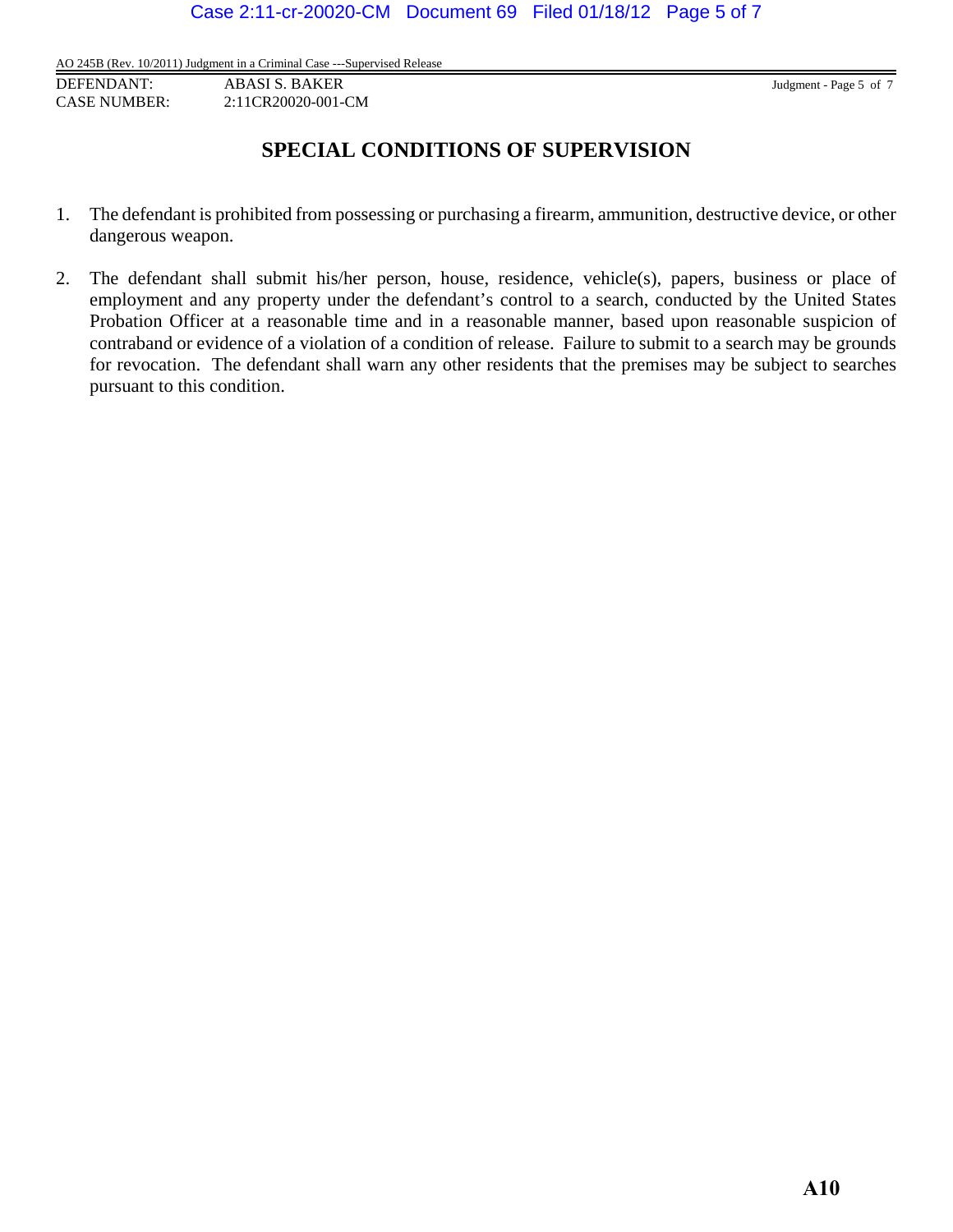AO 245B (Rev. 10/2011) Judgment in a Criminal Case ---Supervised Release

DEFENDANT: ABASI S. BAKER
CASE NUMBER: 2:11CR20020-001-CM

## SPECIAL CONDITIONS OF SUPERVISION

1. The defendant is prohibited from possessing or purchasing a firearm, ammunition, destructive device, or other dangerous weapon.

2. The defendant shall submit his/her person, house, residence, vehicle(s), papers, business or place of employment and any property under the defendant's control to a search, conducted by the United States Probation Officer at a reasonable time and in a reasonable manner, based upon reasonable suspicion of contraband or evidence of a violation of a condition of release. Failure to submit to a search may be grounds for revocation. The defendant shall warn any other residents that the premises may be subject to searches pursuant to this condition.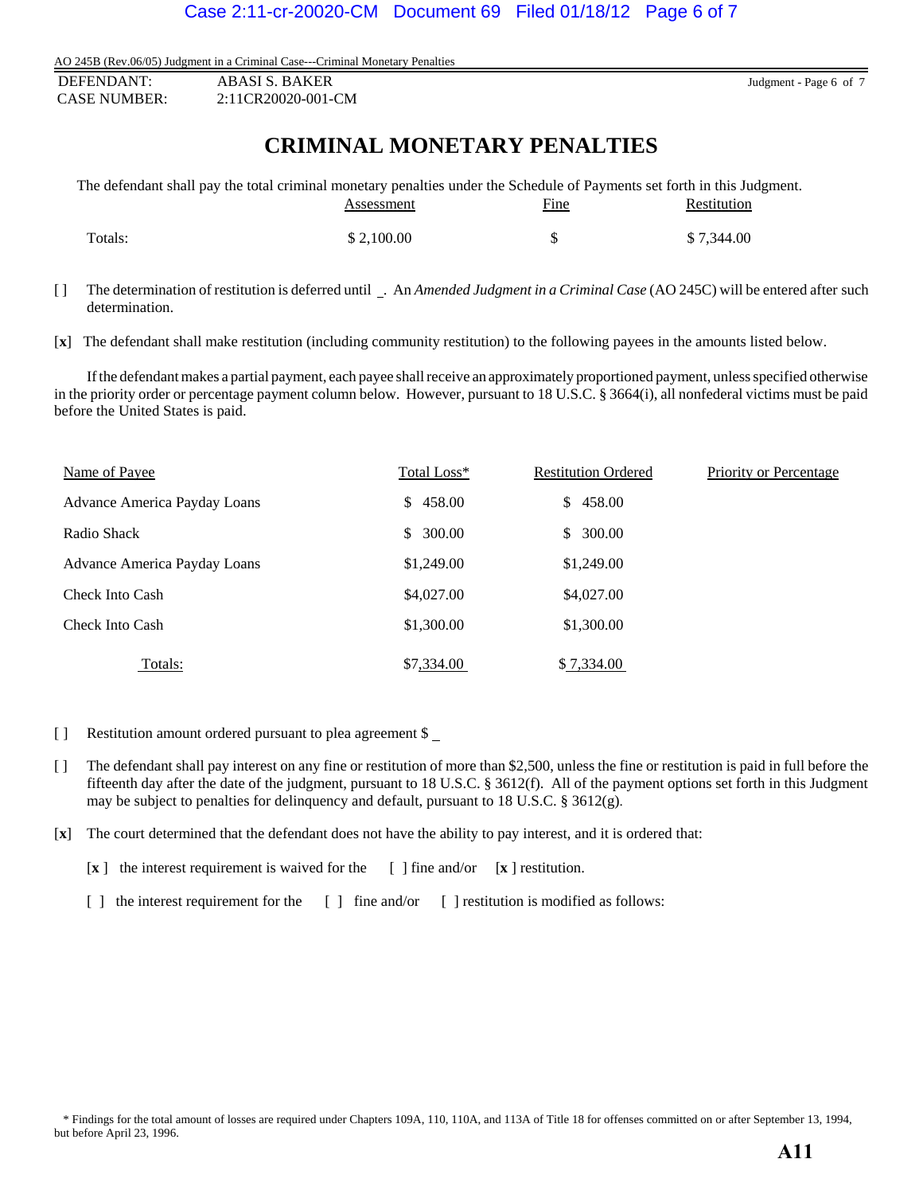AO 245B (Rev.06/05) Judgment in a Criminal Case---Criminal Monetary Penalties

DEFENDANT: ABASI S. BAKER
CASE NUMBER: 2:11CR20020-001-CM

Judgment - Page 6 of 7

# CRIMINAL MONETARY PENALTIES

The defendant shall pay the total criminal monetary penalties under the Schedule of Payments set forth in this Judgment.

| | Assessment | Fine | Restitution |
|---|---|---|---|
| Totals: | $ 2,100.00 | $ | $ 7,344.00 |

[ ] The determination of restitution is deferred until _. An *Amended Judgment in a Criminal Case* (AO 245C) will be entered after such determination.

[**x**] The defendant shall make restitution (including community restitution) to the following payees in the amounts listed below.

If the defendant makes a partial payment, each payee shall receive an approximately proportioned payment, unless specified otherwise in the priority order or percentage payment column below. However, pursuant to 18 U.S.C. § 3664(i), all nonfederal victims must be paid before the United States is paid.

| Name of Payee | Total Loss* | Restitution Ordered | Priority or Percentage |
|---|---|---|---|
| Advance America Payday Loans | $ 458.00 | $ 458.00 | |
| Radio Shack | $ 300.00 | $ 300.00 | |
| Advance America Payday Loans | $1,249.00 | $1,249.00 | |
| Check Into Cash | $4,027.00 | $4,027.00 | |
| Check Into Cash | $1,300.00 | $1,300.00 | |
| Totals: | $7,334.00 | $ 7,334.00 | |

[ ] Restitution amount ordered pursuant to plea agreement $ _

[ ] The defendant shall pay interest on any fine or restitution of more than $2,500, unless the fine or restitution is paid in full before the fifteenth day after the date of the judgment, pursuant to 18 U.S.C. § 3612(f). All of the payment options set forth in this Judgment may be subject to penalties for delinquency and default, pursuant to 18 U.S.C. § 3612(g).

[**x**] The court determined that the defendant does not have the ability to pay interest, and it is ordered that:

[**x** ] the interest requirement is waived for the [ ] fine and/or [**x** ] restitution.

[ ] the interest requirement for the [ ] fine and/or [ ] restitution is modified as follows:

\* Findings for the total amount of losses are required under Chapters 109A, 110, 110A, and 113A of Title 18 for offenses committed on or after September 13, 1994, but before April 23, 1996.

**A11**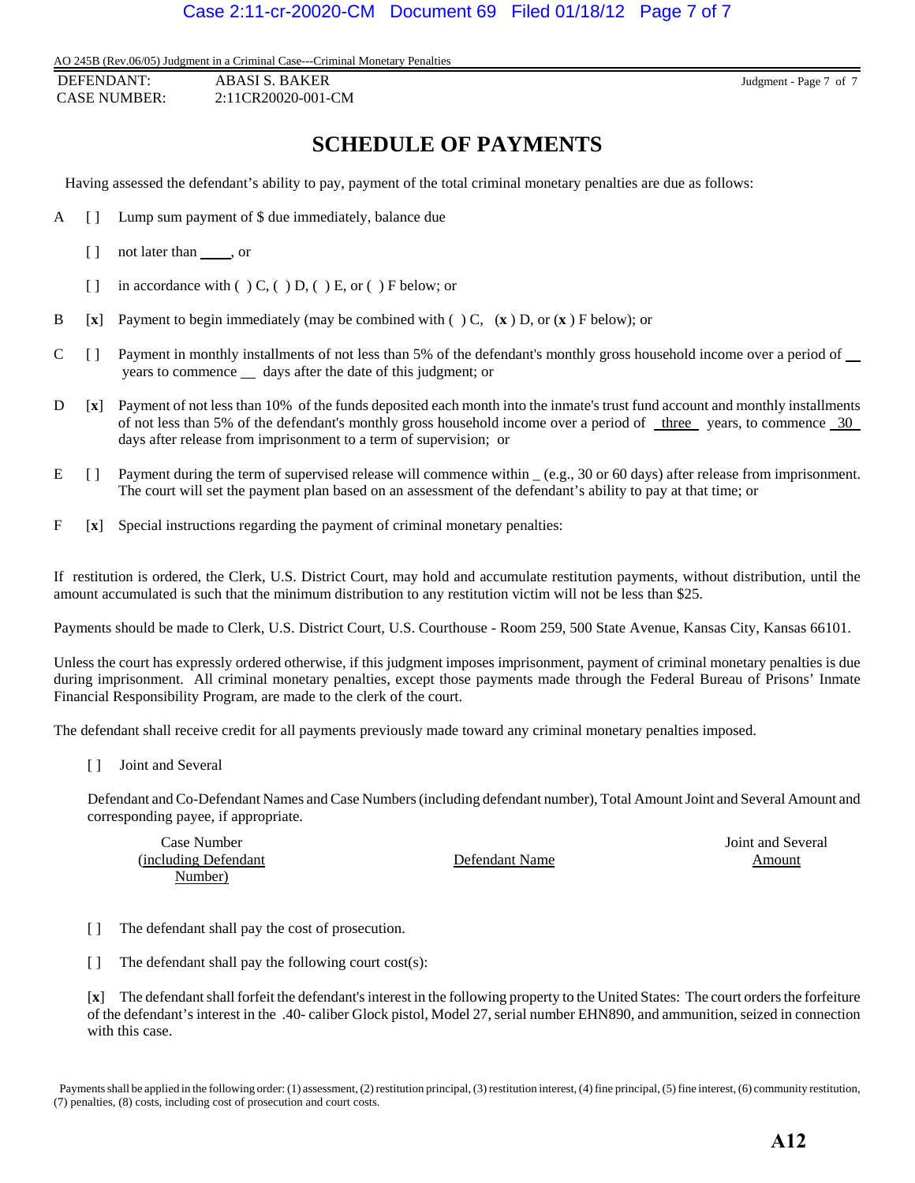AO 245B (Rev.06/05) Judgment in a Criminal Case---Criminal Monetary Penalties

DEFENDANT: ABASI S. BAKER
CASE NUMBER: 2:11CR20020-001-CM

Judgment - Page 7 of 7

# SCHEDULE OF PAYMENTS

Having assessed the defendant's ability to pay, payment of the total criminal monetary penalties are due as follows:

A [ ] Lump sum payment of $ due immediately, balance due

[ ] not later than ____, or

[ ] in accordance with ( ) C, ( ) D, ( ) E, or ( ) F below; or

B [**x**] Payment to begin immediately (may be combined with ( ) C, (**x** ) D, or (**x** ) F below); or

C [ ] Payment in monthly installments of not less than 5% of the defendant's monthly gross household income over a period of __ years to commence __ days after the date of this judgment; or

D [**x**] Payment of not less than 10% of the funds deposited each month into the inmate's trust fund account and monthly installments of not less than 5% of the defendant's monthly gross household income over a period of _three_ years, to commence _30_ days after release from imprisonment to a term of supervision; or

E [ ] Payment during the term of supervised release will commence within _ (e.g., 30 or 60 days) after release from imprisonment. The court will set the payment plan based on an assessment of the defendant's ability to pay at that time; or

F [**x**] Special instructions regarding the payment of criminal monetary penalties:

If restitution is ordered, the Clerk, U.S. District Court, may hold and accumulate restitution payments, without distribution, until the amount accumulated is such that the minimum distribution to any restitution victim will not be less than $25.

Payments should be made to Clerk, U.S. District Court, U.S. Courthouse - Room 259, 500 State Avenue, Kansas City, Kansas 66101.

Unless the court has expressly ordered otherwise, if this judgment imposes imprisonment, payment of criminal monetary penalties is due during imprisonment. All criminal monetary penalties, except those payments made through the Federal Bureau of Prisons' Inmate Financial Responsibility Program, are made to the clerk of the court.

The defendant shall receive credit for all payments previously made toward any criminal monetary penalties imposed.

[ ] Joint and Several

Defendant and Co-Defendant Names and Case Numbers (including defendant number), Total Amount Joint and Several Amount and corresponding payee, if appropriate.

| Case Number (including Defendant Number) | Defendant Name | Joint and Several Amount |
|---|---|---|

[ ] The defendant shall pay the cost of prosecution.

[ ] The defendant shall pay the following court cost(s):

[**x**] The defendant shall forfeit the defendant's interest in the following property to the United States: The court orders the forfeiture of the defendant's interest in the .40- caliber Glock pistol, Model 27, serial number EHN890, and ammunition, seized in connection with this case.

Payments shall be applied in the following order: (1) assessment, (2) restitution principal, (3) restitution interest, (4) fine principal, (5) fine interest, (6) community restitution, (7) penalties, (8) costs, including cost of prosecution and court costs.

**A12**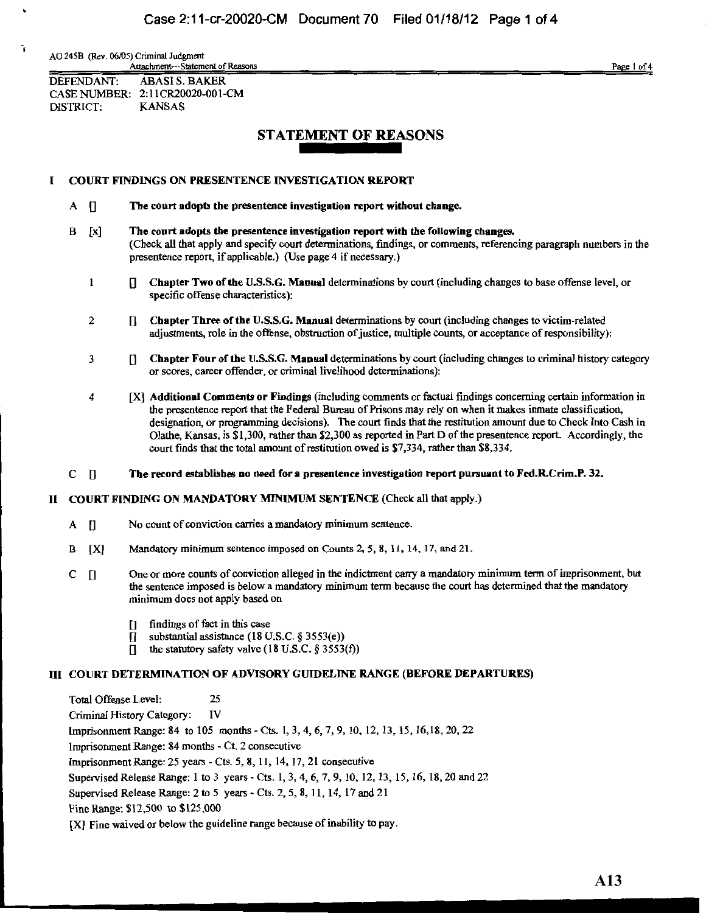AO 245B (Rev. 06/05) Criminal Judgment
Attachment---Statement of Reasons

DEFENDANT: ABASI S. BAKER
CASE NUMBER: 2:11CR20020-001-CM
DISTRICT: KANSAS

# STATEMENT OF REASONS

## I COURT FINDINGS ON PRESENTENCE INVESTIGATION REPORT

A [] **The court adopts the presentence investigation report without change.**

B [x] **The court adopts the presentence investigation report with the following changes.**
(Check all that apply and specify court determinations, findings, or comments, referencing paragraph numbers in the presentence report, if applicable.) (Use page 4 if necessary.)

1 [] **Chapter Two of the U.S.S.G. Manual** determinations by court (including changes to base offense level, or specific offense characteristics):

2 [] **Chapter Three of the U.S.S.G. Manual** determinations by court (including changes to victim-related adjustments, role in the offense, obstruction of justice, multiple counts, or acceptance of responsibility):

3 [] **Chapter Four of the U.S.S.G. Manual** determinations by court (including changes to criminal history category or scores, career offender, or criminal livelihood determinations):

4 [X] **Additional Comments or Findings** (including comments or factual findings concerning certain information in the presentence report that the Federal Bureau of Prisons may rely on when it makes inmate classification, designation, or programming decisions). The court finds that the restitution amount due to Check Into Cash in Olathe, Kansas, is $1,300, rather than $2,300 as reported in Part D of the presentence report. Accordingly, the court finds that the total amount of restitution owed is $7,334, rather than $8,334.

C [] **The record establishes no need for a presentence investigation report pursuant to Fed.R.Crim.P. 32.**

## II COURT FINDING ON MANDATORY MINIMUM SENTENCE (Check all that apply.)

A [] No count of conviction carries a mandatory minimum sentence.

B [X] Mandatory minimum sentence imposed on Counts 2, 5, 8, 11, 14, 17, and 21.

C [] One or more counts of conviction alleged in the indictment carry a mandatory minimum term of imprisonment, but the sentence imposed is below a mandatory minimum term because the court has determined that the mandatory minimum does not apply based on

- [] findings of fact in this case
- [] substantial assistance (18 U.S.C. § 3553(e))
- [] the statutory safety valve (18 U.S.C. § 3553(f))

## III COURT DETERMINATION OF ADVISORY GUIDELINE RANGE (BEFORE DEPARTURES)

Total Offense Level: 25
Criminal History Category: IV
Imprisonment Range: 84 to 105 months - Cts. 1, 3, 4, 6, 7, 9, 10, 12, 13, 15, 16,18, 20, 22
Imprisonment Range: 84 months - Ct. 2 consecutive
Imprisonment Range: 25 years - Cts. 5, 8, 11, 14, 17, 21 consecutive
Supervised Release Range: 1 to 3 years - Cts. 1, 3, 4, 6, 7, 9, 10, 12, 13, 15, 16, 18, 20 and 22
Supervised Release Range: 2 to 5 years - Cts. 2, 5, 8, 11, 14, 17 and 21
Fine Range: $12,500 to $125,000
[X] Fine waived or below the guideline range because of inability to pay.

A13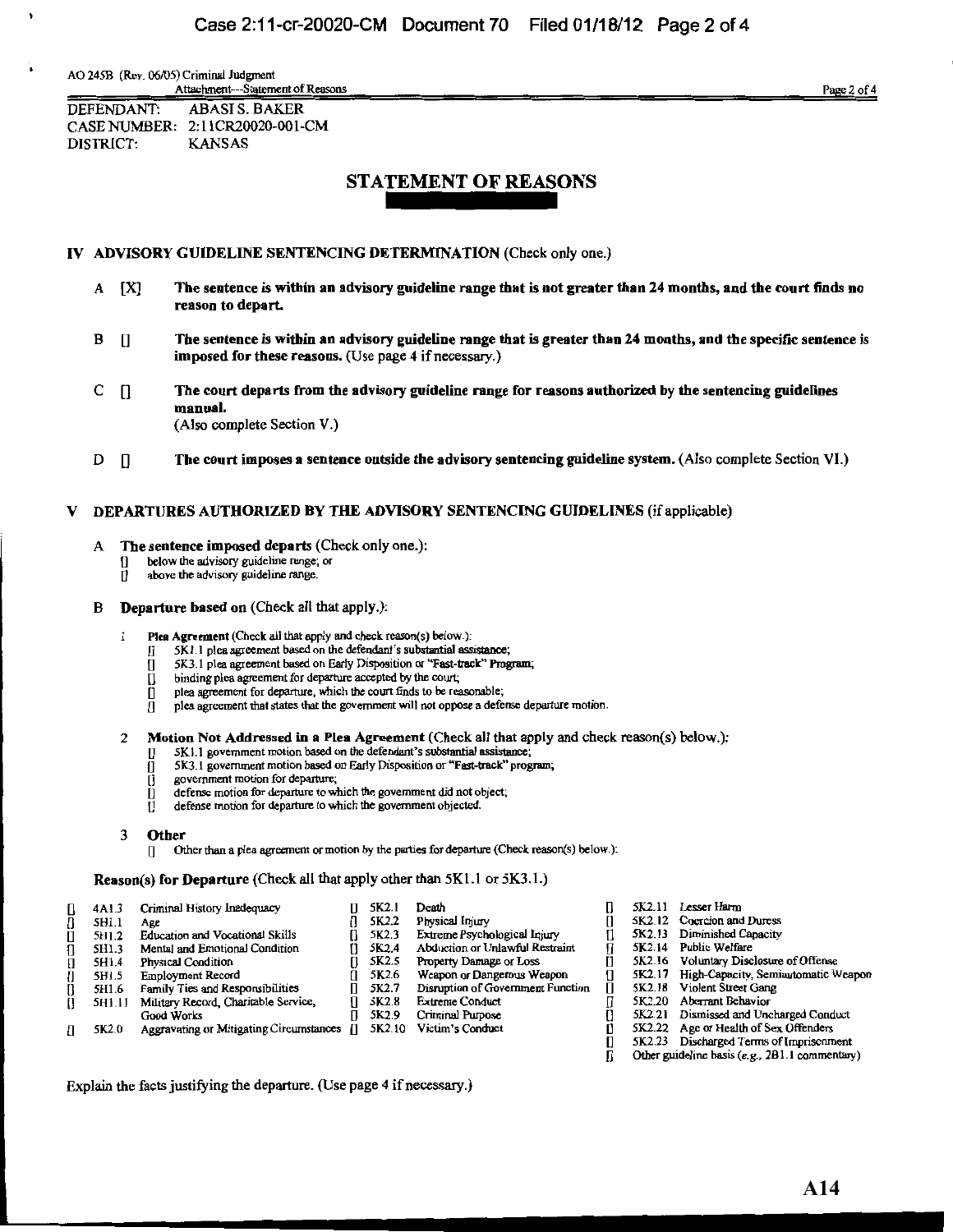AO 245B (Rev. 06/05) Criminal Judgment
Attachment—Statement of Reasons

DEFENDANT: ABASI S. BAKER
CASE NUMBER: 2:11CR20020-001-CM
DISTRICT: KANSAS

# STATEMENT OF REASONS

## IV ADVISORY GUIDELINE SENTENCING DETERMINATION (Check only one.)

A [X] **The sentence is within an advisory guideline range that is not greater than 24 months, and the court finds no reason to depart.**

B [] **The sentence is within an advisory guideline range that is greater than 24 months, and the specific sentence is imposed for these reasons.** (Use page 4 if necessary.)

C [] **The court departs from the advisory guideline range for reasons authorized by the sentencing guidelines manual.**
(Also complete Section V.)

D [] **The court imposes a sentence outside the advisory sentencing guideline system.** (Also complete Section VI.)

## V DEPARTURES AUTHORIZED BY THE ADVISORY SENTENCING GUIDELINES (if applicable)

A **The sentence imposed departs** (Check only one.):
- [] below the advisory guideline range; or
- [] above the advisory guideline range.

B **Departure based on** (Check all that apply.):

1 **Plea Agreement** (Check all that apply and check reason(s) below.):
- [] 5K1.1 plea agreement based on the defendant's substantial assistance;
- [] 5K3.1 plea agreement based on Early Disposition or "Fast-track" Program;
- [] binding plea agreement for departure accepted by the court;
- [] plea agreement for departure, which the court finds to be reasonable;
- [] plea agreement that states that the government will not oppose a defense departure motion.

2 **Motion Not Addressed in a Plea Agreement** (Check all that apply and check reason(s) below.):
- [] 5K1.1 government motion based on the defendant's substantial assistance;
- [] 5K3.1 government motion based on Early Disposition or "Fast-track" program;
- [] government motion for departure;
- [] defense motion for departure to which the government did not object;
- [] defense motion for departure to which the government objected.

3 **Other**
- [] Other than a plea agreement or motion by the parties for departure (Check reason(s) below.):

**Reason(s) for Departure** (Check all that apply other than 5K1.1 or 5K3.1.)

| | | | | | | | | |
|---|---|---|---|---|---|---|---|---|
| [] | 4A1.3 | Criminal History Inadequacy | [] | 5K2.1 | Death | [] | 5K2.11 | Lesser Harm |
| [] | 5H1.1 | Age | [] | 5K2.2 | Physical Injury | [] | 5K2.12 | Coercion and Duress |
| [] | 5H1.2 | Education and Vocational Skills | [] | 5K2.3 | Extreme Psychological Injury | [] | 5K2.13 | Diminished Capacity |
| [] | 5H1.3 | Mental and Emotional Condition | [] | 5K2.4 | Abduction or Unlawful Restraint | [] | 5K2.14 | Public Welfare |
| [] | 5H1.4 | Physical Condition | [] | 5K2.5 | Property Damage or Loss | [] | 5K2.16 | Voluntary Disclosure of Offense |
| [] | 5H1.5 | Employment Record | [] | 5K2.6 | Weapon or Dangerous Weapon | [] | 5K2.17 | High-Capacity, Semiautomatic Weapon |
| [] | 5H1.6 | Family Ties and Responsibilities | [] | 5K2.7 | Disruption of Government Function | [] | 5K2.18 | Violent Street Gang |
| [] | 5H1.11 | Military Record, Charitable Service, Good Works | [] | 5K2.8 | Extreme Conduct | [] | 5K2.20 | Aberrant Behavior |
| | | | [] | 5K2.9 | Criminal Purpose | [] | 5K2.21 | Dismissed and Uncharged Conduct |
| [] | 5K2.0 | Aggravating or Mitigating Circumstances | [] | 5K2.10 | Victim's Conduct | [] | 5K2.22 | Age or Health of Sex Offenders |
| | | | | | | [] | 5K2.23 | Discharged Terms of Imprisonment |
| | | | | | | [] | | Other guideline basis (e.g., 2B1.1 commentary) |

Explain the facts justifying the departure. (Use page 4 if necessary.)

A14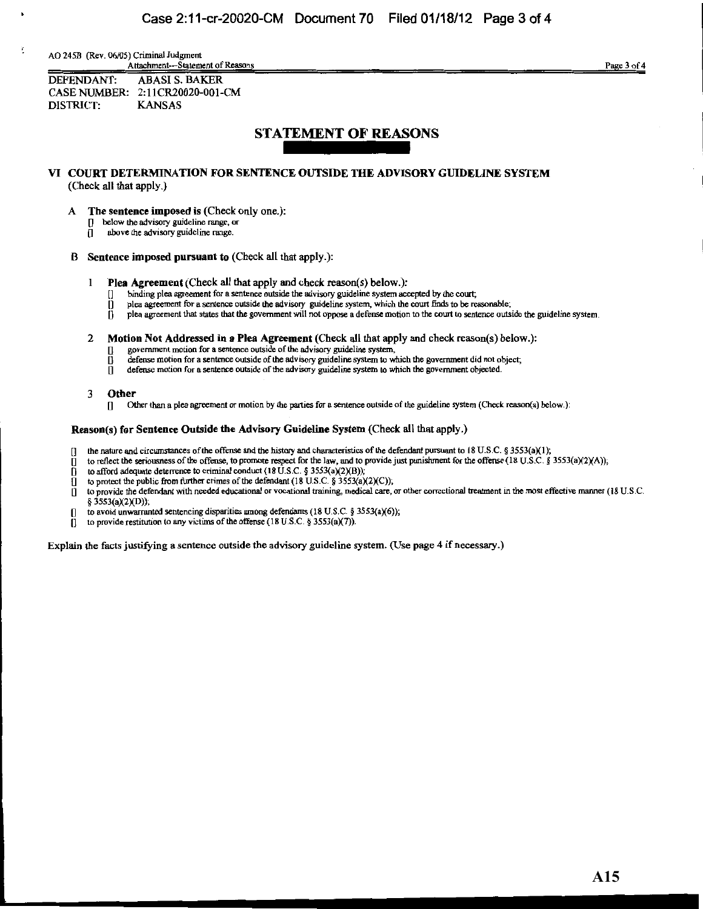AO 245B (Rev. 06/05) Criminal Judgment
Attachment—Statement of Reasons

DEFENDANT: ABASI S. BAKER
CASE NUMBER: 2:11CR20020-001-CM
DISTRICT: KANSAS

# STATEMENT OF REASONS

## VI COURT DETERMINATION FOR SENTENCE OUTSIDE THE ADVISORY GUIDELINE SYSTEM
(Check all that apply.)

**A The sentence imposed is** (Check only one.):

[] below the advisory guideline range, or
[] above the advisory guideline range.

**B Sentence imposed pursuant to** (Check all that apply.):

1 **Plea Agreement** (Check all that apply and check reason(s) below.):
[] binding plea agreement for a sentence outside the advisory guideline system accepted by the court;
[] plea agreement for a sentence outside the advisory guideline system, which the court finds to be reasonable;
[] plea agreement that states that the government will not oppose a defense motion to the court to sentence outside the guideline system.

2 **Motion Not Addressed in a Plea Agreement** (Check all that apply and check reason(s) below.):
[] government motion for a sentence outside of the advisory guideline system,
[] defense motion for a sentence outside of the advisory guideline system to which the government did not object;
[] defense motion for a sentence outside of the advisory guideline system to which the government objected.

3 **Other**
[] Other than a plea agreement or motion by the parties for a sentence outside of the guideline system (Check reason(s) below.):

### Reason(s) for Sentence Outside the Advisory Guideline System (Check all that apply.)

[] the nature and circumstances of the offense and the history and characteristics of the defendant pursuant to 18 U.S.C. § 3553(a)(1);
[] to reflect the seriousness of the offense, to promote respect for the law, and to provide just punishment for the offense (18 U.S.C. § 3553(a)(2)(A));
[] to afford adequate deterrence to criminal conduct (18 U.S.C. § 3553(a)(2)(B));
[] to protect the public from further crimes of the defendant (18 U.S.C. § 3553(a)(2)(C));
[] to provide the defendant with needed educational or vocational training, medical care, or other correctional treatment in the most effective manner (18 U.S.C. § 3553(a)(2)(D));
[] to avoid unwarranted sentencing disparities among defendants (18 U.S.C. § 3553(a)(6));
[] to provide restitution to any victims of the offense (18 U.S.C. § 3553(a)(7)).

Explain the facts justifying a sentence outside the advisory guideline system. (Use page 4 if necessary.)

A15